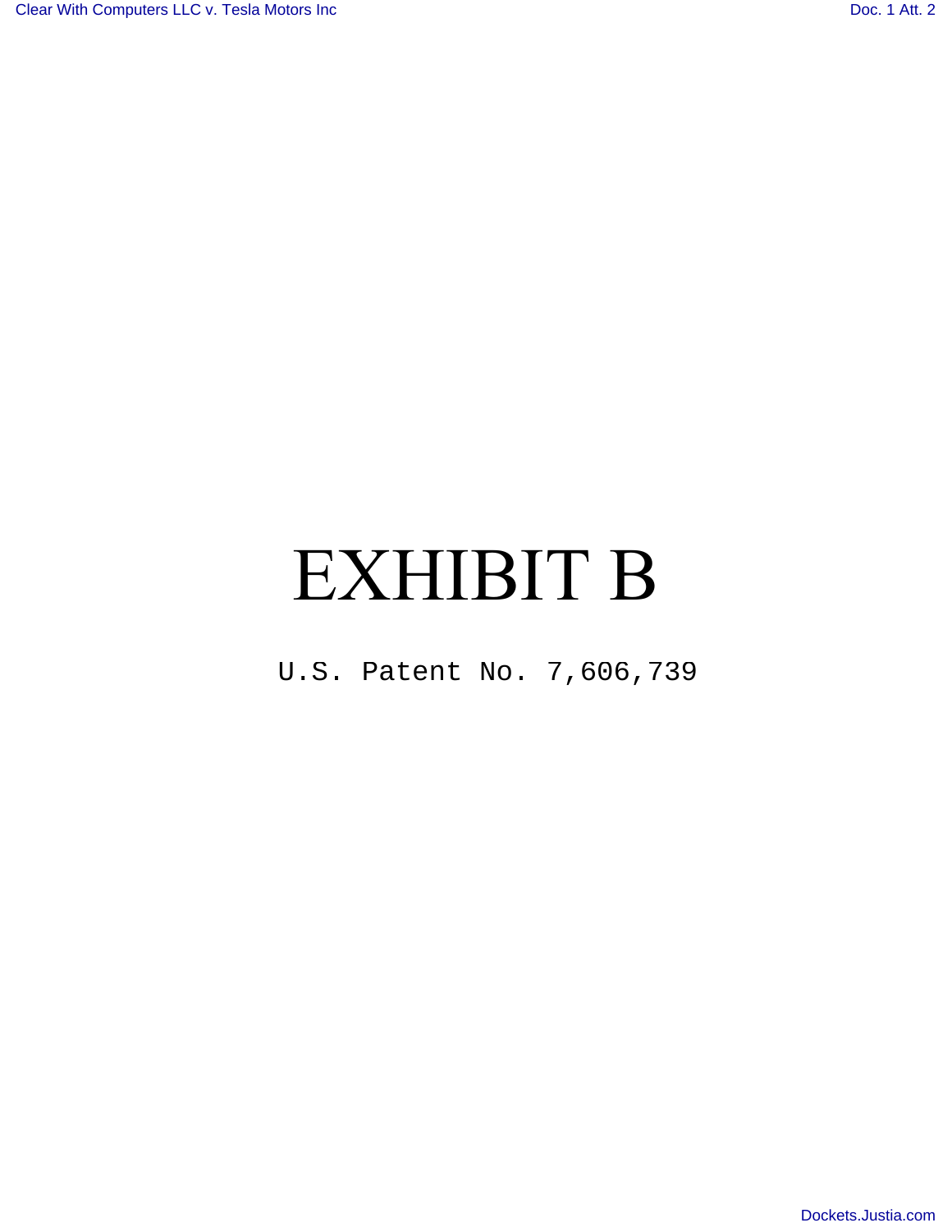# EXHIBIT B

U.S. Patent No. 7,606,739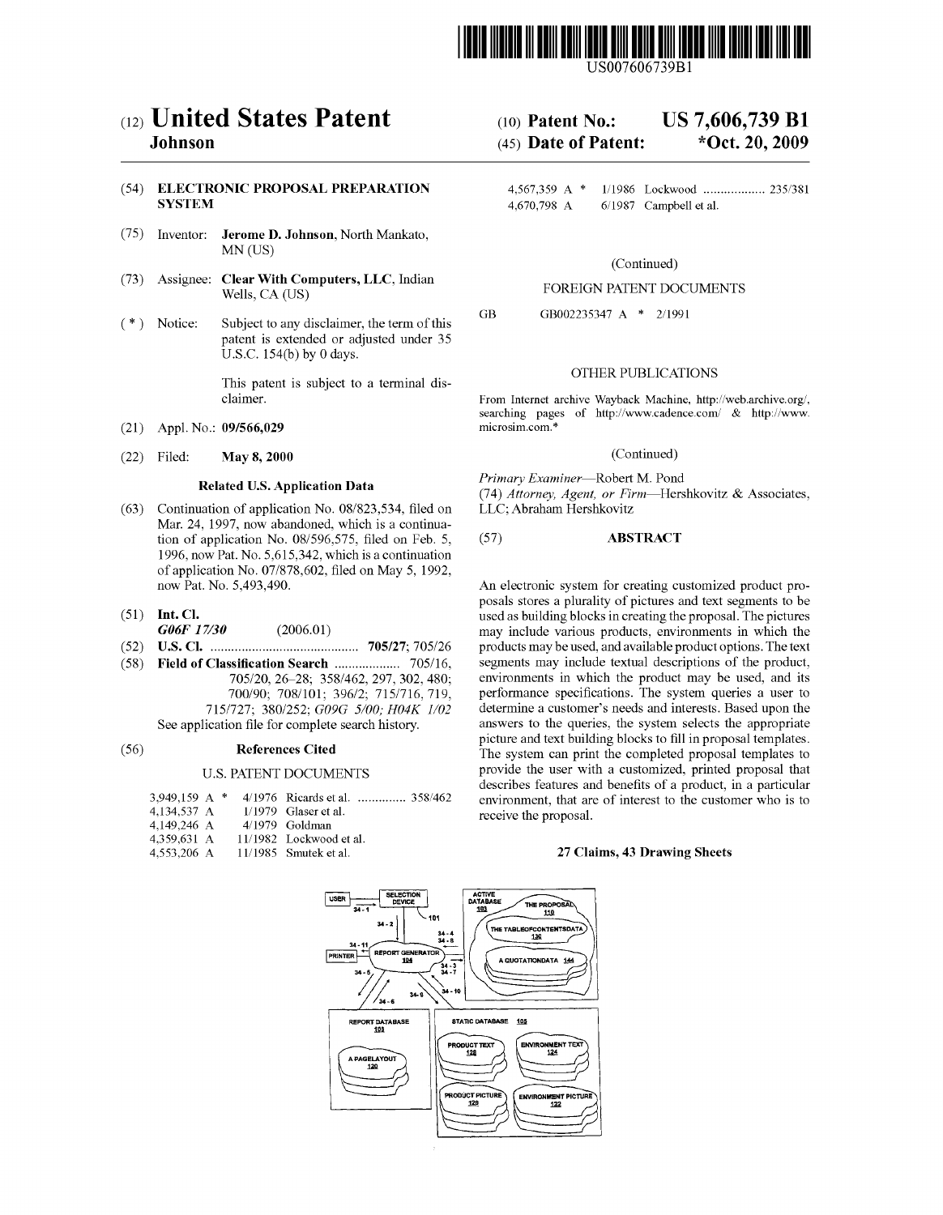US007606739B1

# (12) United States Patent
**Johnson**

(10) **Patent No.: US 7,606,739 B1**

(45) **Date of Patent: *Oct. 20, 2009**

(54) **ELECTRONIC PROPOSAL PREPARATION SYSTEM**

(75) Inventor: **Jerome D. Johnson**, North Mankato, MN (US)

(73) Assignee: **Clear With Computers, LLC**, Indian Wells, CA (US)

(*) Notice: Subject to any disclaimer, the term of this patent is extended or adjusted under 35 U.S.C. 154(b) by 0 days.

This patent is subject to a terminal disclaimer.

(21) Appl. No.: **09/566,029**

(22) Filed: **May 8, 2000**

## Related U.S. Application Data

(63) Continuation of application No. 08/823,534, filed on Mar. 24, 1997, now abandoned, which is a continuation of application No. 08/596,575, filed on Feb. 5, 1996, now Pat. No. 5,615,342, which is a continuation of application No. 07/878,602, filed on May 5, 1992, now Pat. No. 5,493,490.

(51) **Int. Cl.**
*G06F 17/30* (2006.01)

(52) **U.S. Cl.** .......................................... **705/27**; 705/26

(58) **Field of Classification Search** ................... 705/16, 705/20, 26–28; 358/462, 297, 302, 480; 700/90; 708/101; 396/2; 715/716, 719, 715/727; 380/252; *G09G 5/00; H04K 1/02*
See application file for complete search history.

(56) **References Cited**

U.S. PATENT DOCUMENTS

| | | | |
|---|---|---|---|
| 3,949,159 A * | 4/1976 | Ricards et al. | 358/462 |
| 4,134,537 A | 1/1979 | Glaser et al. | |
| 4,149,246 A | 4/1979 | Goldman | |
| 4,359,631 A | 11/1982 | Lockwood et al. | |
| 4,553,206 A | 11/1985 | Smutek et al. | |
| 4,567,359 A * | 1/1986 | Lockwood | 235/381 |
| 4,670,798 A | 6/1987 | Campbell et al. | |

(Continued)

FOREIGN PATENT DOCUMENTS

GB GB002235347 A * 2/1991

OTHER PUBLICATIONS

From Internet archive Wayback Machine, http://web.archive.org/, searching pages of http://www.cadence.com/ & http://www.microsim.com.*

(Continued)

*Primary Examiner*—Robert M. Pond
(74) *Attorney, Agent, or Firm*—Hershkovitz & Associates, LLC; Abraham Hershkovitz

(57) **ABSTRACT**

An electronic system for creating customized product proposals stores a plurality of pictures and text segments to be used as building blocks in creating the proposal. The pictures may include various products, environments in which the products may be used, and available product options. The text segments may include textual descriptions of the product, environments in which the product may be used, and its performance specifications. The system queries a user to determine a customer's needs and interests. Based upon the answers to the queries, the system selects the appropriate picture and text building blocks to fill in proposal templates. The system can print the completed proposal templates to provide the user with a customized, printed proposal that describes features and benefits of a product, in a particular environment, that are of interest to the customer who is to receive the proposal.

**27 Claims, 43 Drawing Sheets**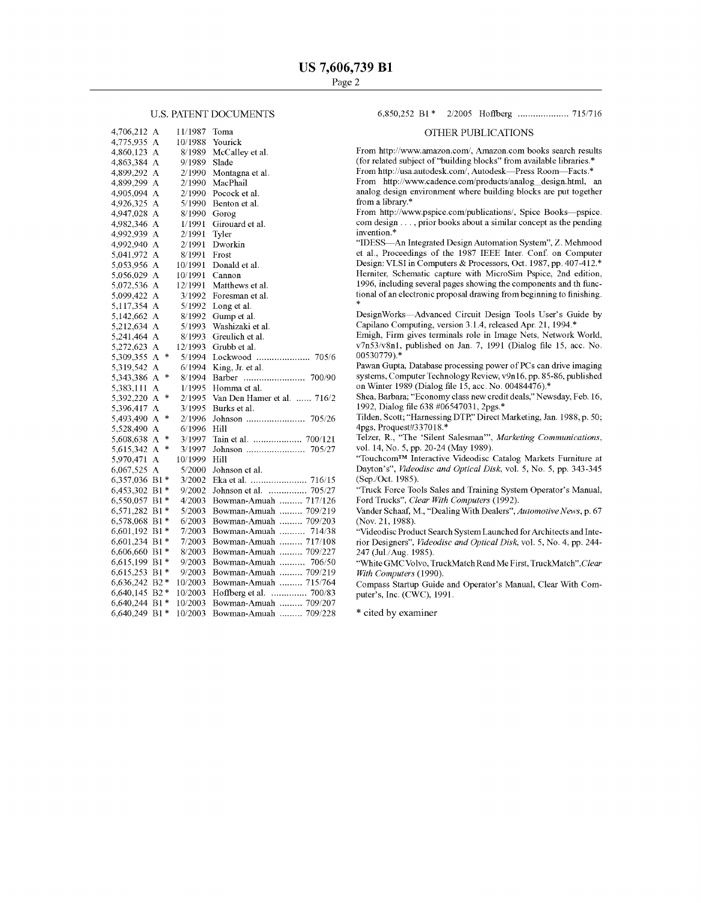## U.S. PATENT DOCUMENTS

| | | | |
|---|---|---|---|
| 4,706,212 A | 11/1987 | Toma | |
| 4,775,935 A | 10/1988 | Yourick | |
| 4,860,123 A | 8/1989 | McCalley et al. | |
| 4,863,384 A | 9/1989 | Slade | |
| 4,899,292 A | 2/1990 | Montagna et al. | |
| 4,899,299 A | 2/1990 | MacPhail | |
| 4,905,094 A | 2/1990 | Pocock et al. | |
| 4,926,325 A | 5/1990 | Benton et al. | |
| 4,947,028 A | 8/1990 | Gorog | |
| 4,982,346 A | 1/1991 | Girouard et al. | |
| 4,992,939 A | 2/1991 | Tyler | |
| 4,992,940 A | 2/1991 | Dworkin | |
| 5,041,972 A | 8/1991 | Frost | |
| 5,053,956 A | 10/1991 | Donald et al. | |
| 5,056,029 A | 10/1991 | Cannon | |
| 5,072,536 A | 12/1991 | Matthews et al. | |
| 5,099,422 A | 3/1992 | Foresman et al. | |
| 5,117,354 A | 5/1992 | Long et al. | |
| 5,142,662 A | 8/1992 | Gump et al. | |
| 5,212,634 A | 5/1993 | Washizaki et al. | |
| 5,241,464 A | 8/1993 | Greulich et al. | |
| 5,272,623 A | 12/1993 | Grubb et al. | |
| 5,309,355 A * | 5/1994 | Lockwood | 705/6 |
| 5,319,542 A | 6/1994 | King, Jr. et al. | |
| 5,343,386 A * | 8/1994 | Barber | 700/90 |
| 5,383,111 A | 1/1995 | Homma et al. | |
| 5,392,220 A * | 2/1995 | Van Den Hamer et al. | 716/2 |
| 5,396,417 A | 3/1995 | Burks et al. | |
| 5,493,490 A * | 2/1996 | Johnson | 705/26 |
| 5,528,490 A | 6/1996 | Hill | |
| 5,608,638 A * | 3/1997 | Tain et al. | 700/121 |
| 5,615,342 A * | 3/1997 | Johnson | 705/27 |
| 5,970,471 A | 10/1999 | Hill | |
| 6,067,525 A | 5/2000 | Johnson et al. | |
| 6,357,036 B1 * | 3/2002 | Eka et al. | 716/15 |
| 6,453,302 B1 * | 9/2002 | Johnson et al. | 705/27 |
| 6,550,057 B1 * | 4/2003 | Bowman-Amuah | 717/126 |
| 6,571,282 B1 * | 5/2003 | Bowman-Amuah | 709/219 |
| 6,578,068 B1 * | 6/2003 | Bowman-Amuah | 709/203 |
| 6,601,192 B1 * | 7/2003 | Bowman-Amuah | 714/38 |
| 6,601,234 B1 * | 7/2003 | Bowman-Amuah | 717/108 |
| 6,606,660 B1 * | 8/2003 | Bowman-Amuah | 709/227 |
| 6,615,199 B1 * | 9/2003 | Bowman-Amuah | 706/50 |
| 6,615,253 B1 * | 9/2003 | Bowman-Amuah | 709/219 |
| 6,636,242 B2 * | 10/2003 | Bowman-Amuah | 715/764 |
| 6,640,145 B2 * | 10/2003 | Hoffberg et al. | 700/83 |
| 6,640,244 B1 * | 10/2003 | Bowman-Amuah | 709/207 |
| 6,640,249 B1 * | 10/2003 | Bowman-Amuah | 709/228 |
| 6,850,252 B1 * | 2/2005 | Hoffberg | 715/716 |

## OTHER PUBLICATIONS

From http://www.amazon.com/, Amazon.com books search results (for related subject of "building blocks" from available libraries.*

From http://usa.autodesk.com/, Autodesk—Press Room—Facts.*

From http://www.cadence.com/products/analog_design.html, an analog design environment where building blocks are put together from a library.*

From http://www.pspice.com/publications/, Spice Books—pspice.com design . . . , prior books about a similar concept as the pending invention.*

"IDESS—An Integrated Design Automation System", Z. Mehmood et al., Proceedings of the 1987 IEEE Inter. Conf. on Computer Design: VLSI in Computers & Processors, Oct. 1987, pp. 407-412.*

Herniter, Schematic capture with MicroSim Pspice, 2nd edition, 1996, including several pages showing the components and th functional of an electronic proposal drawing from beginning to finishing.*

DesignWorks—Advanced Circuit Design Tools User's Guide by Capilano Computing, version 3.1.4, released Apr. 21, 1994.*

Emigh, Firm gives terminals role in Image Nets, Network World, v7n53/v8n1, published on Jan. 7, 1991 (Dialog file 15, acc. No. 00530779).*

Pawan Gupta, Database processing power of PCs can drive imaging systems, Computer Technology Review, v9n16, pp. 85-86, published on Winter 1989 (Dialog file 15, acc. No. 00484476).*

Shea, Barbara; "Economy class new credit deals," Newsday, Feb. 16, 1992, Dialog file 638 #06547031, 2pgs.*

Tilden, Scott; "Harnessing DTP," Direct Marketing, Jan. 1988, p. 50; 4pgs, Proquest#337018.*

Telzer, R., "The 'Silent Salesman'", *Marketing Communications*, vol. 14, No. 5, pp. 20-24 (May 1989).

"Touchcom™ Interactive Videodisc Catalog Markets Furniture at Dayton's", *Videodisc and Optical Disk*, vol. 5, No. 5, pp. 343-345 (Sep./Oct. 1985).

"Truck Force Tools Sales and Training System Operator's Manual, Ford Trucks", *Clear With Computers* (1992).

Vander Schaaf, M., "Dealing With Dealers", *Automotive News*, p. 67 (Nov. 21, 1988).

"Videodisc Product Search System Launched for Architects and Interior Designers", *Videodisc and Optical Disk*, vol. 5, No. 4, pp. 244-247 (Jul./Aug. 1985).

"White GMC Volvo, TruckMatch Read Me First, TruckMatch", *Clear With Computers* (1990).

Compass Startup Guide and Operator's Manual, Clear With Computer's, Inc. (CWC), 1991.

\* cited by examiner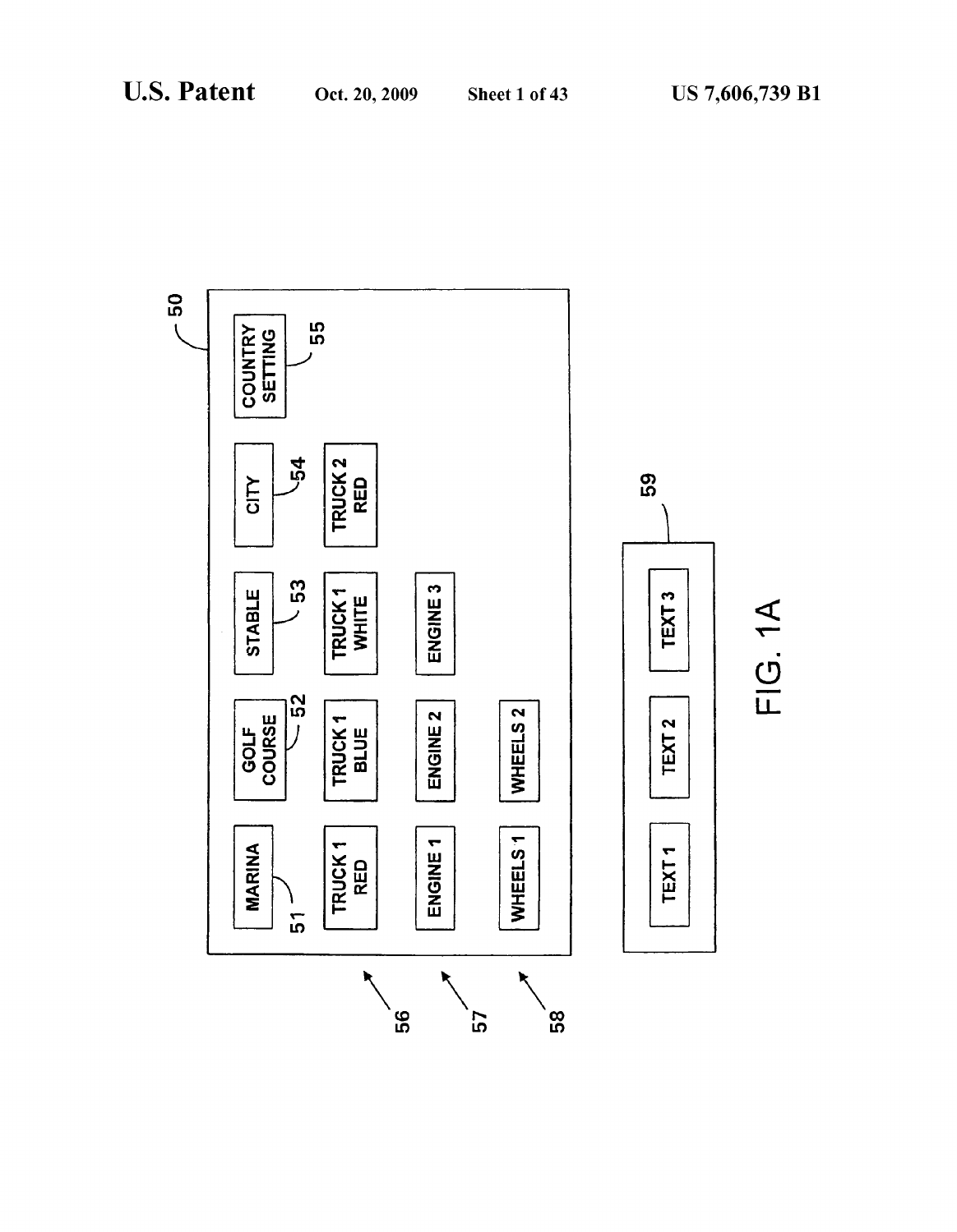50

MARINA 51 | GOLF COURSE 52 | STABLE 53 | CITY 54 | COUNTRY SETTING 55

TRUCK 1 RED | TRUCK 1 BLUE | TRUCK 1 WHITE | TRUCK 2 RED

ENGINE 1 | ENGINE 2 | ENGINE 3

WHEELS 1 | WHEELS 2

56 57 58

59

TEXT 1 | TEXT 2 | TEXT 3

FIG. 1A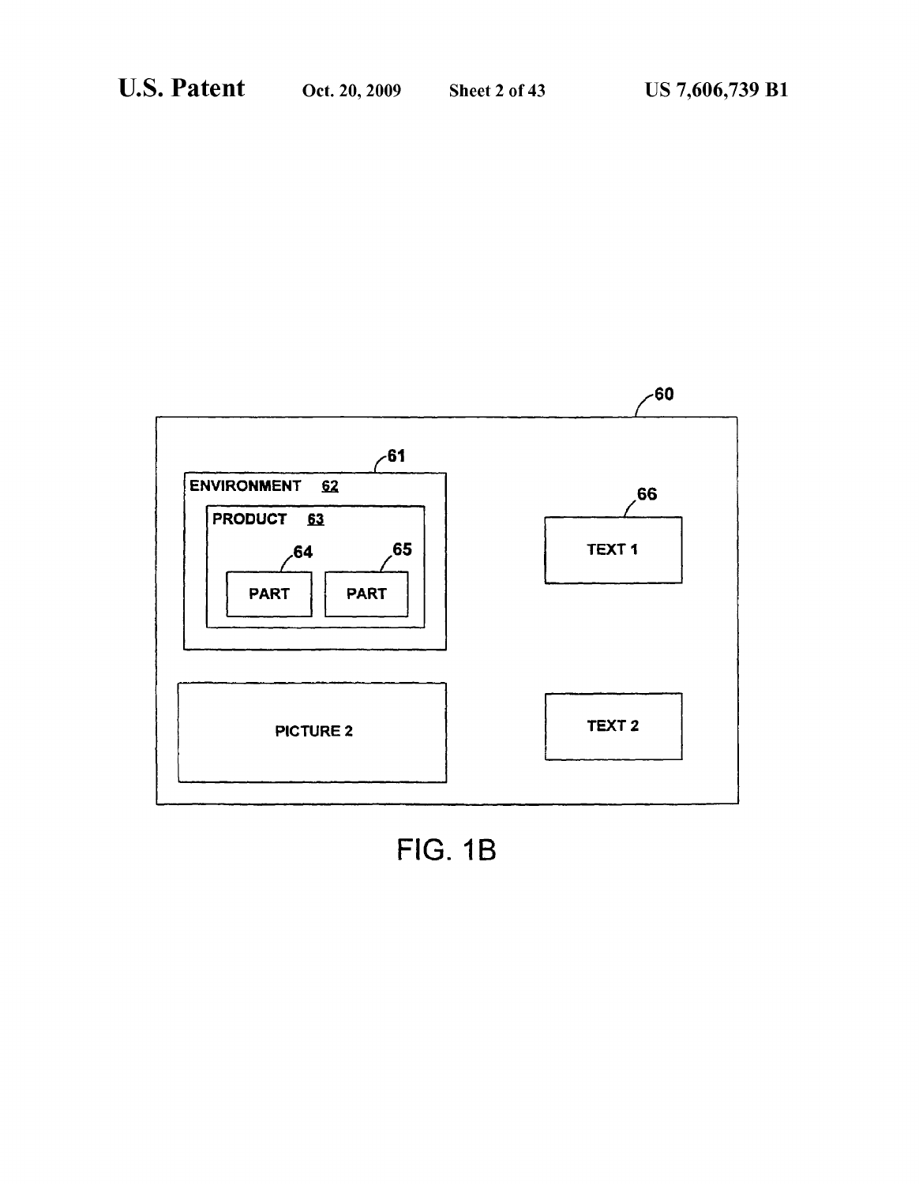60

61

ENVIRONMENT 62

PRODUCT 63

64

65

PART

PART

66

TEXT 1

PICTURE 2

TEXT 2

FIG. 1B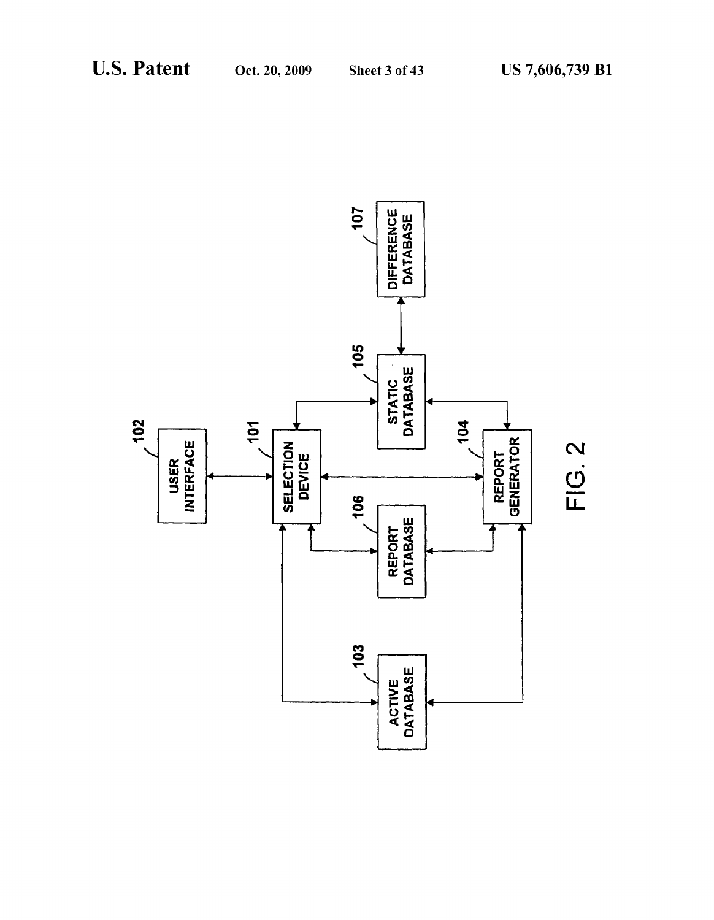102 USER INTERFACE

101 SELECTION DEVICE

105 STATIC DATABASE

107 DIFFERENCE DATABASE

104 REPORT GENERATOR

106 REPORT DATABASE

103 ACTIVE DATABASE

FIG. 2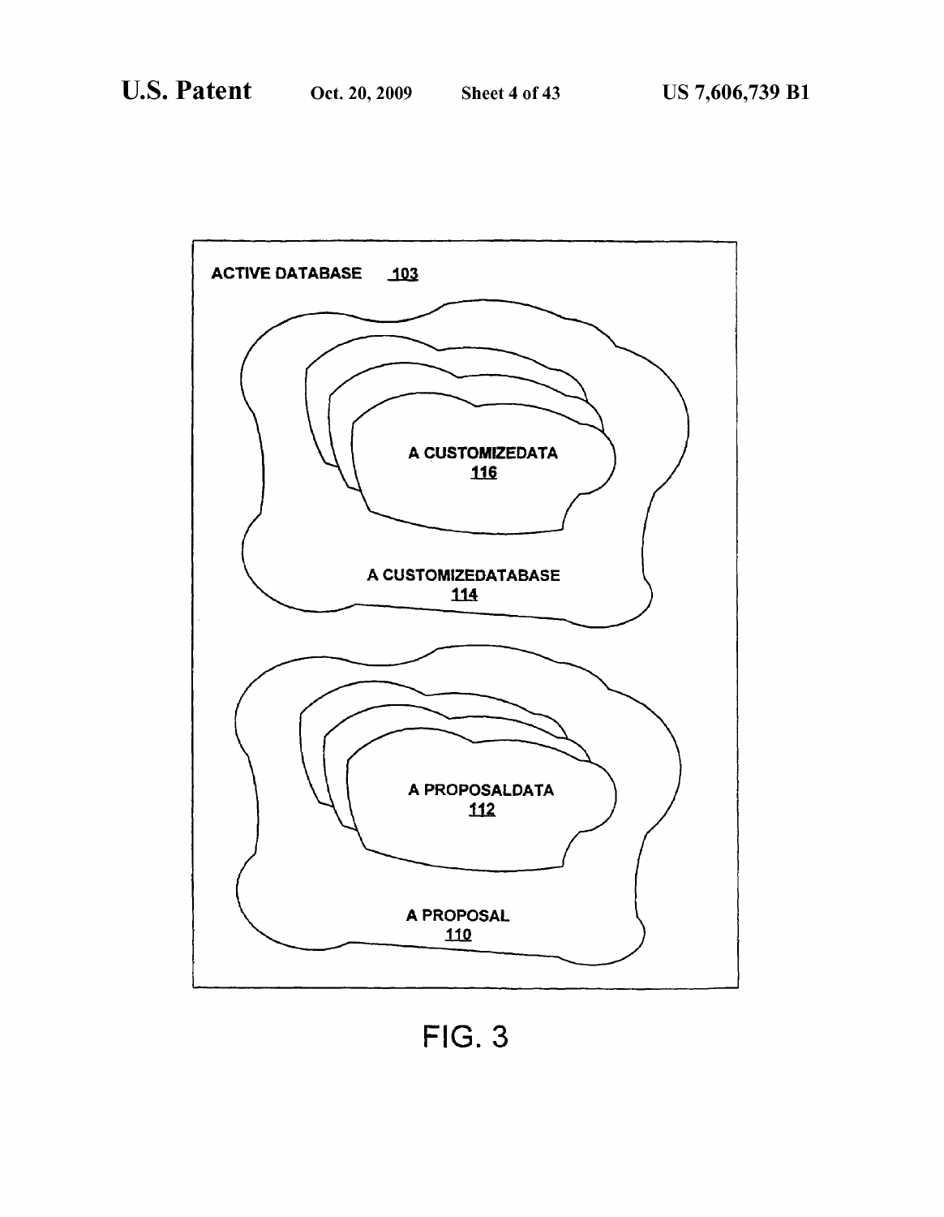ACTIVE DATABASE 103

A CUSTOMIZEDATA
116

A CUSTOMIZEDATABASE
114

A PROPOSALDATA
112

A PROPOSAL
110

FIG. 3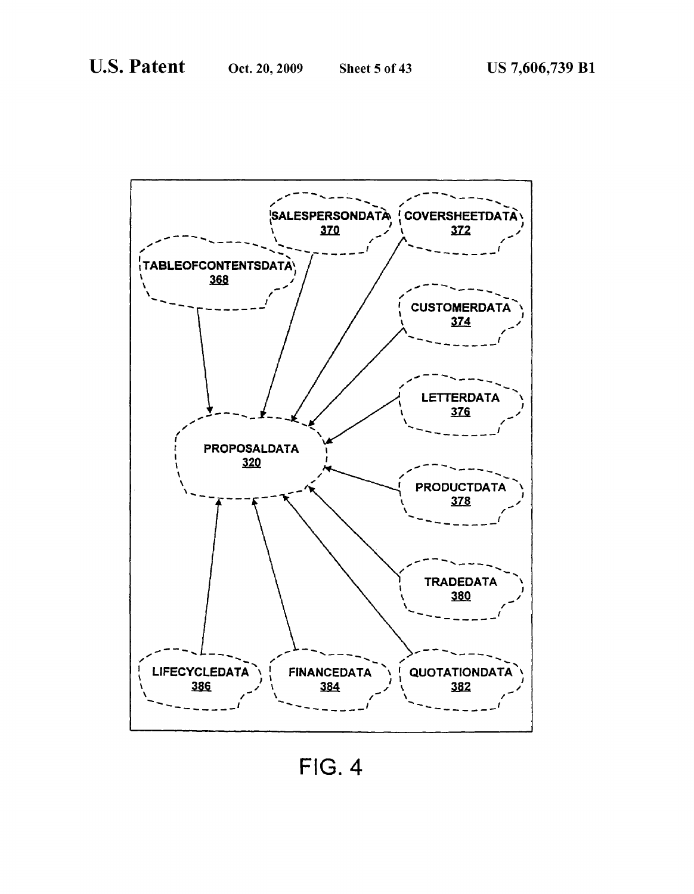SALESPERSONDATA 370

COVERSHEETDATA 372

TABLEOFCONTENTSDATA 368

CUSTOMERDATA 374

LETTERDATA 376

PROPOSALDATA 320

PRODUCTDATA 378

TRADEDATA 380

LIFECYCLEDATA 386

FINANCEDATA 384

QUOTATIONDATA 382

FIG. 4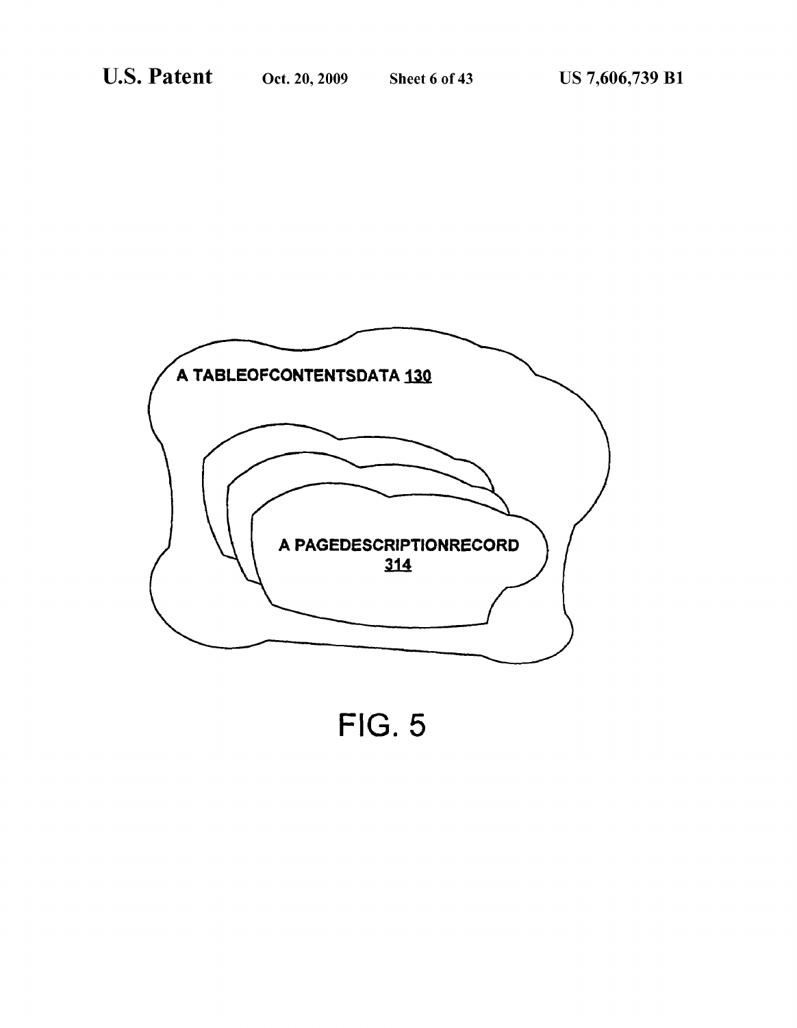A TABLEOFCONTENTSDATA 130

A PAGEDESCRIPTIONRECORD 314

FIG. 5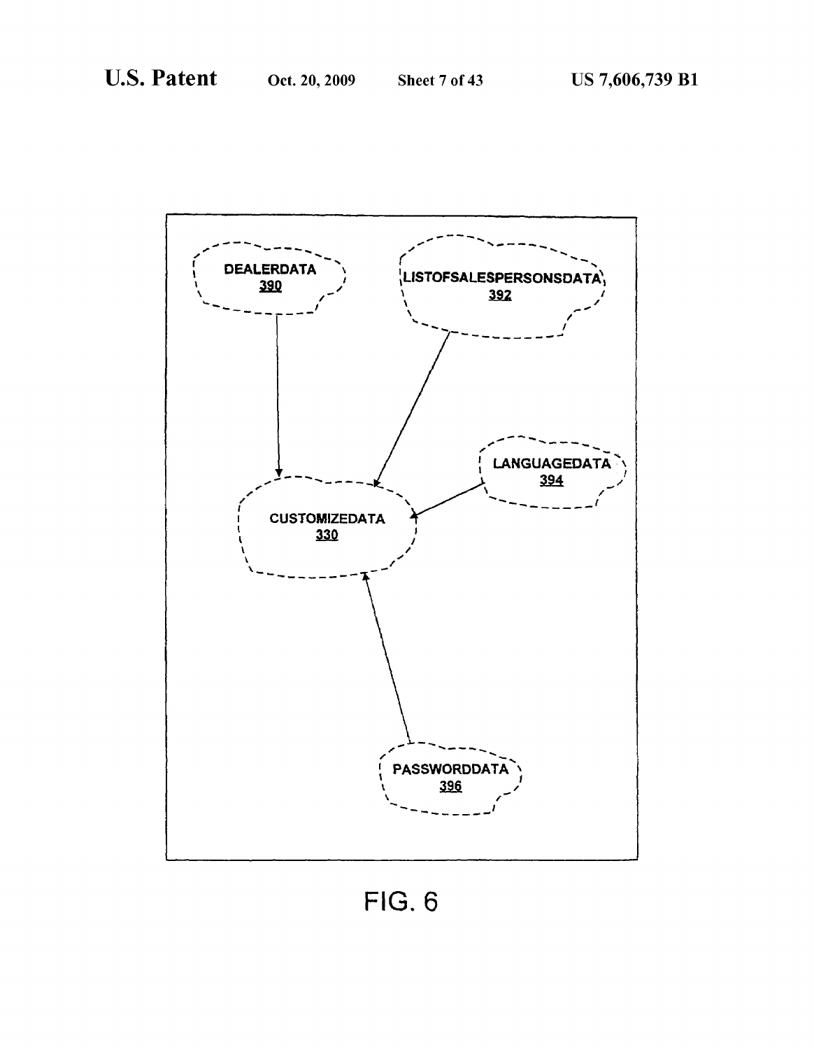DEALERDATA
390

LISTOFSALESPERSONSDATA
392

LANGUAGEDATA
394

CUSTOMIZEDATA
330

PASSWORDDATA
396

FIG. 6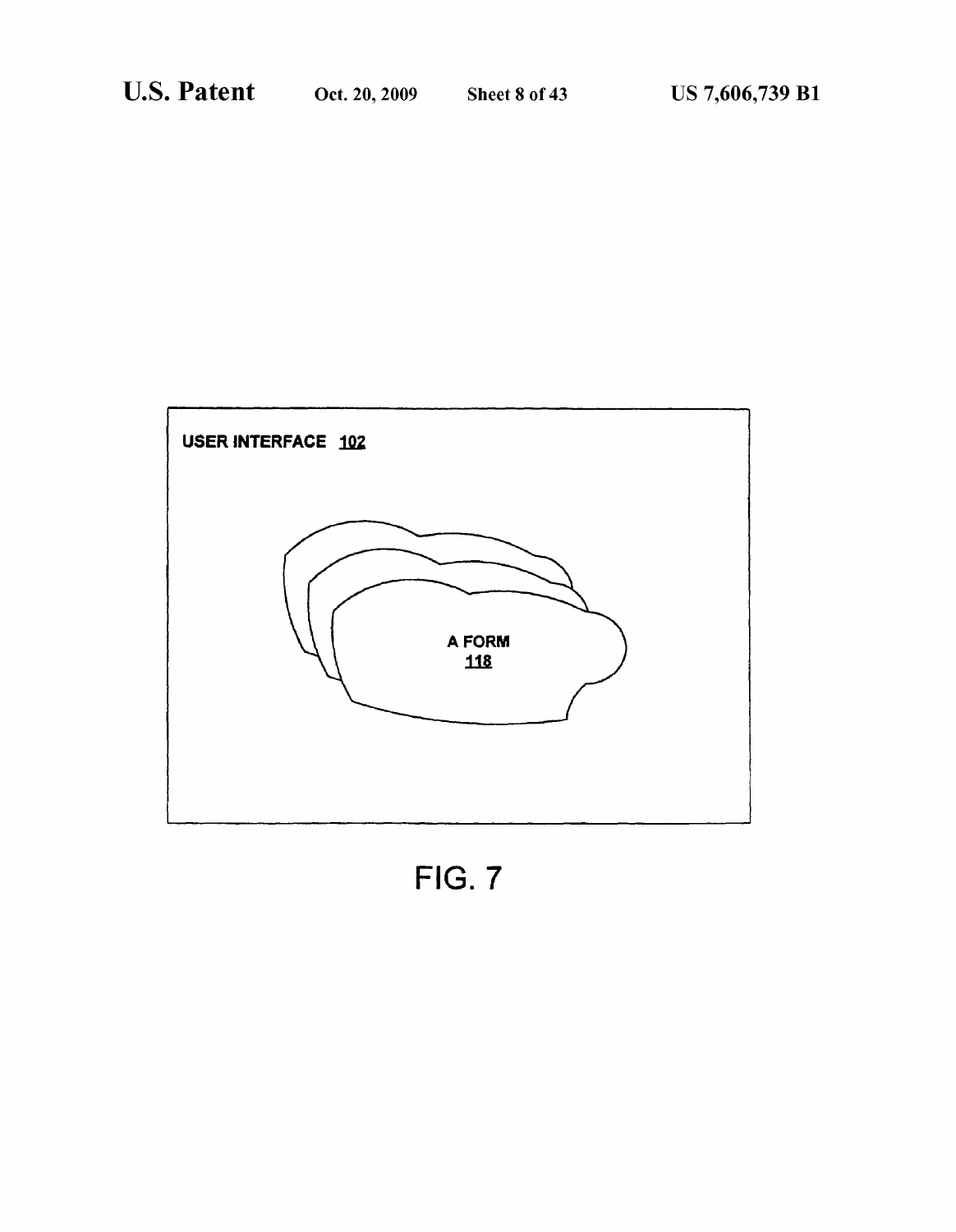USER INTERFACE 102

A FORM
118

FIG. 7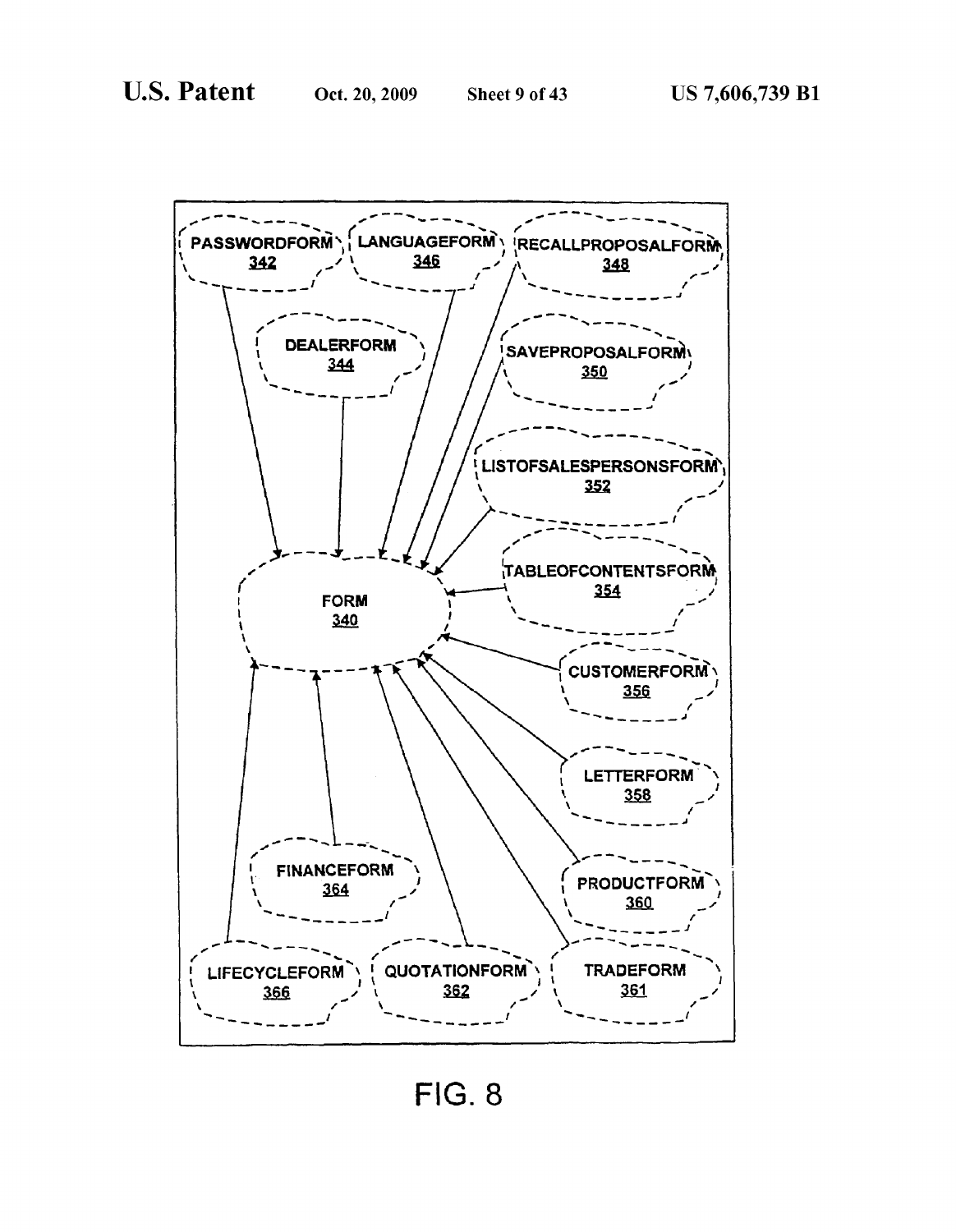PASSWORDFORM 342

LANGUAGEFORM 346

RECALLPROPOSALFORM 348

DEALERFORM 344

SAVEPROPOSALFORM 350

LISTOFSALESPERSONSFORM 352

TABLEOFCONTENTSFORM 354

FORM 340

CUSTOMERFORM 356

LETTERFORM 358

FINANCEFORM 364

PRODUCTFORM 360

LIFECYCLEFORM 366

QUOTATIONFORM 362

TRADEFORM 361

FIG. 8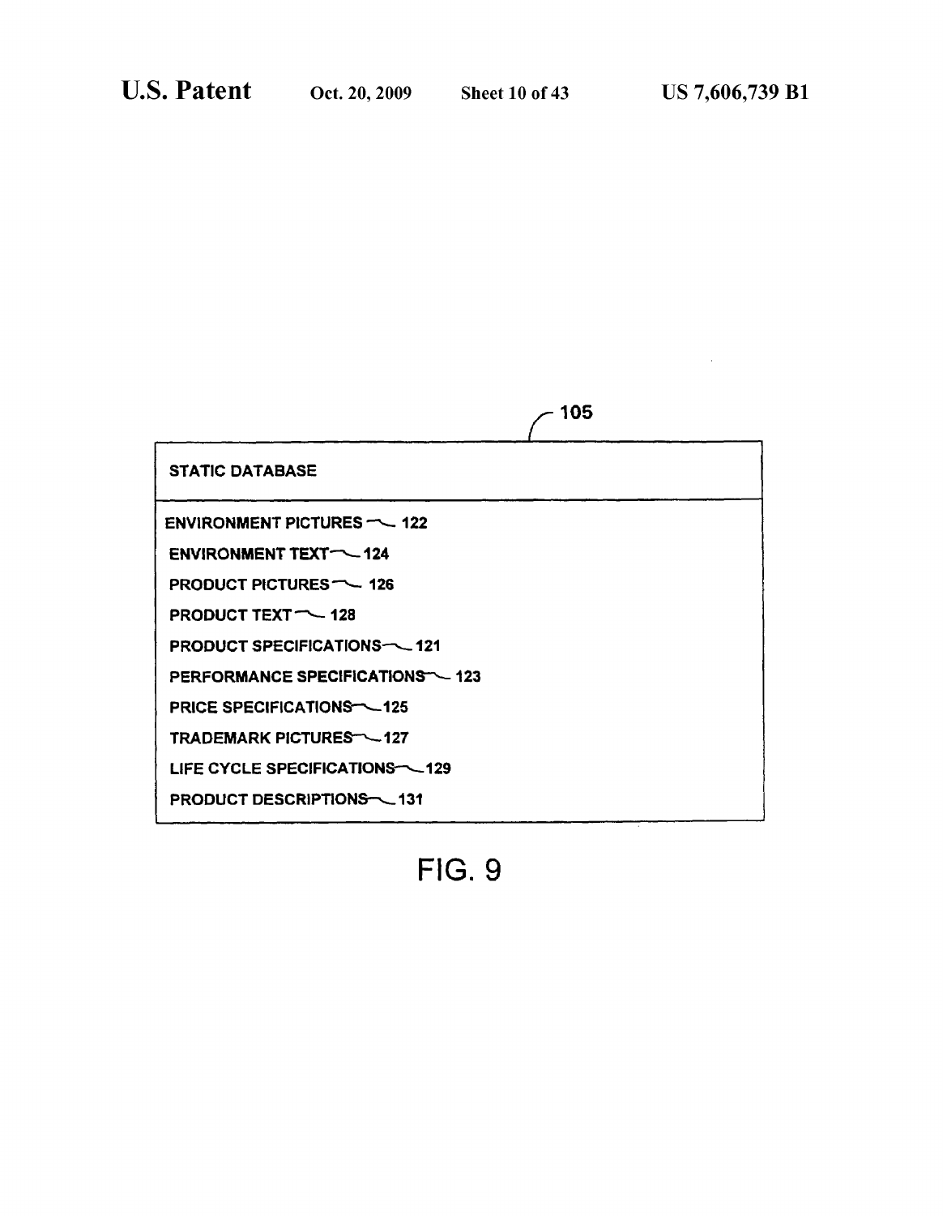105

STATIC DATABASE

ENVIRONMENT PICTURES 122

ENVIRONMENT TEXT 124

PRODUCT PICTURES 126

PRODUCT TEXT 128

PRODUCT SPECIFICATIONS 121

PERFORMANCE SPECIFICATIONS 123

PRICE SPECIFICATIONS 125

TRADEMARK PICTURES 127

LIFE CYCLE SPECIFICATIONS 129

PRODUCT DESCRIPTIONS 131

FIG. 9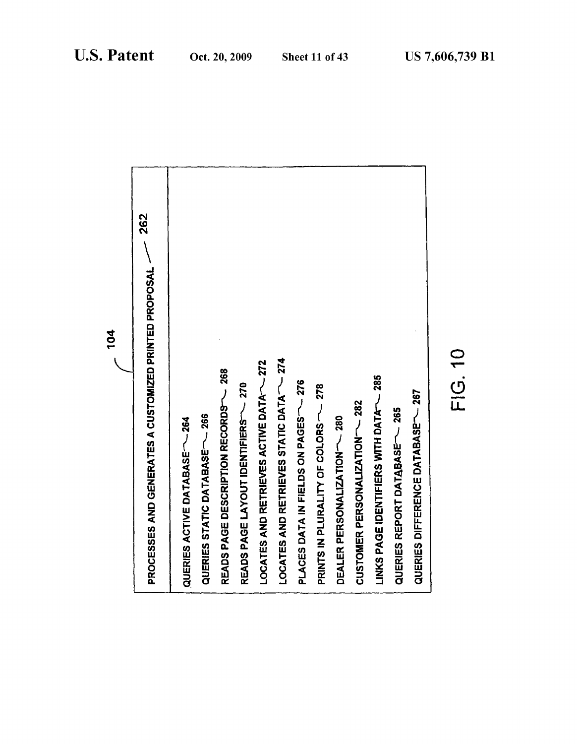104

| PROCESSES AND GENERATES A CUSTOMIZED PRINTED PROPOSAL — 262 |
| --- |
| QUERIES ACTIVE DATABASE — 264 |
| QUERIES STATIC DATABASE — 266 |
| READS PAGE DESCRIPTION RECORDS — 268 |
| READS PAGE LAYOUT IDENTIFIERS — 270 |
| LOCATES AND RETRIEVES ACTIVE DATA — 272 |
| LOCATES AND RETRIEVES STATIC DATA — 274 |
| PLACES DATA IN FIELDS ON PAGES — 276 |
| PRINTS IN PLURALITY OF COLORS — 278 |
| DEALER PERSONALIZATION — 280 |
| CUSTOMER PERSONALIZATION — 282 |
| LINKS PAGE IDENTIFIERS WITH DATA — 285 |
| QUERIES REPORT DATABASE — 265 |
| QUERIES DIFFERENCE DATABASE — 267 |

FIG. 10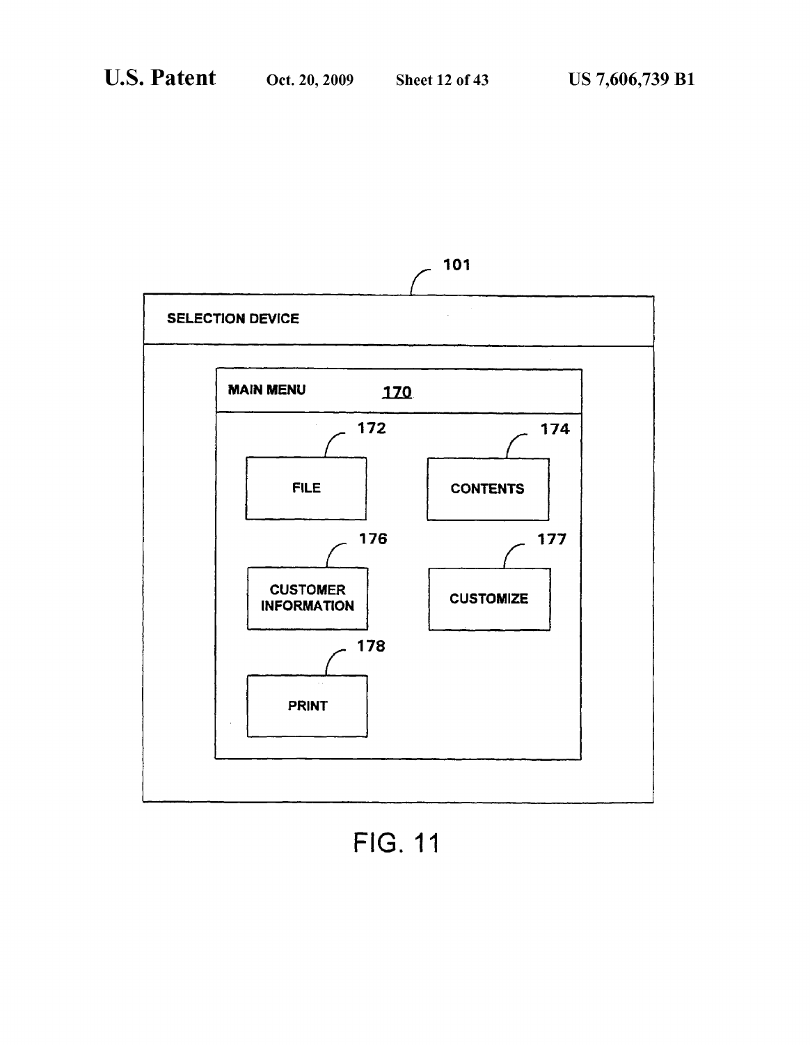101

SELECTION DEVICE

MAIN MENU 170

172 FILE

174 CONTENTS

176 CUSTOMER INFORMATION

177 CUSTOMIZE

178 PRINT

FIG. 11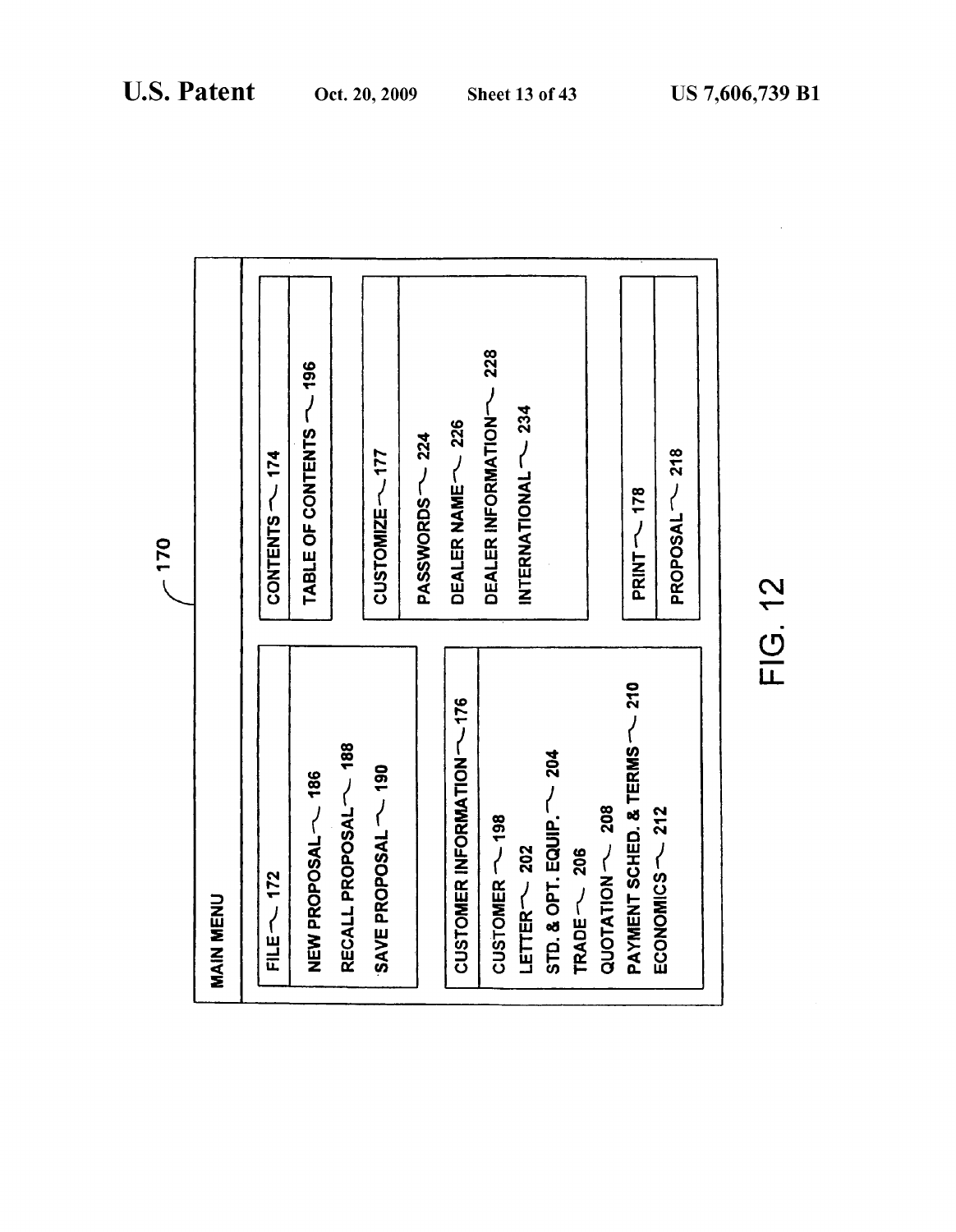170

MAIN MENU

FILE 172

NEW PROPOSAL 186

RECALL PROPOSAL 188

SAVE PROPOSAL 190

CUSTOMER INFORMATION 176

CUSTOMER 198

LETTER 202

STD. & OPT. EQUIP. 204

TRADE 206

QUOTATION 208

PAYMENT SCHED. & TERMS 210

ECONOMICS 212

CONTENTS 174

TABLE OF CONTENTS 196

CUSTOMIZE 177

PASSWORDS 224

DEALER NAME 226

DEALER INFORMATION 228

INTERNATIONAL 234

PRINT 178

PROPOSAL 218

FIG. 12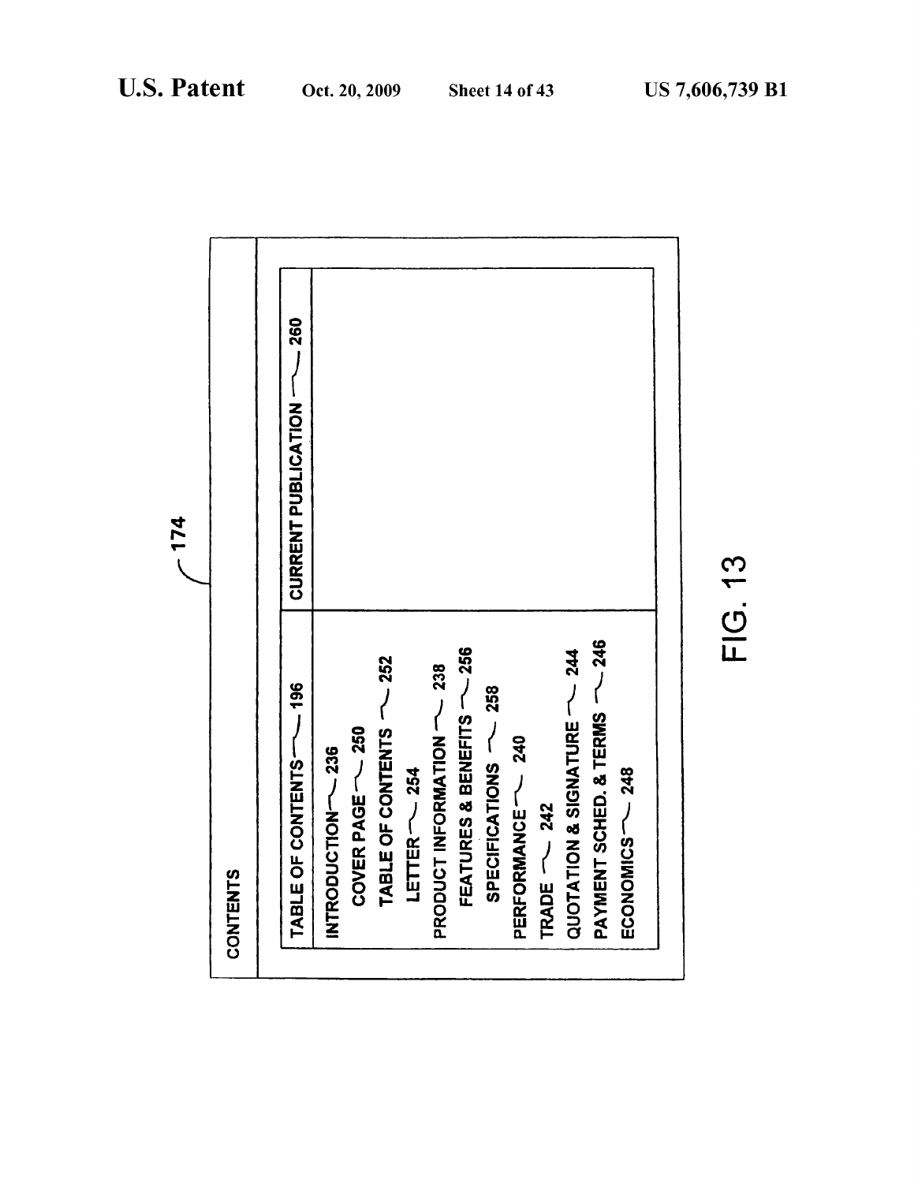174

CONTENTS

| TABLE OF CONTENTS 196 | CURRENT PUBLICATION 260 |
|---|---|
| INTRODUCTION 236 | |
| COVER PAGE 250 | |
| TABLE OF CONTENTS 252 | |
| LETTER 254 | |
| PRODUCT INFORMATION 238 | |
| FEATURES & BENEFITS 256 | |
| SPECIFICATIONS 258 | |
| PERFORMANCE 240 | |
| TRADE 242 | |
| QUOTATION & SIGNATURE 244 | |
| PAYMENT SCHED. & TERMS 246 | |
| ECONOMICS 248 | |

FIG. 13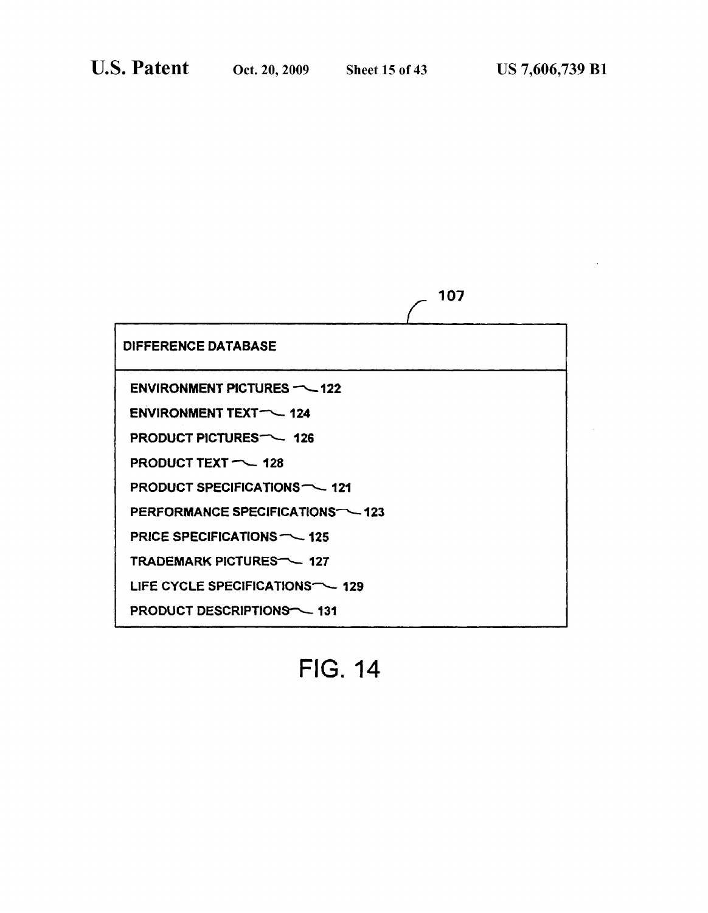107

**DIFFERENCE DATABASE**

- ENVIRONMENT PICTURES 122
- ENVIRONMENT TEXT 124
- PRODUCT PICTURES 126
- PRODUCT TEXT 128
- PRODUCT SPECIFICATIONS 121
- PERFORMANCE SPECIFICATIONS 123
- PRICE SPECIFICATIONS 125
- TRADEMARK PICTURES 127
- LIFE CYCLE SPECIFICATIONS 129
- PRODUCT DESCRIPTIONS 131

FIG. 14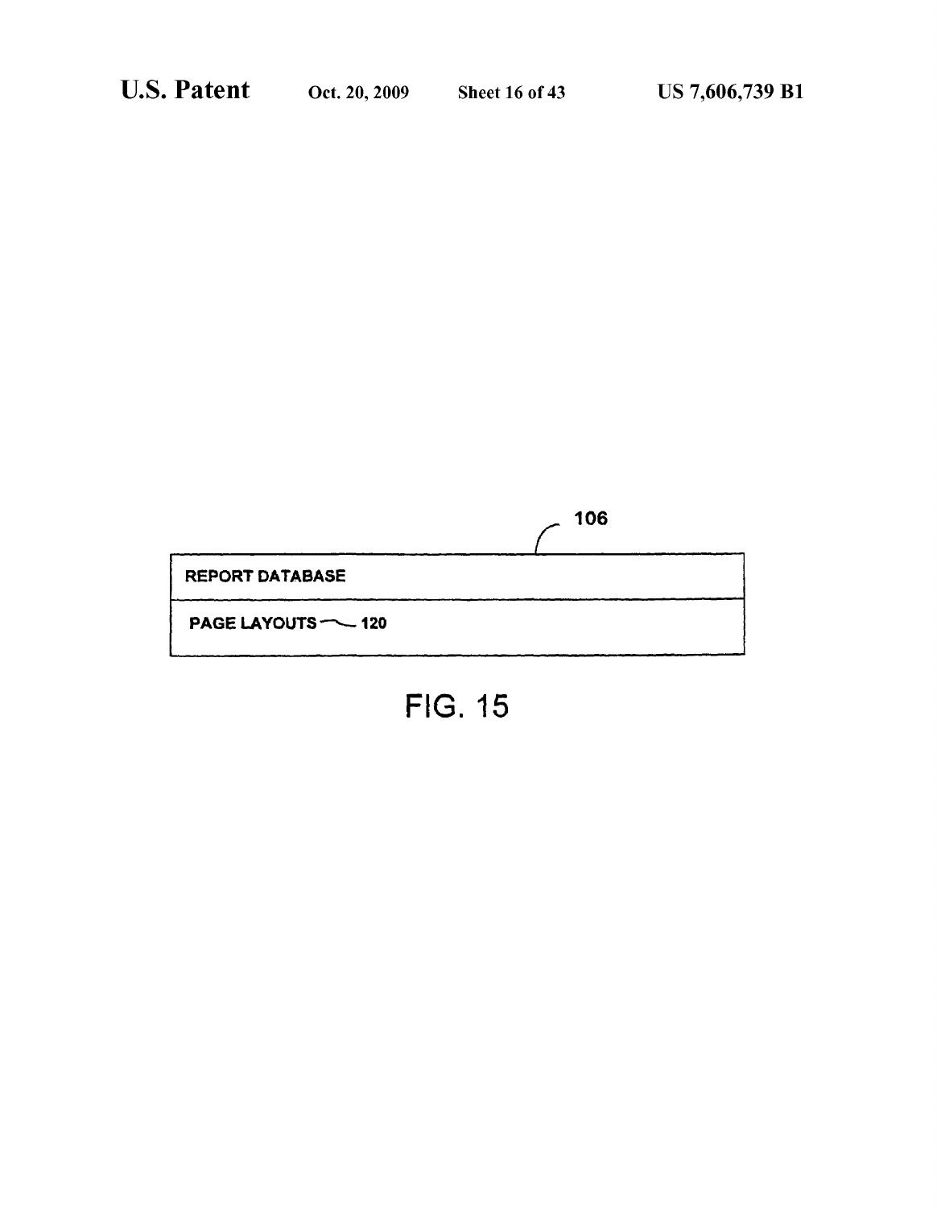106

| REPORT DATABASE |
| --- |
| PAGE LAYOUTS ~ 120 |

FIG. 15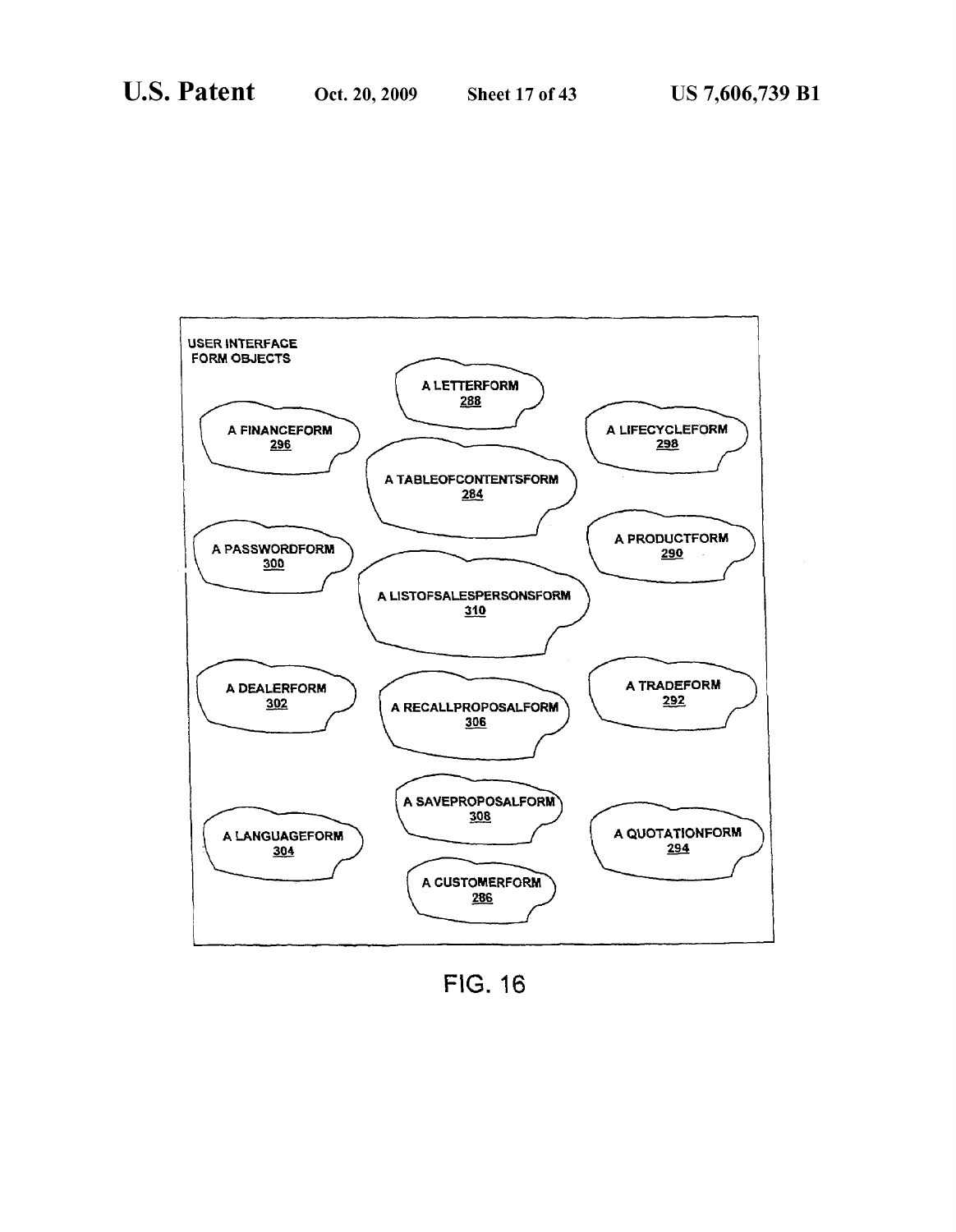USER INTERFACE FORM OBJECTS

A LETTERFORM 288

A FINANCEFORM 296

A LIFECYCLEFORM 298

A TABLEOFCONTENTSFORM 284

A PASSWORDFORM 300

A PRODUCTFORM 290

A LISTOFSALESPERSONSFORM 310

A DEALERFORM 302

A RECALLPROPOSALFORM 306

A TRADEFORM 292

A SAVEPROPOSALFORM 308

A LANGUAGEFORM 304

A QUOTATIONFORM 294

A CUSTOMERFORM 286

FIG. 16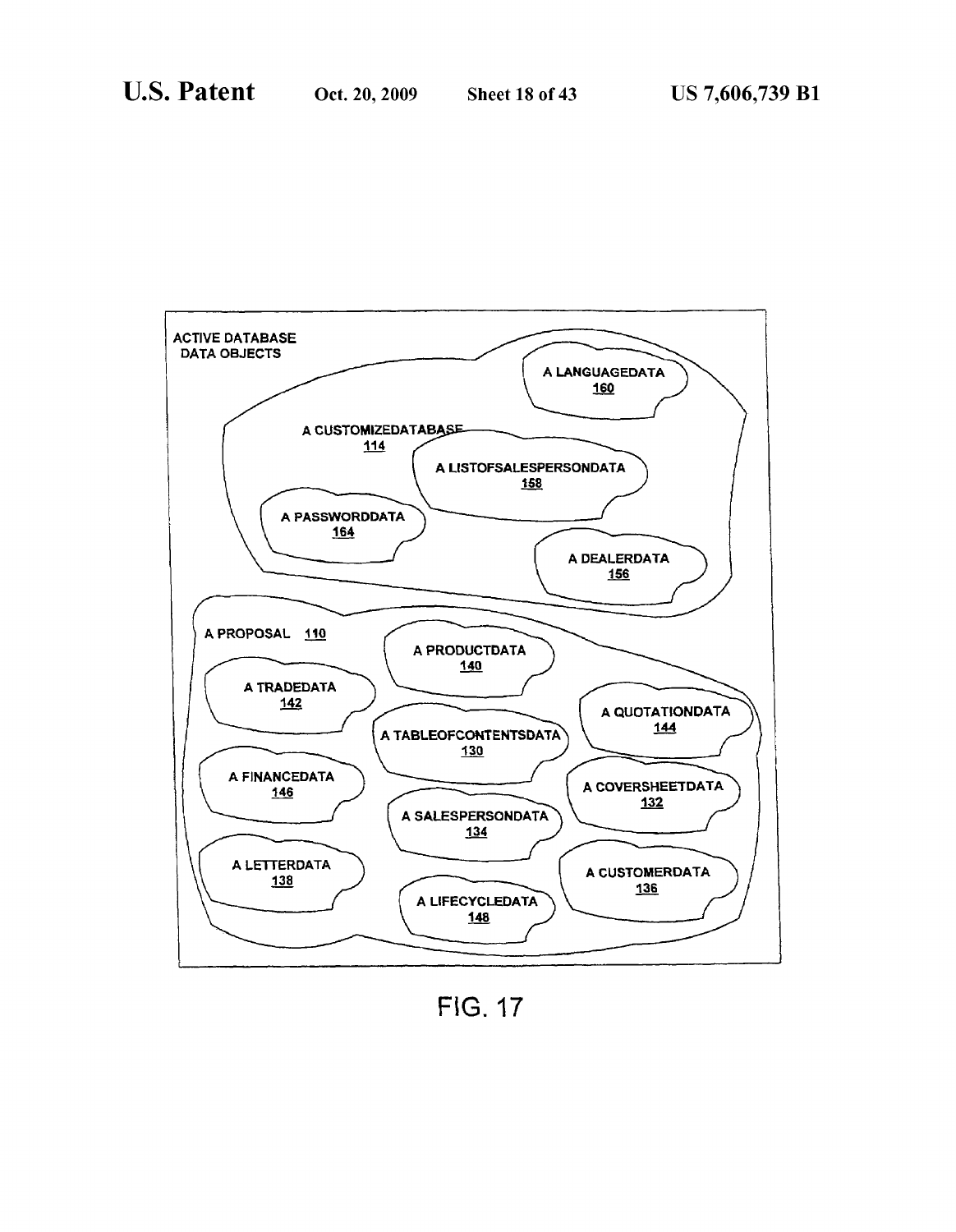ACTIVE DATABASE DATA OBJECTS

A CUSTOMIZEDATABASE 114

A LANGUAGEDATA 160

A LISTOFSALESPERSONDATA 158

A PASSWORDDATA 164

A DEALERDATA 156

A PROPOSAL 110

A PRODUCTDATA 140

A TRADEDATA 142

A QUOTATIONDATA 144

A TABLEOFCONTENTSDATA 130

A FINANCEDATA 146

A COVERSHEETDATA 132

A SALESPERSONDATA 134

A LETTERDATA 138

A CUSTOMERDATA 136

A LIFECYCLEDATA 148

FIG. 17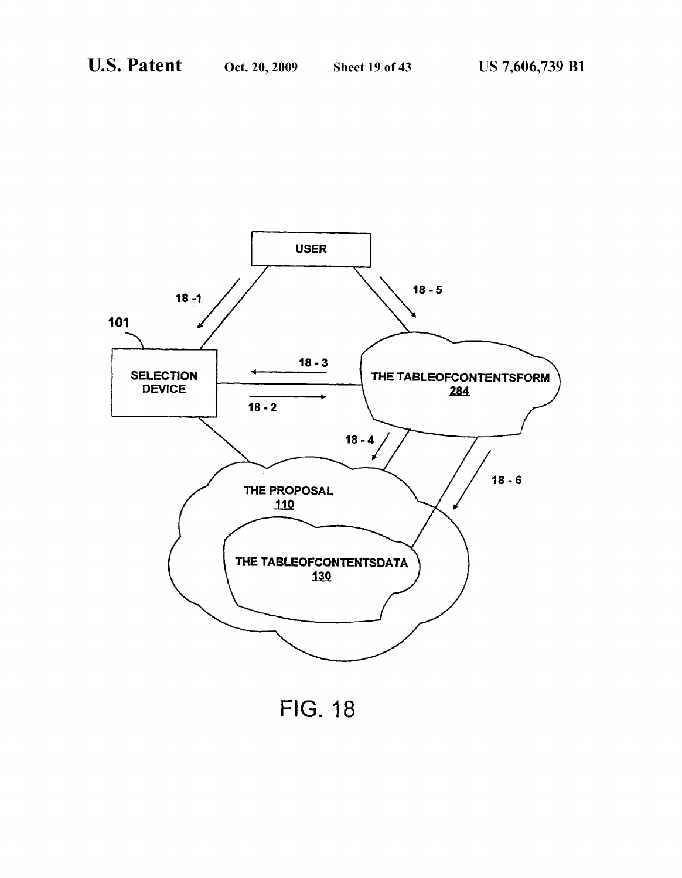USER

18 -1

18 - 5

101

SELECTION DEVICE

18 - 3

18 - 2

THE TABLEOFCONTENTSFORM
284

18 - 4

18 - 6

THE PROPOSAL
110

THE TABLEOFCONTENTSDATA
130

FIG. 18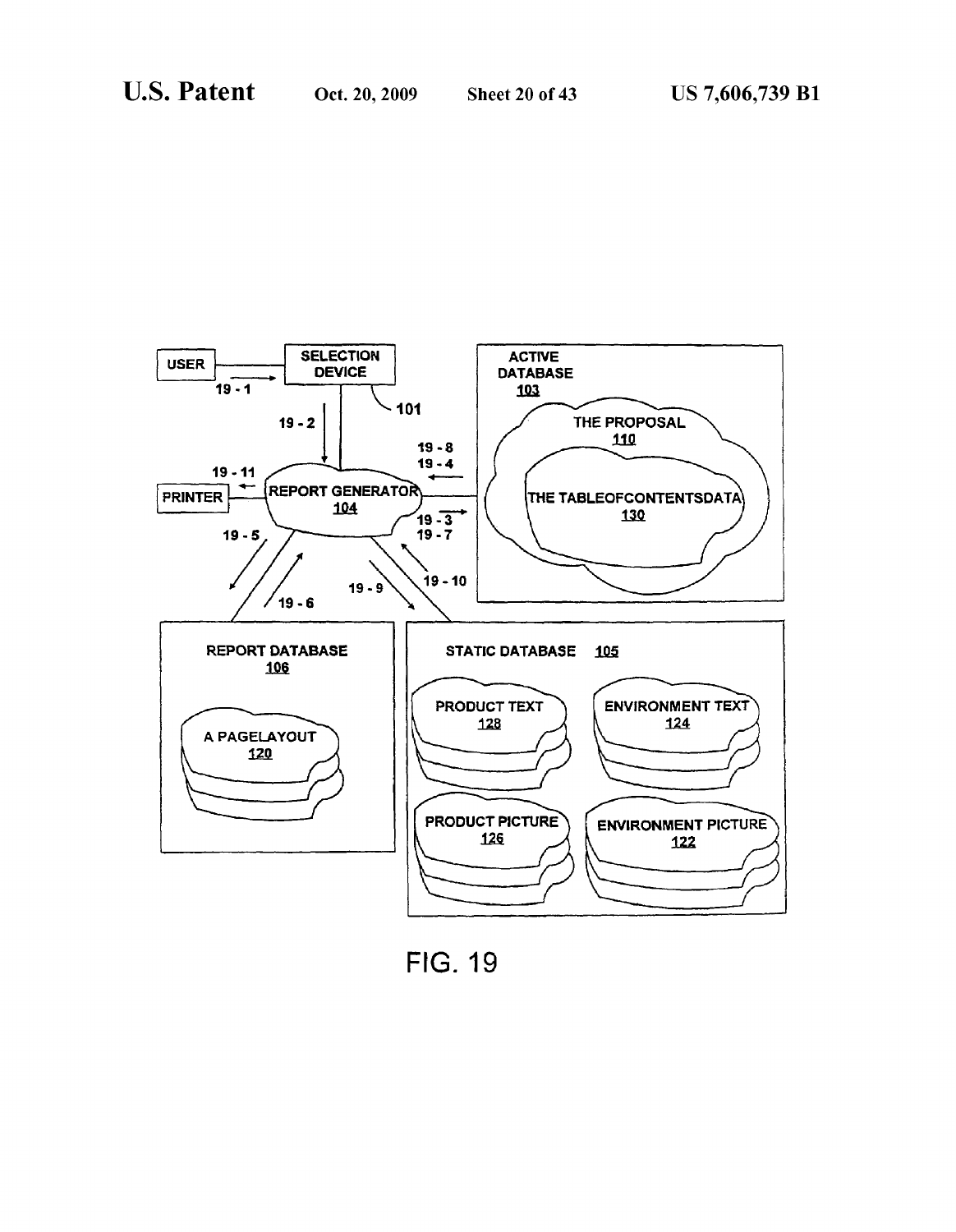USER

19 - 1

SELECTION DEVICE

101

19 - 2

ACTIVE DATABASE
103

THE PROPOSAL
110

THE TABLEOFCONTENTSDATA
130

19 - 8
19 - 4

19 - 11

PRINTER

REPORT GENERATOR
104

19 - 3
19 - 7

19 - 5

19 - 6

19 - 9

19 - 10

REPORT DATABASE
106

A PAGELAYOUT
120

STATIC DATABASE 105

PRODUCT TEXT
128

ENVIRONMENT TEXT
124

PRODUCT PICTURE
126

ENVIRONMENT PICTURE
122

FIG. 19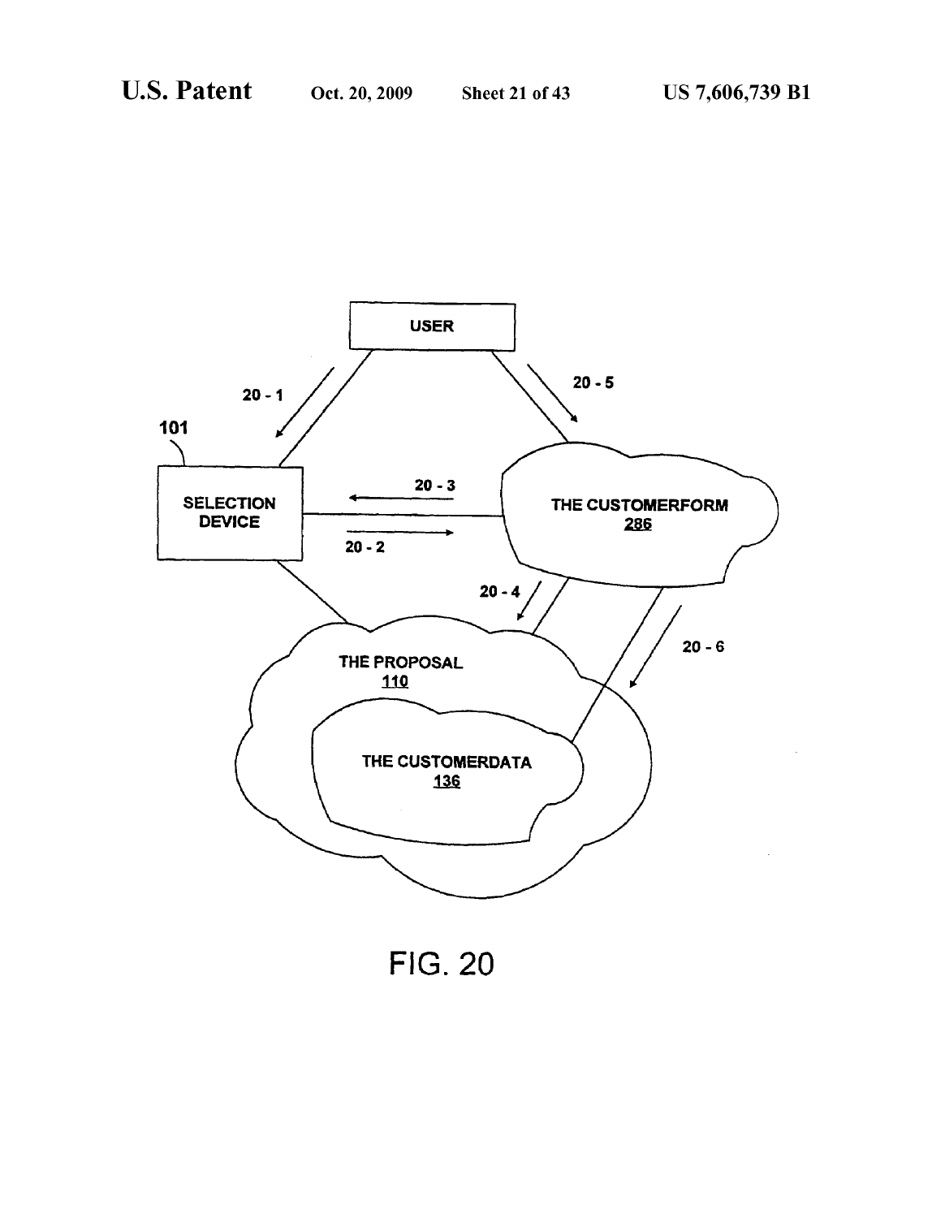USER

20 - 1

20 - 5

101

SELECTION DEVICE

20 - 3

20 - 2

THE CUSTOMERFORM 286

20 - 4

20 - 6

THE PROPOSAL 110

THE CUSTOMERDATA 136

FIG. 20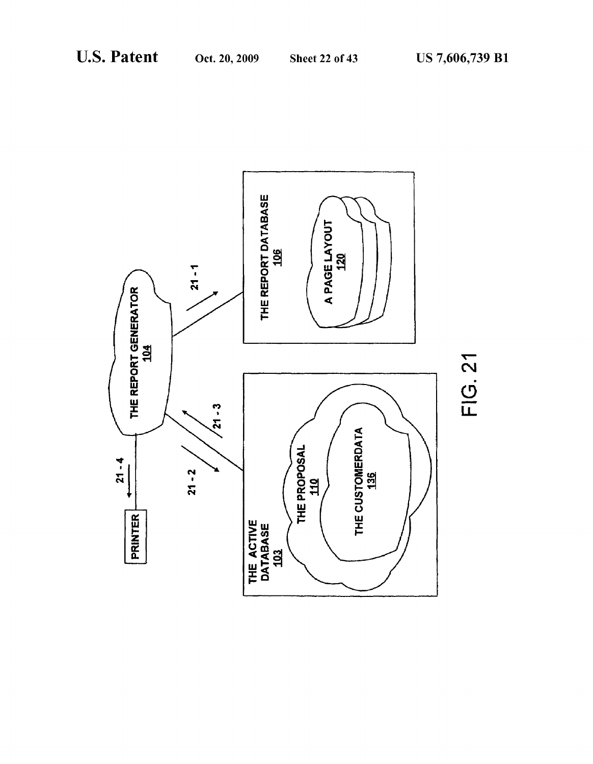PRINTER

21 - 4

THE REPORT GENERATOR
104

21 - 1

21 - 2

21 - 3

THE ACTIVE DATABASE
103

THE PROPOSAL
110

THE CUSTOMERDATA
136

THE REPORT DATABASE
106

A PAGE LAYOUT
120

FIG. 21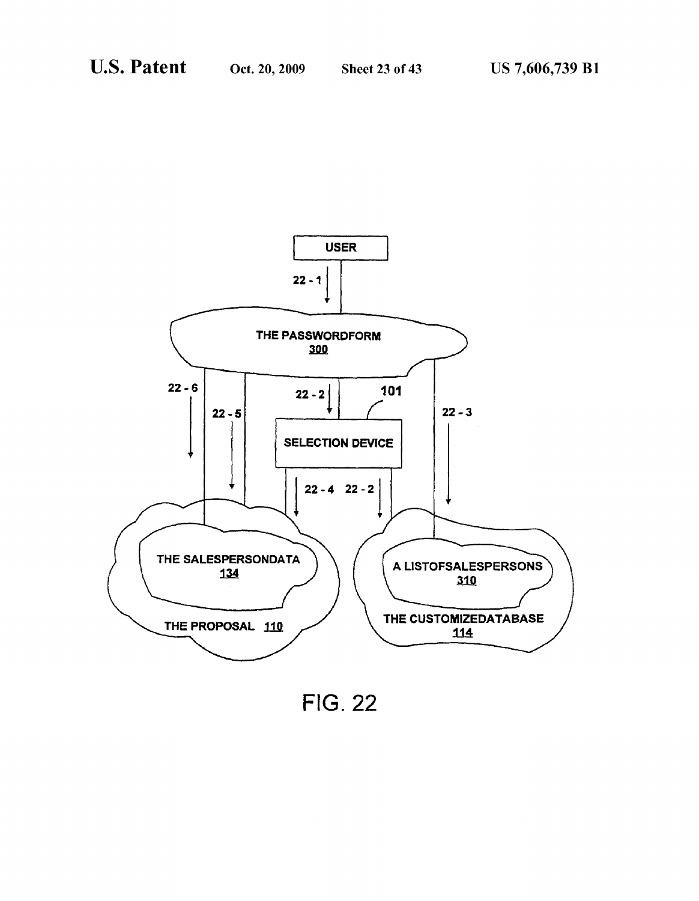USER

22 - 1

THE PASSWORDFORM
300

22 - 6

22 - 5

22 - 2

101

22 - 3

SELECTION DEVICE

22 - 4 22 - 2

THE SALESPERSONDATA
134

THE PROPOSAL 110

A LISTOFSALESPERSONS
310

THE CUSTOMIZEDATABASE
114

FIG. 22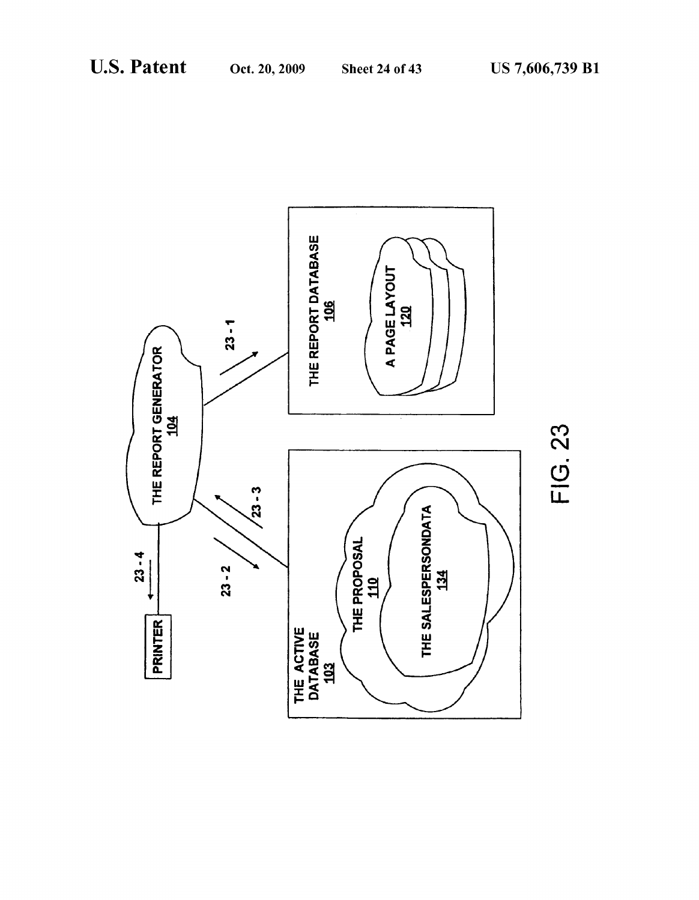THE REPORT GENERATOR
104

23 - 1

THE REPORT DATABASE
106

A PAGE LAYOUT
120

23 - 4

PRINTER

23 - 3

23 - 2

THE ACTIVE DATABASE
103

THE PROPOSAL
110

THE SALESPERSONDATA
134

FIG. 23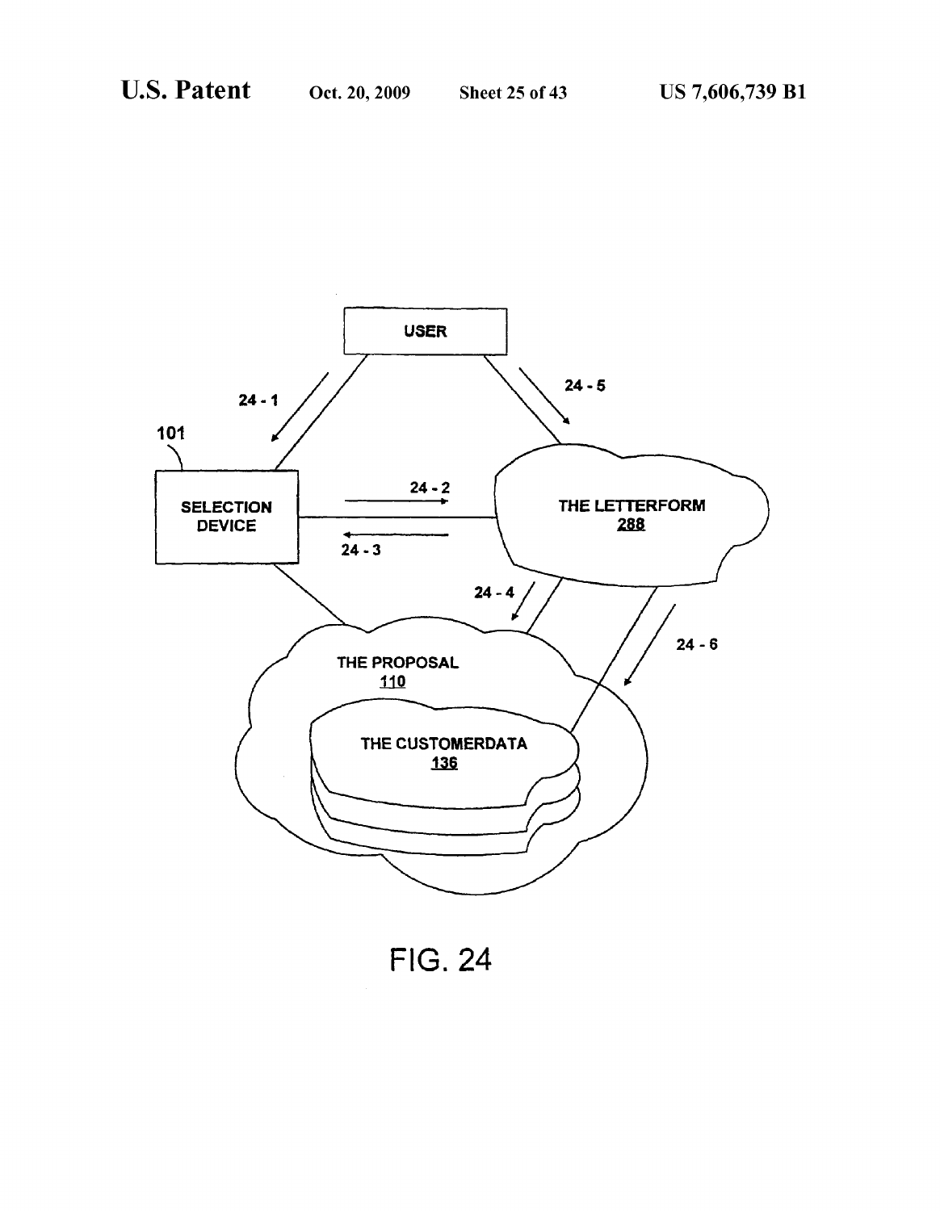FIG. 24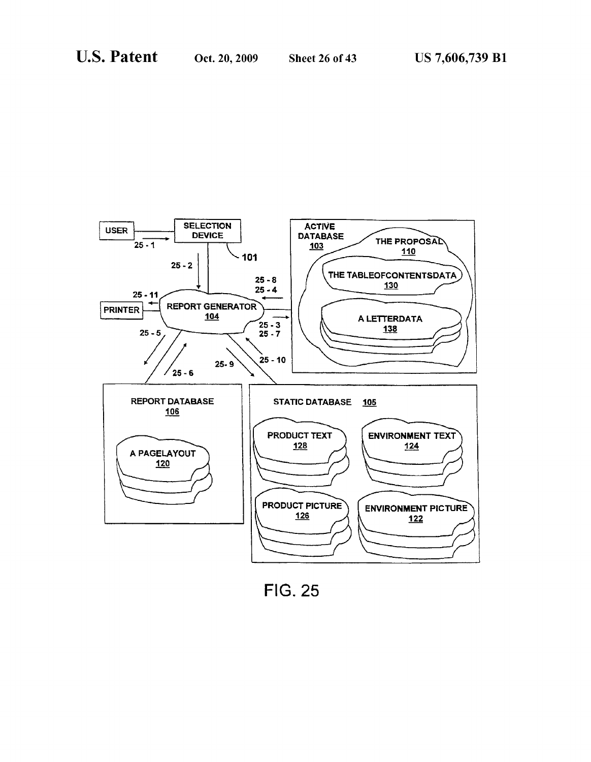USER

SELECTION DEVICE

101

25 - 1

25 - 2

ACTIVE DATABASE 103

THE PROPOSAL 110

THE TABLEOFCONTENTSDATA 130

A LETTERDATA 138

25 - 8
25 - 4

25 - 11

PRINTER

REPORT GENERATOR 104

25 - 3
25 - 7

25 - 5

25 - 6

25- 9

25 - 10

REPORT DATABASE 106

A PAGELAYOUT 120

STATIC DATABASE 105

PRODUCT TEXT 128

ENVIRONMENT TEXT 124

PRODUCT PICTURE 126

ENVIRONMENT PICTURE 122

FIG. 25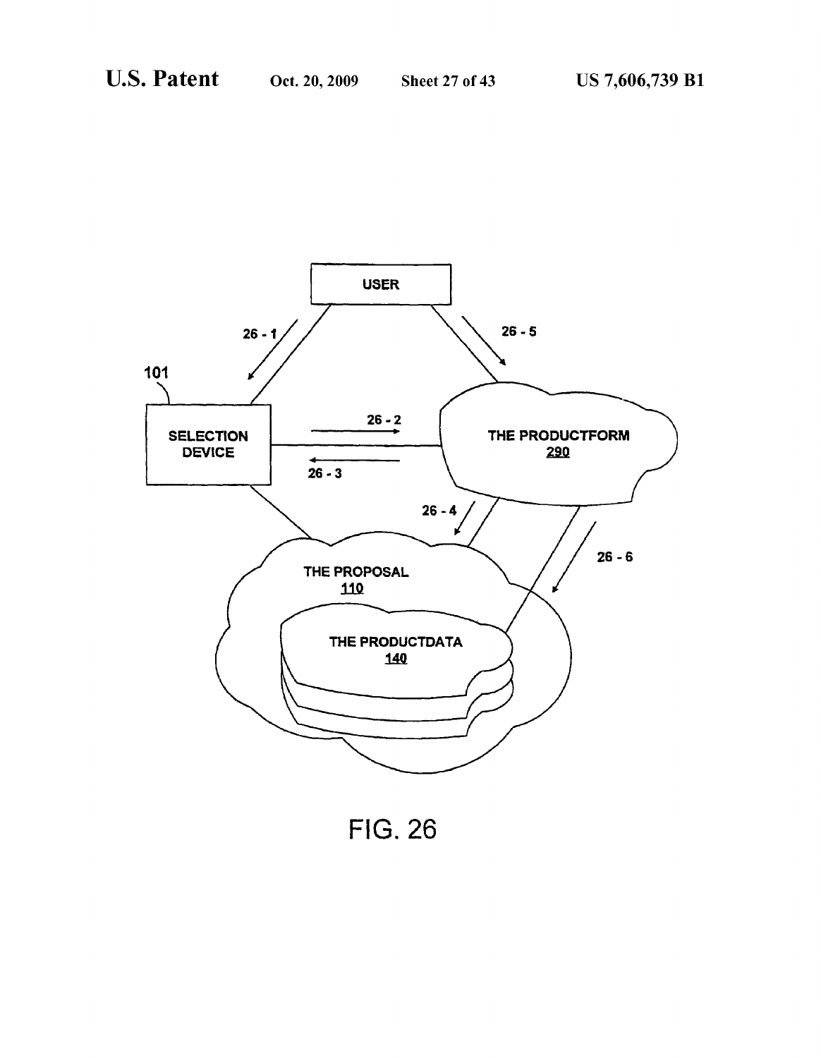USER

26 - 1

26 - 5

101

SELECTION DEVICE

26 - 2

26 - 3

THE PRODUCTFORM 290

26 - 4

26 - 6

THE PROPOSAL 110

THE PRODUCTDATA 140

FIG. 26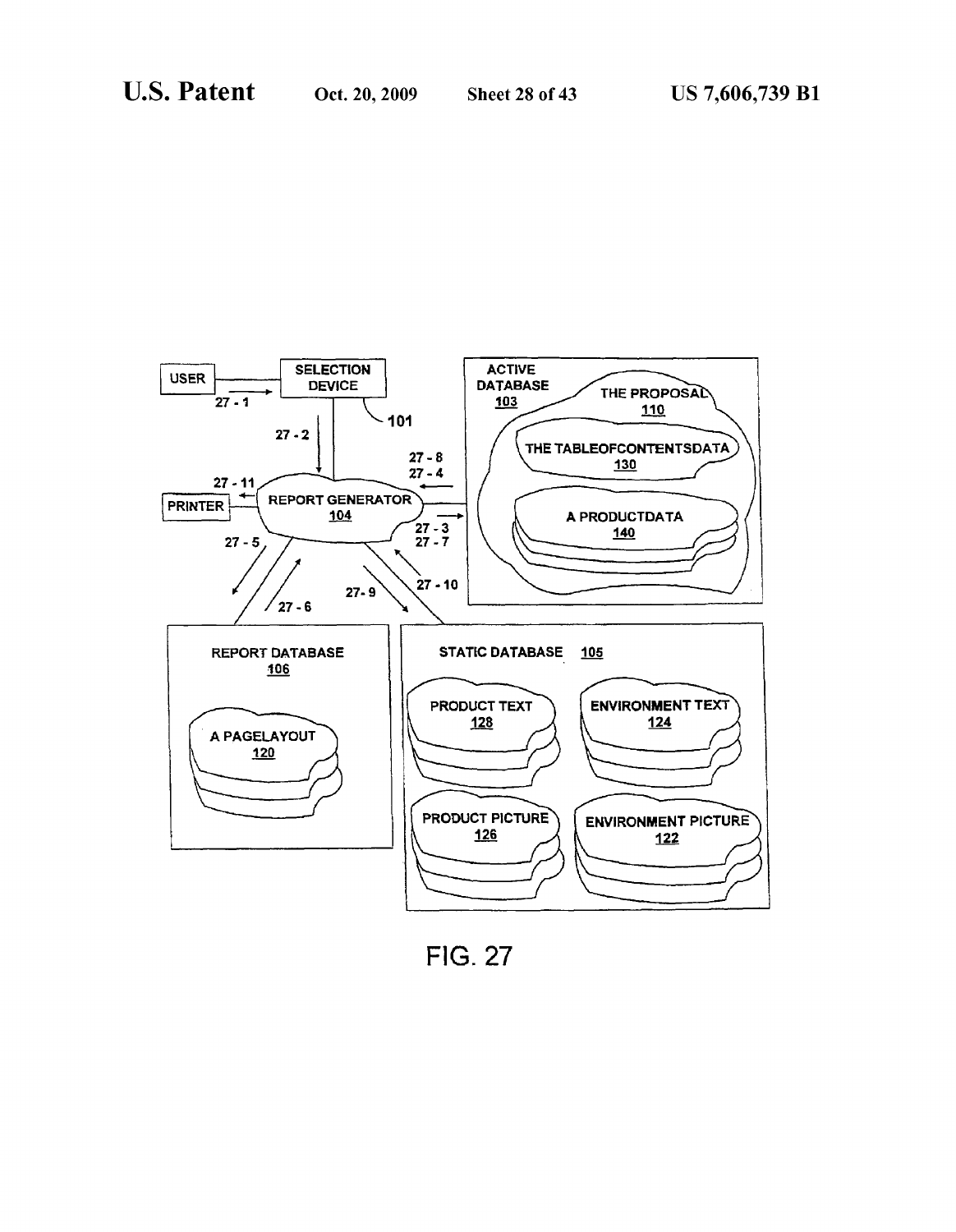USER

SELECTION DEVICE

101

27 - 1

27 - 2

ACTIVE DATABASE 103

THE PROPOSAL 110

THE TABLEOFCONTENTSDATA 130

A PRODUCTDATA 140

27 - 8
27 - 4

27 - 3
27 - 7

27 - 11

PRINTER

REPORT GENERATOR 104

27 - 5

27 - 6

27- 9

27 - 10

REPORT DATABASE 106

A PAGELAYOUT 120

STATIC DATABASE 105

PRODUCT TEXT 128

ENVIRONMENT TEXT 124

PRODUCT PICTURE 126

ENVIRONMENT PICTURE 122

FIG. 27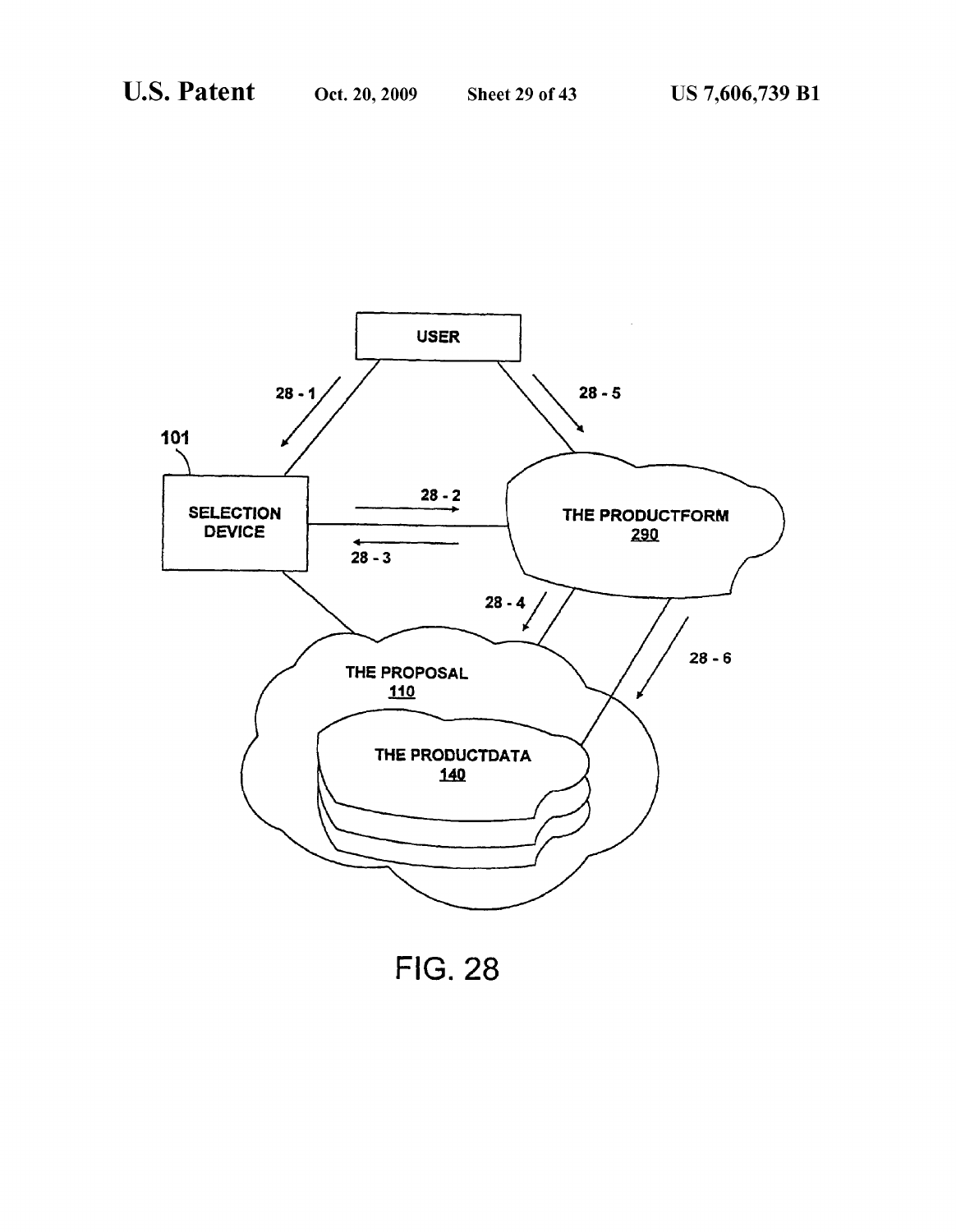USER

28 - 1

28 - 5

101

SELECTION DEVICE

28 - 2

28 - 3

THE PRODUCTFORM 290

28 - 4

28 - 6

THE PROPOSAL 110

THE PRODUCTDATA 140

FIG. 28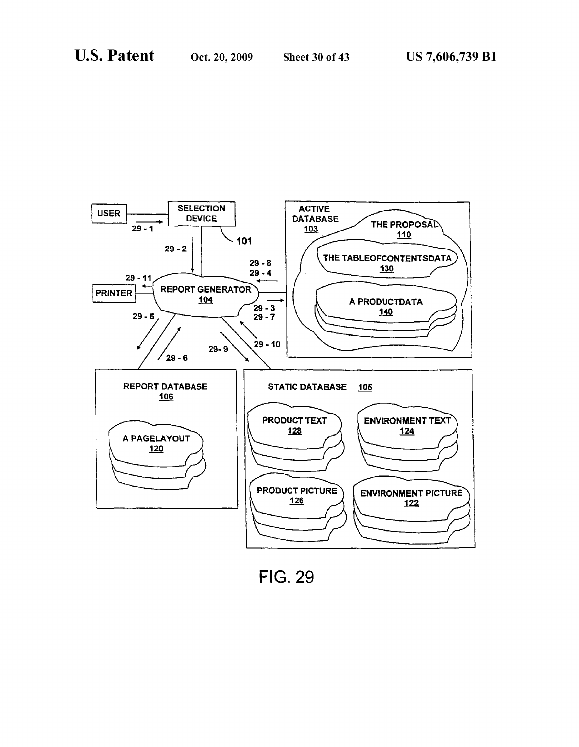USER

SELECTION DEVICE

101

29 - 1

29 - 2

PRINTER

29 - 11

REPORT GENERATOR
104

29 - 8
29 - 4

29 - 3
29 - 7

29 - 5

29 - 6

29- 9

29 - 10

ACTIVE DATABASE
103

THE PROPOSAL
110

THE TABLEOFCONTENTSDATA
130

A PRODUCTDATA
140

REPORT DATABASE
106

A PAGELAYOUT
120

STATIC DATABASE 105

PRODUCT TEXT
128

ENVIRONMENT TEXT
124

PRODUCT PICTURE
126

ENVIRONMENT PICTURE
122

FIG. 29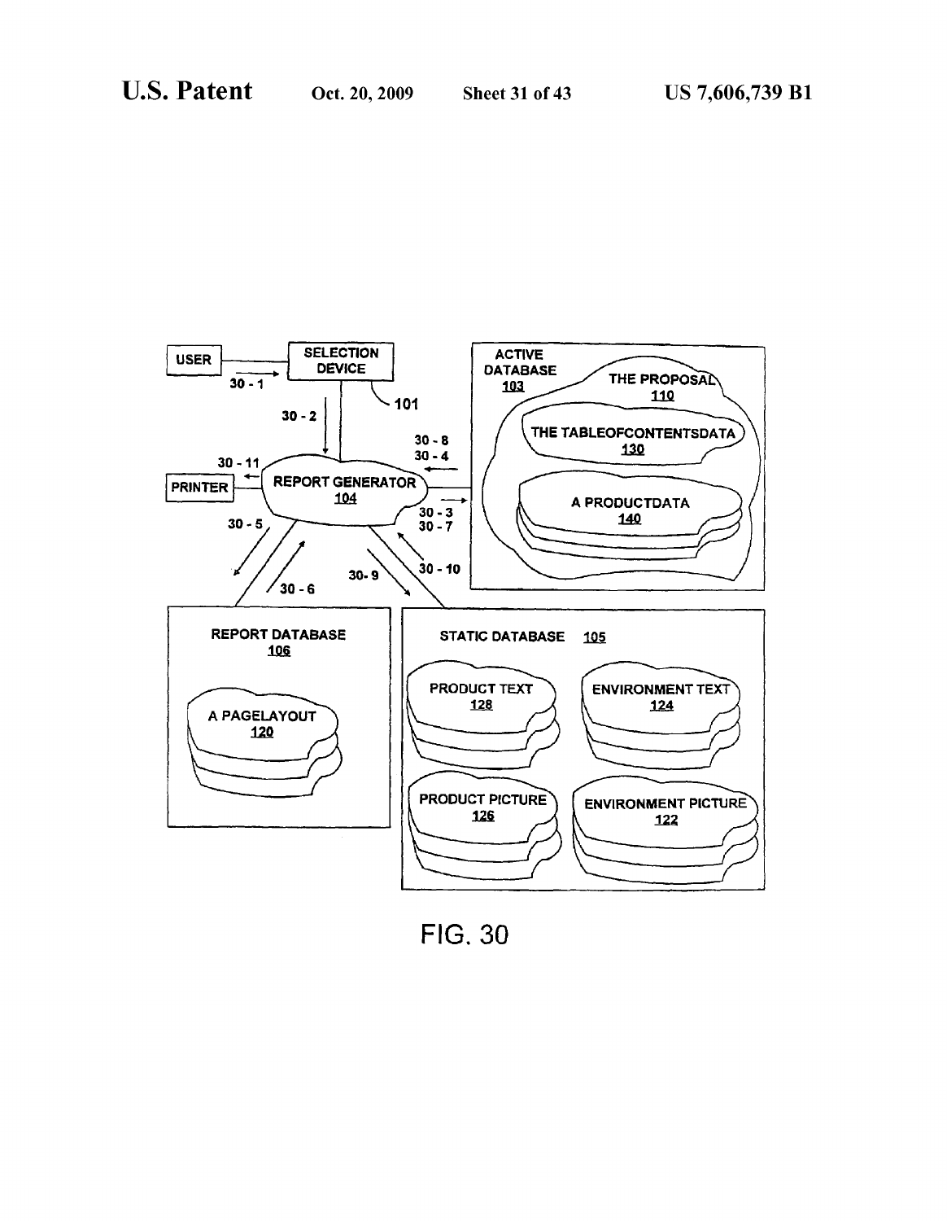USER

SELECTION DEVICE

101

30 - 1

30 - 2

ACTIVE DATABASE 103

THE PROPOSAL 110

THE TABLEOFCONTENTSDATA 130

A PRODUCTDATA 140

30 - 8
30 - 4

30 - 3
30 - 7

30 - 11

PRINTER

REPORT GENERATOR 104

30 - 5

30 - 6

30- 9

30 - 10

REPORT DATABASE 106

A PAGELAYOUT 120

STATIC DATABASE 105

PRODUCT TEXT 128

ENVIRONMENT TEXT 124

PRODUCT PICTURE 126

ENVIRONMENT PICTURE 122

FIG. 30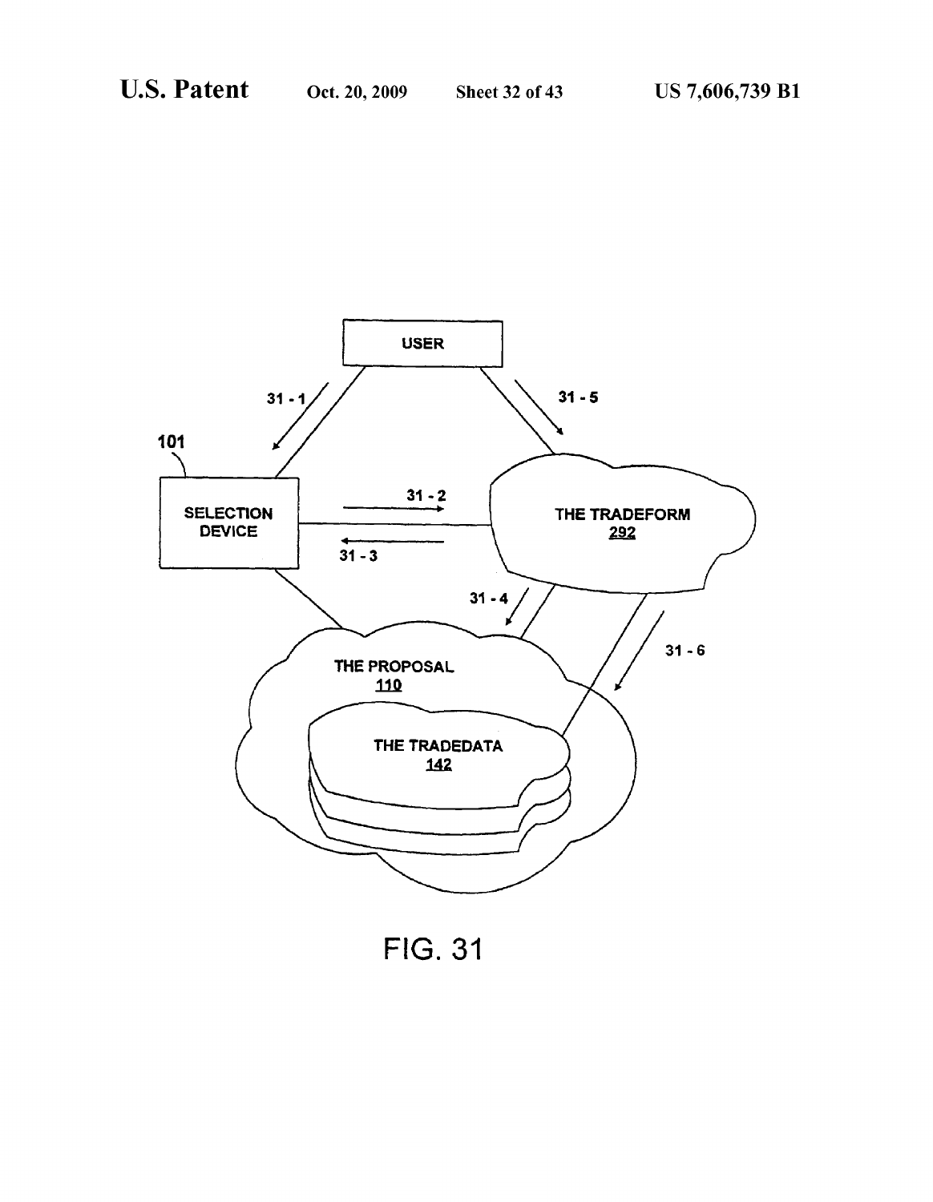USER

31 - 1

31 - 5

101

SELECTION DEVICE

31 - 2

31 - 3

THE TRADEFORM 292

31 - 4

31 - 6

THE PROPOSAL 110

THE TRADEDATA 142

FIG. 31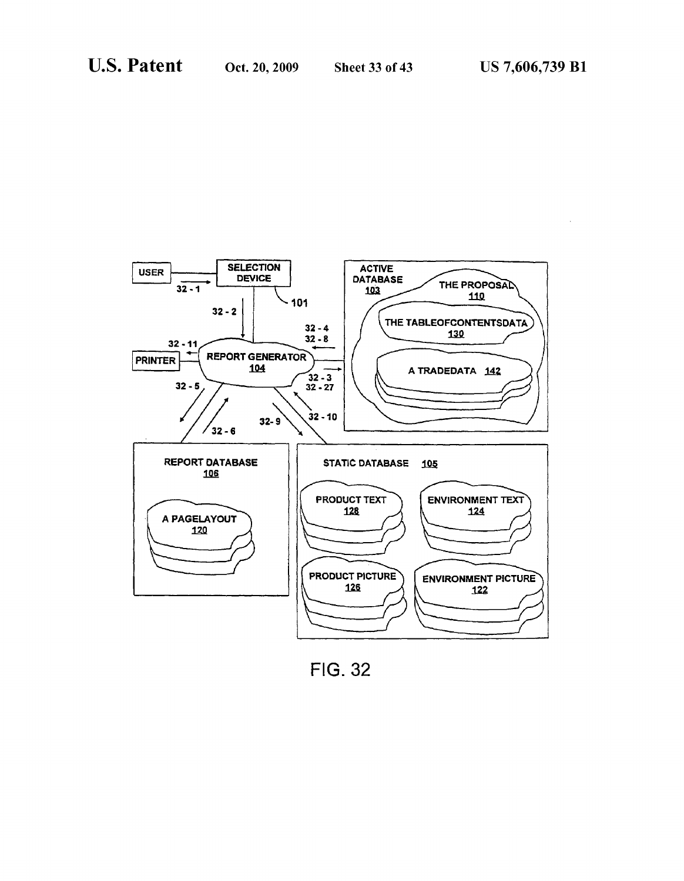USER

SELECTION DEVICE

101

32 - 1

32 - 2

ACTIVE DATABASE 103

THE PROPOSAL 110

THE TABLEOFCONTENTSDATA 130

A TRADEDATA 142

32 - 4
32 - 8

32 - 11

PRINTER

REPORT GENERATOR 104

32 - 3
32 - 27

32 - 5

32 - 6

32- 9

32 - 10

REPORT DATABASE 106

A PAGELAYOUT 120

STATIC DATABASE 105

PRODUCT TEXT 128

ENVIRONMENT TEXT 124

PRODUCT PICTURE 126

ENVIRONMENT PICTURE 122

FIG. 32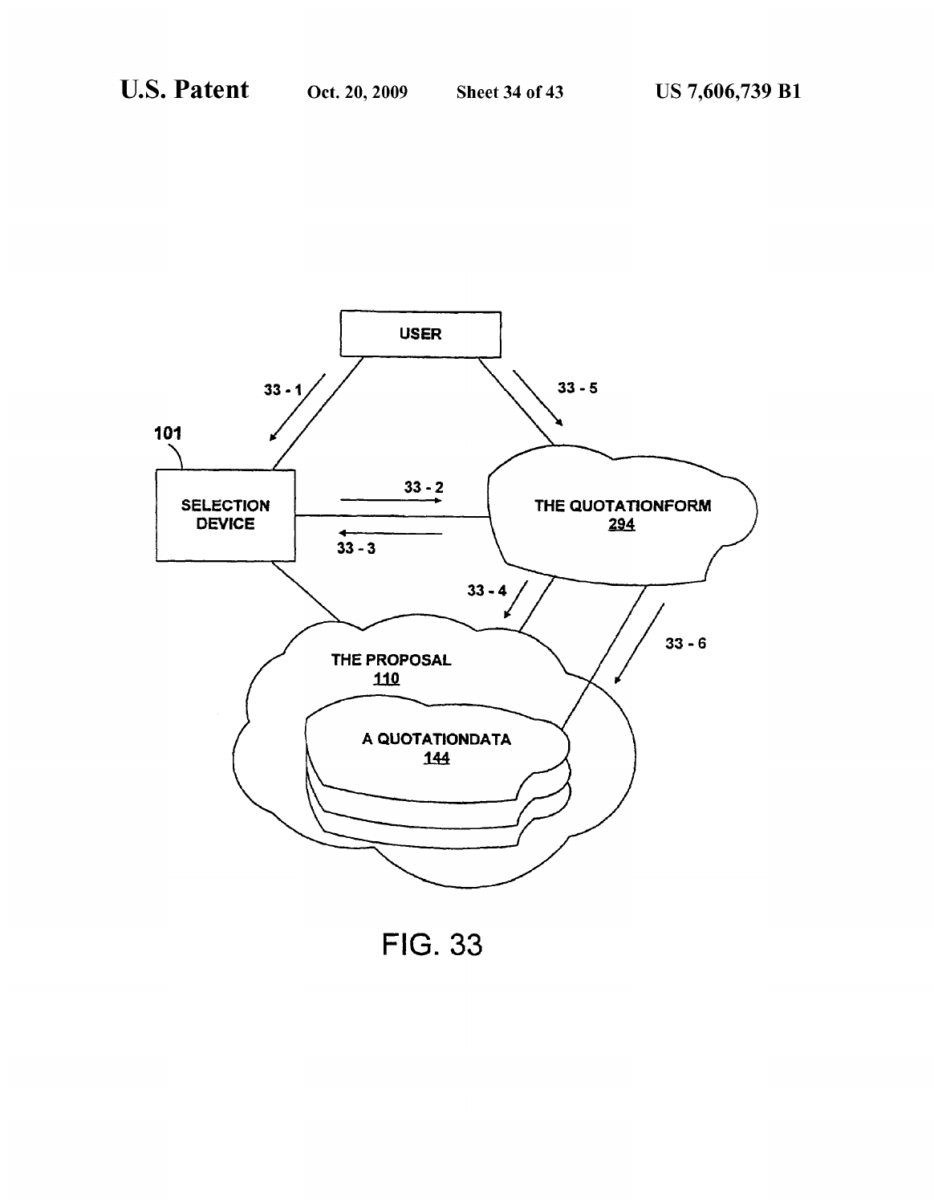USER

33 - 1

33 - 5

101

SELECTION DEVICE

33 - 2

33 - 3

THE QUOTATIONFORM
294

33 - 4

33 - 6

THE PROPOSAL
110

A QUOTATIONDATA
144

FIG. 33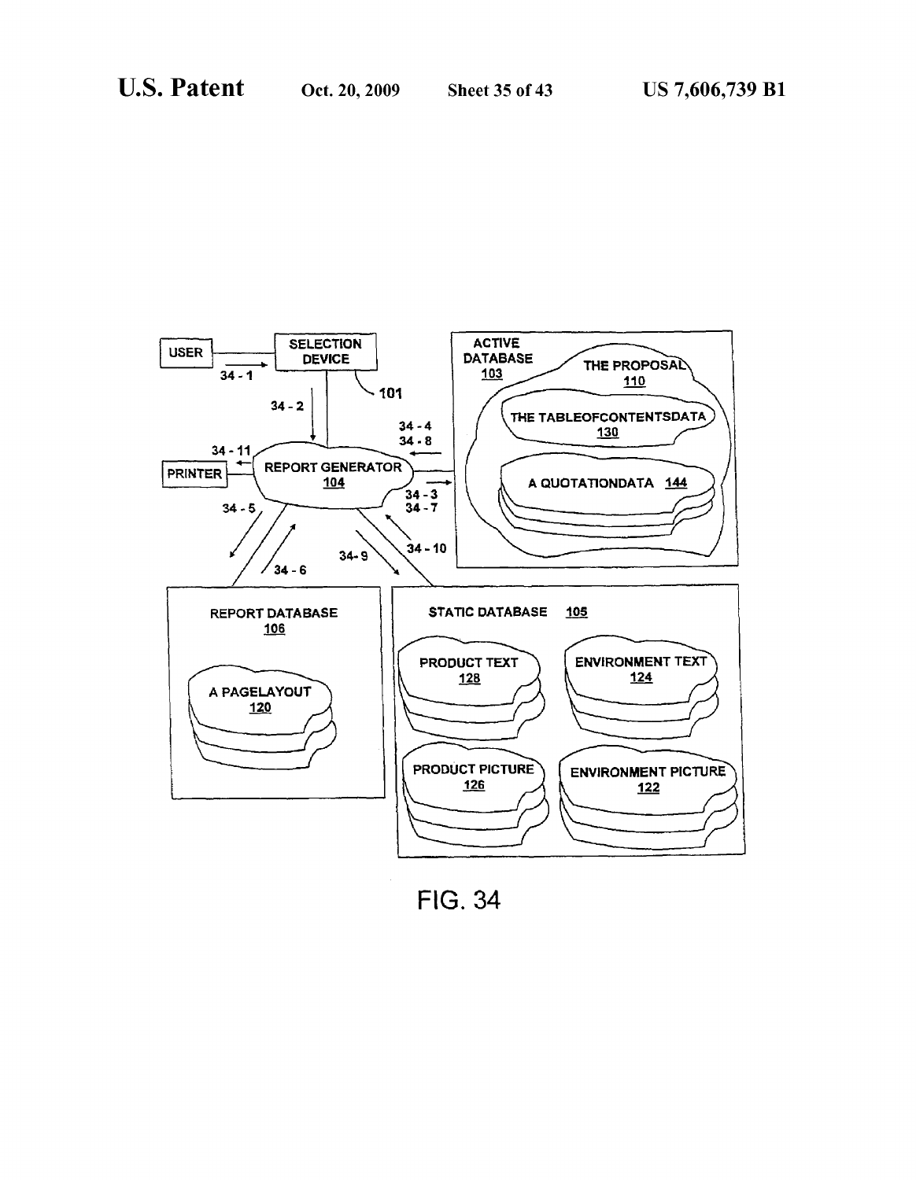USER

SELECTION DEVICE

101

34 - 1

34 - 2

ACTIVE DATABASE 103

THE PROPOSAL 110

THE TABLEOFCONTENTSDATA 130

A QUOTATIONDATA 144

34 - 4
34 - 8

34 - 3
34 - 7

34 - 11

PRINTER

REPORT GENERATOR 104

34 - 5

34 - 6

34- 9

34 - 10

REPORT DATABASE 106

A PAGELAYOUT 120

STATIC DATABASE 105

PRODUCT TEXT 128

ENVIRONMENT TEXT 124

PRODUCT PICTURE 126

ENVIRONMENT PICTURE 122

FIG. 34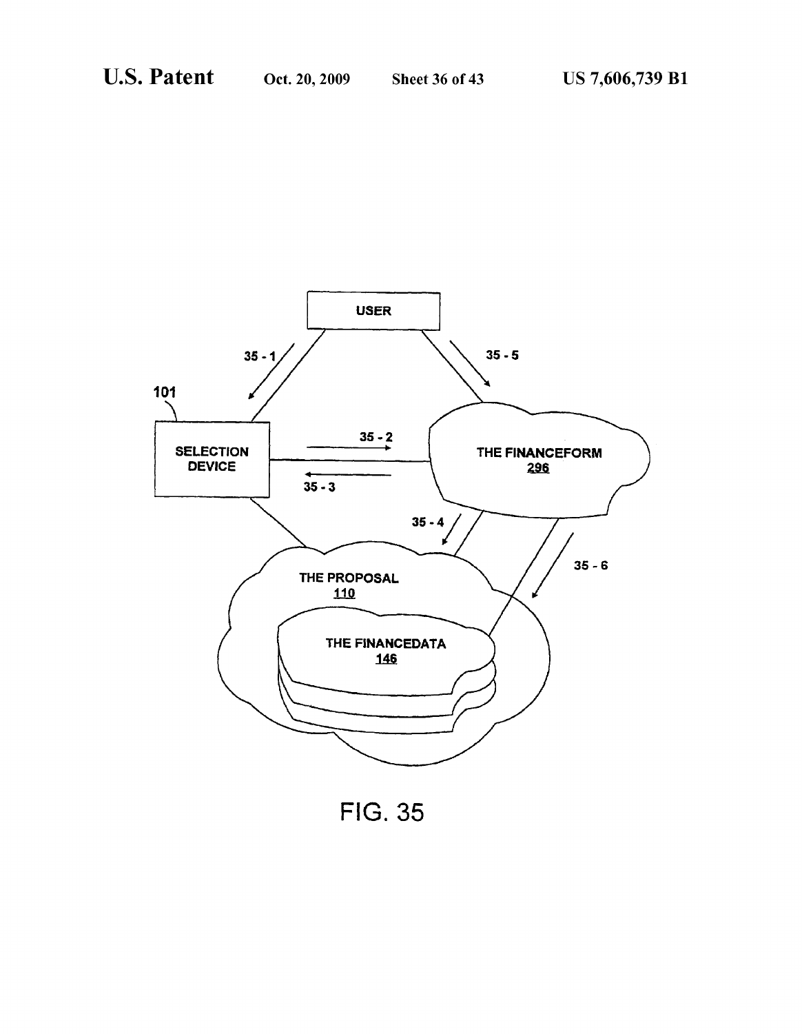USER

35 - 1

35 - 5

101

SELECTION DEVICE

35 - 2

35 - 3

THE FINANCEFORM 296

35 - 4

35 - 6

THE PROPOSAL 110

THE FINANCEDATA 146

FIG. 35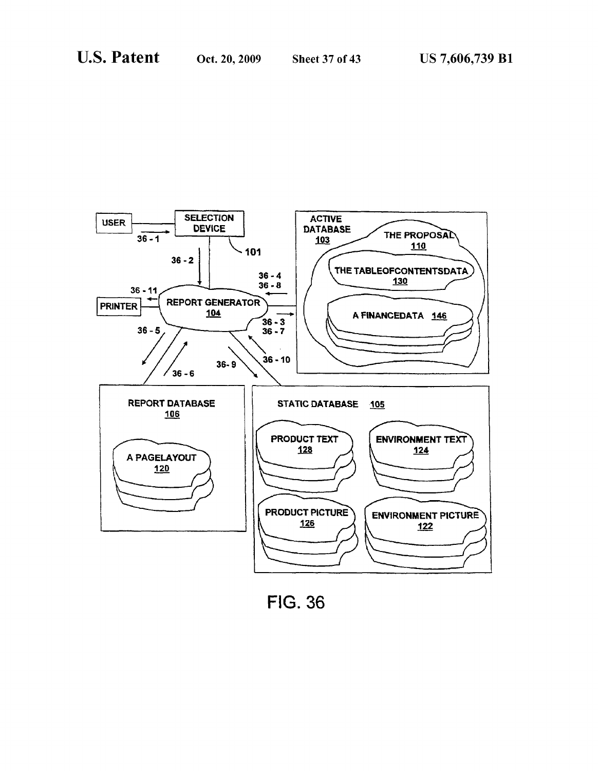USER

SELECTION DEVICE

101

36 - 1

36 - 2

ACTIVE DATABASE 103

THE PROPOSAL 110

THE TABLEOFCONTENTSDATA 130

A FINANCEDATA 146

36 - 4
36 - 8

36 - 11

PRINTER

REPORT GENERATOR 104

36 - 3
36 - 7

36 - 5

36 - 6

36- 9

36 - 10

REPORT DATABASE 106

A PAGELAYOUT 120

STATIC DATABASE 105

PRODUCT TEXT 128

ENVIRONMENT TEXT 124

PRODUCT PICTURE 126

ENVIRONMENT PICTURE 122

FIG. 36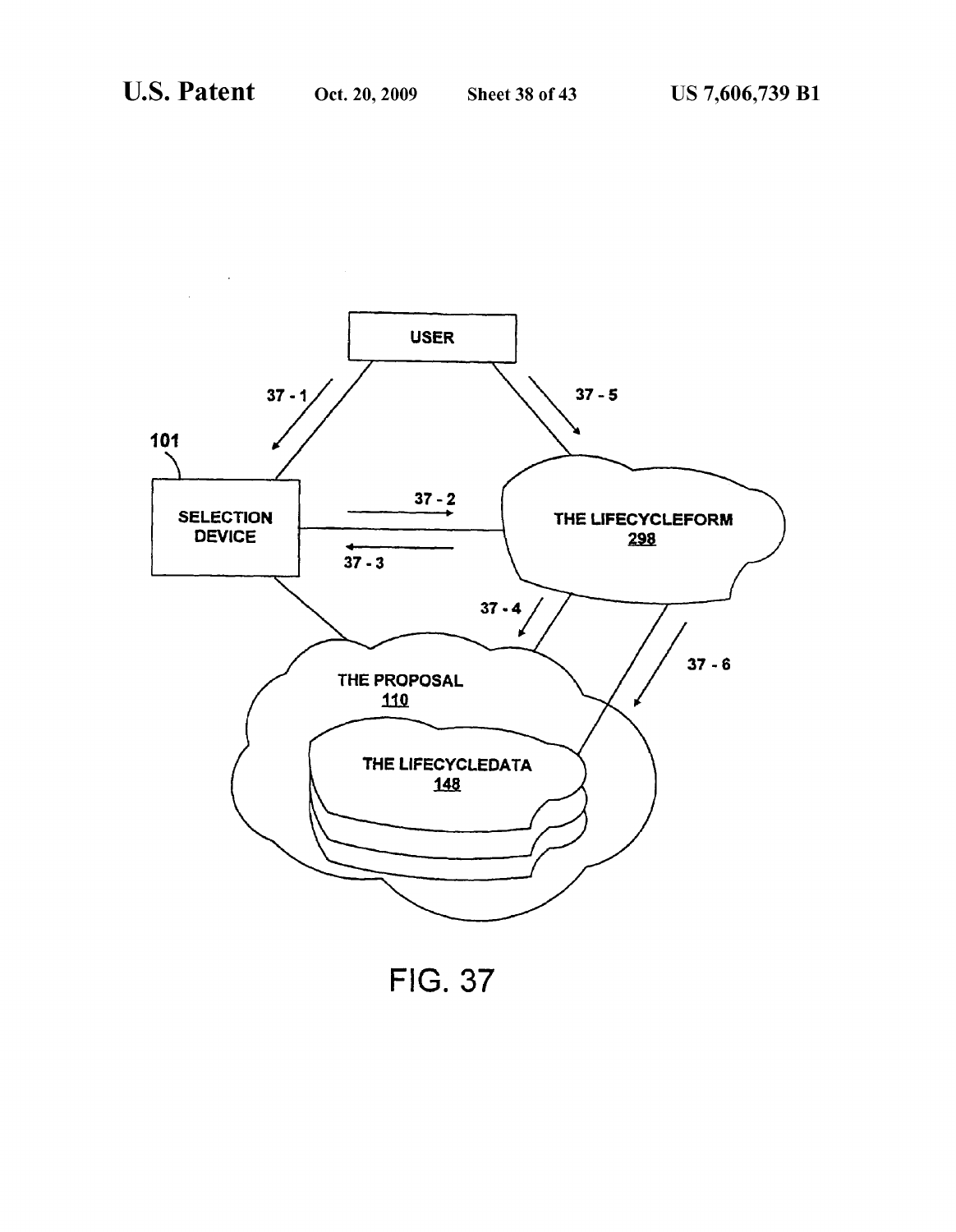USER

37 - 1

37 - 5

101

SELECTION DEVICE

37 - 2

37 - 3

THE LIFECYCLEFORM
298

37 - 4

37 - 6

THE PROPOSAL
110

THE LIFECYCLEDATA
148

FIG. 37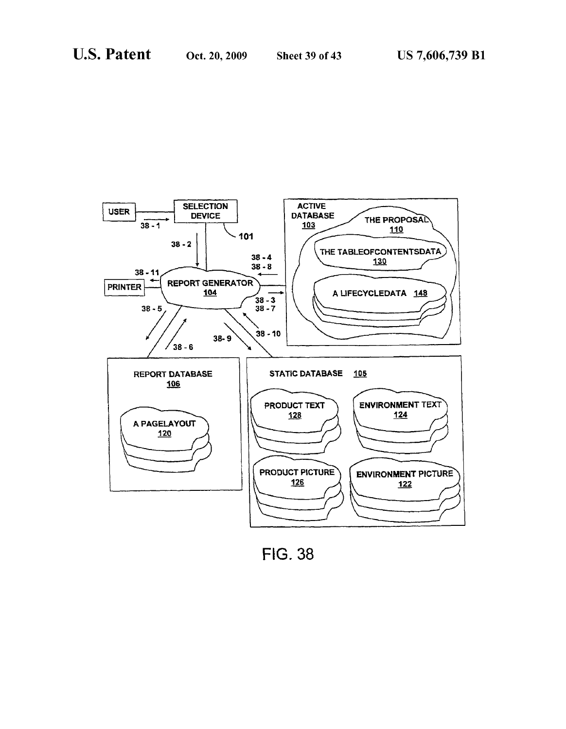USER

SELECTION DEVICE

101

38 - 1

38 - 2

ACTIVE DATABASE 103

THE PROPOSAL 110

THE TABLEOFCONTENTSDATA 130

A LIFECYCLEDATA 148

38 - 4
38 - 8

38 - 11

PRINTER

REPORT GENERATOR 104

38 - 3
38 - 7

38 - 5

38 - 6

38- 9

38 - 10

REPORT DATABASE 106

A PAGELAYOUT 120

STATIC DATABASE 105

PRODUCT TEXT 128

ENVIRONMENT TEXT 124

PRODUCT PICTURE 126

ENVIRONMENT PICTURE 122

FIG. 38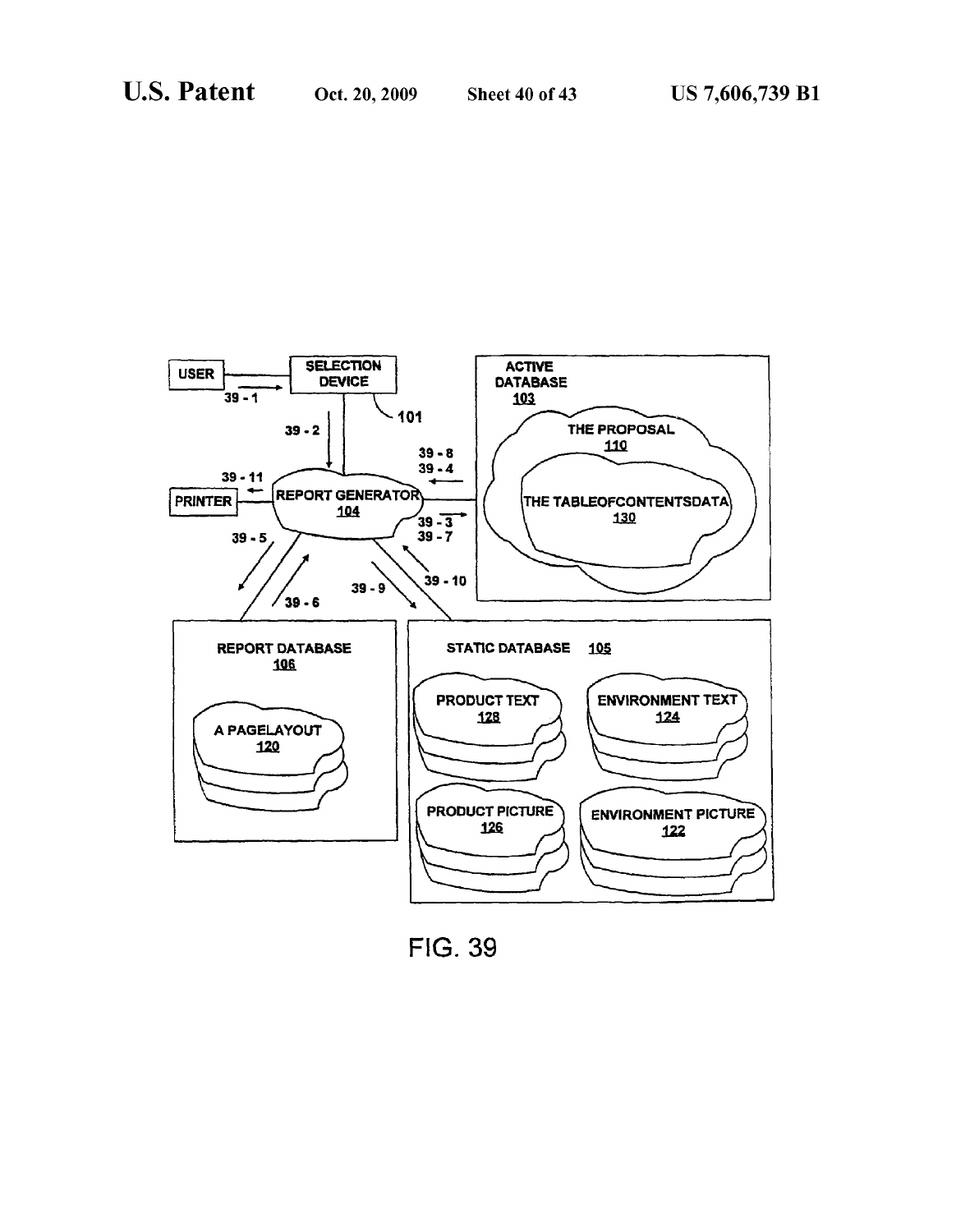USER

SELECTION DEVICE

101

39 - 1

39 - 2

ACTIVE DATABASE
103

THE PROPOSAL
110

THE TABLEOFCONTENTSDATA
130

39 - 8
39 - 4

39 - 11

PRINTER

REPORT GENERATOR
104

39 - 3
39 - 7

39 - 5

39 - 6

39 - 9

39 - 10

REPORT DATABASE
106

A PAGELAYOUT
120

STATIC DATABASE 105

PRODUCT TEXT
128

ENVIRONMENT TEXT
124

PRODUCT PICTURE
126

ENVIRONMENT PICTURE
122

FIG. 39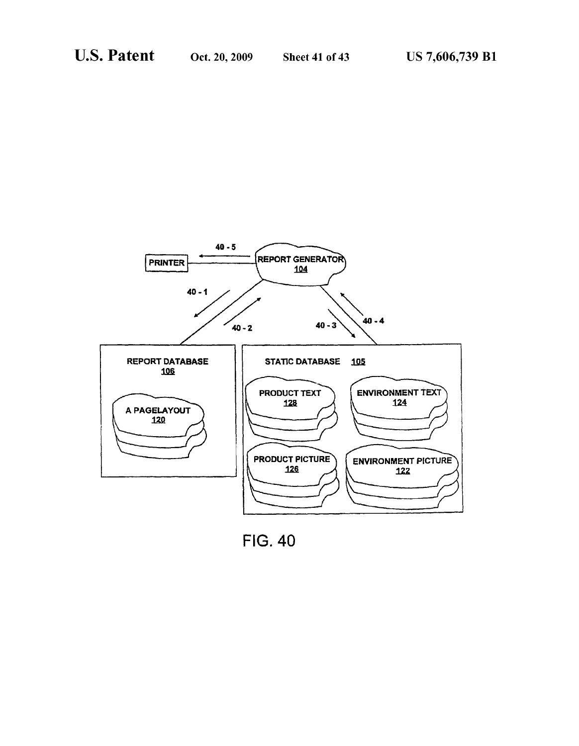PRINTER

REPORT GENERATOR
104

40 - 5

40 - 1

40 - 2

40 - 3

40 - 4

REPORT DATABASE
106

A PAGELAYOUT
120

STATIC DATABASE 105

PRODUCT TEXT
128

ENVIRONMENT TEXT
124

PRODUCT PICTURE
126

ENVIRONMENT PICTURE
122

FIG. 40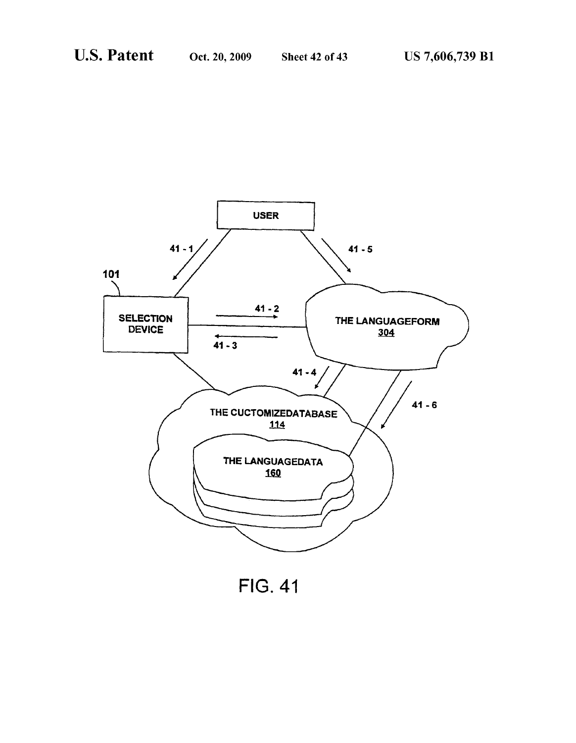USER

41 - 1

41 - 5

101

SELECTION DEVICE

41 - 2

41 - 3

THE LANGUAGEFORM 304

41 - 4

41 - 6

THE CUCTOMIZEDATABASE 114

THE LANGUAGEDATA 160

FIG. 41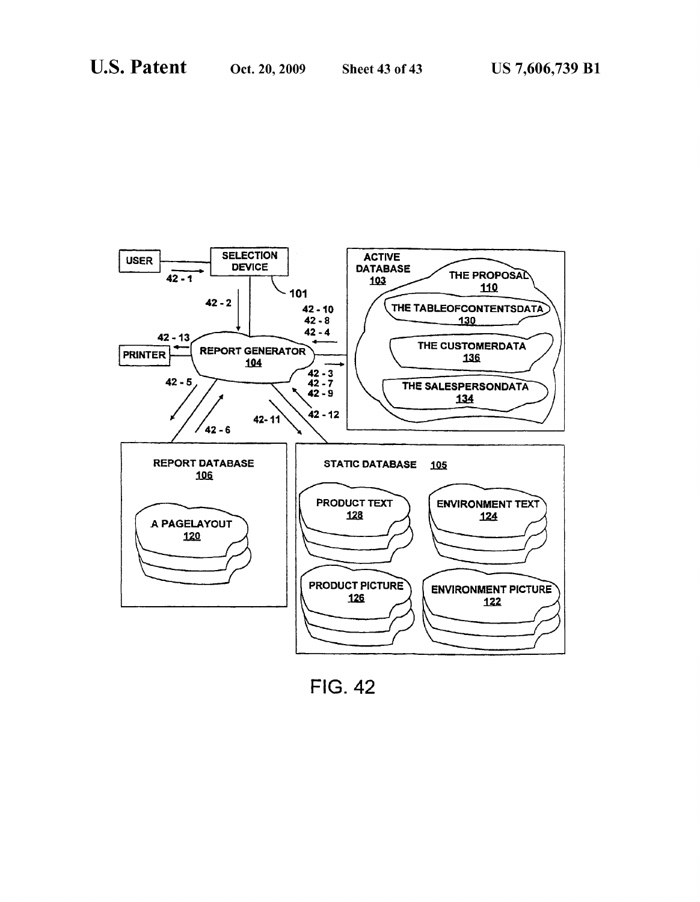USER

SELECTION DEVICE

101

42 - 1

42 - 2

ACTIVE DATABASE 103

THE PROPOSAL 110

THE TABLEOFCONTENTSDATA 130

THE CUSTOMERDATA 136

THE SALESPERSONDATA 134

42 - 10
42 - 8
42 - 4

42 - 3
42 - 7
42 - 9

42 - 12

PRINTER

42 - 13

REPORT GENERATOR 104

42 - 5

42 - 6

42- 11

REPORT DATABASE 106

A PAGELAYOUT 120

STATIC DATABASE 105

PRODUCT TEXT 128

ENVIRONMENT TEXT 124

PRODUCT PICTURE 126

ENVIRONMENT PICTURE 122

FIG. 42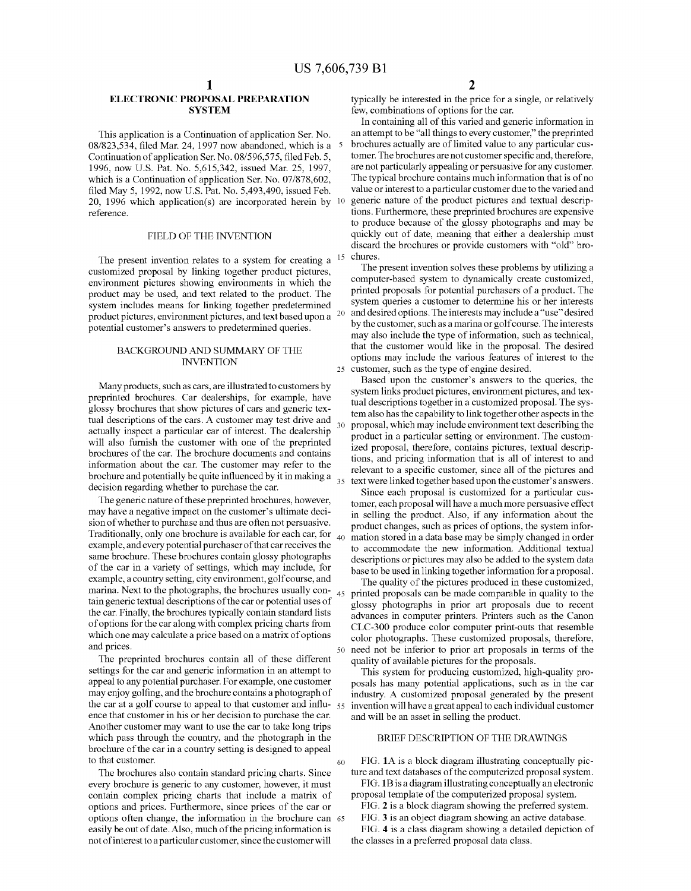# ELECTRONIC PROPOSAL PREPARATION SYSTEM

This application is a Continuation of application Ser. No. 08/823,534, filed Mar. 24, 1997 now abandoned, which is a Continuation of application Ser. No. 08/596,575, filed Feb. 5, 1996, now U.S. Pat. No. 5,615,342, issued Mar. 25, 1997, which is a Continuation of application Ser. No. 07/878,602, filed May 5, 1992, now U.S. Pat. No. 5,493,490, issued Feb. 20, 1996 which application(s) are incorporated herein by reference.

## FIELD OF THE INVENTION

The present invention relates to a system for creating a customized proposal by linking together product pictures, environment pictures showing environments in which the product may be used, and text related to the product. The system includes means for linking together predetermined product pictures, environment pictures, and text based upon a potential customer's answers to predetermined queries.

## BACKGROUND AND SUMMARY OF THE INVENTION

Many products, such as cars, are illustrated to customers by preprinted brochures. Car dealerships, for example, have glossy brochures that show pictures of cars and generic textual descriptions of the cars. A customer may test drive and actually inspect a particular car of interest. The dealership will also furnish the customer with one of the preprinted brochures of the car. The brochure documents and contains information about the car. The customer may refer to the brochure and potentially be quite influenced by it in making a decision regarding whether to purchase the car.

The generic nature of these preprinted brochures, however, may have a negative impact on the customer's ultimate decision of whether to purchase and thus are often not persuasive. Traditionally, only one brochure is available for each car, for example, and every potential purchaser of that car receives the same brochure. These brochures contain glossy photographs of the car in a variety of settings, which may include, for example, a country setting, city environment, golf course, and marina. Next to the photographs, the brochures usually contain generic textual descriptions of the car or potential uses of the car. Finally, the brochures typically contain standard lists of options for the car along with complex pricing charts from which one may calculate a price based on a matrix of options and prices.

The preprinted brochures contain all of these different settings for the car and generic information in an attempt to appeal to any potential purchaser. For example, one customer may enjoy golfing, and the brochure contains a photograph of the car at a golf course to appeal to that customer and influence that customer in his or her decision to purchase the car. Another customer may want to use the car to take long trips which pass through the country, and the photograph in the brochure of the car in a country setting is designed to appeal to that customer.

The brochures also contain standard pricing charts. Since every brochure is generic to any customer, however, it must contain complex pricing charts that include a matrix of options and prices. Furthermore, since prices of the car or options often change, the information in the brochure can easily be out of date. Also, much of the pricing information is not of interest to a particular customer, since the customer will typically be interested in the price for a single, or relatively few, combinations of options for the car.

In containing all of this varied and generic information in an attempt to be "all things to every customer," the preprinted brochures actually are of limited value to any particular customer. The brochures are not customer specific and, therefore, are not particularly appealing or persuasive for any customer. The typical brochure contains much information that is of no value or interest to a particular customer due to the varied and generic nature of the product pictures and textual descriptions. Furthermore, these preprinted brochures are expensive to produce because of the glossy photographs and may be quickly out of date, meaning that either a dealership must discard the brochures or provide customers with "old" brochures.

The present invention solves these problems by utilizing a computer-based system to dynamically create customized, printed proposals for potential purchasers of a product. The system queries a customer to determine his or her interests and desired options. The interests may include a "use" desired by the customer, such as a marina or golf course. The interests may also include the type of information, such as technical, that the customer would like in the proposal. The desired options may include the various features of interest to the customer, such as the type of engine desired.

Based upon the customer's answers to the queries, the system links product pictures, environment pictures, and textual descriptions together in a customized proposal. The system also has the capability to link together other aspects in the proposal, which may include environment text describing the product in a particular setting or environment. The customized proposal, therefore, contains pictures, textual descriptions, and pricing information that is all of interest to and relevant to a specific customer, since all of the pictures and text were linked together based upon the customer's answers.

Since each proposal is customized for a particular customer, each proposal will have a much more persuasive effect in selling the product. Also, if any information about the product changes, such as prices of options, the system information stored in a data base may be simply changed in order to accommodate the new information. Additional textual descriptions or pictures may also be added to the system data base to be used in linking together information for a proposal.

The quality of the pictures produced in these customized, printed proposals can be made comparable in quality to the glossy photographs in prior art proposals due to recent advances in computer printers. Printers such as the Canon CLC-300 produce color computer print-outs that resemble color photographs. These customized proposals, therefore, need not be inferior to prior art proposals in terms of the quality of available pictures for the proposals.

This system for producing customized, high-quality proposals has many potential applications, such as in the car industry. A customized proposal generated by the present invention will have a great appeal to each individual customer and will be an asset in selling the product.

## BRIEF DESCRIPTION OF THE DRAWINGS

FIG. 1A is a block diagram illustrating conceptually picture and text databases of the computerized proposal system.

FIG. 1B is a diagram illustrating conceptually an electronic proposal template of the computerized proposal system.

FIG. 2 is a block diagram showing the preferred system.

FIG. 3 is an object diagram showing an active database.

FIG. 4 is a class diagram showing a detailed depiction of the classes in a preferred proposal data class.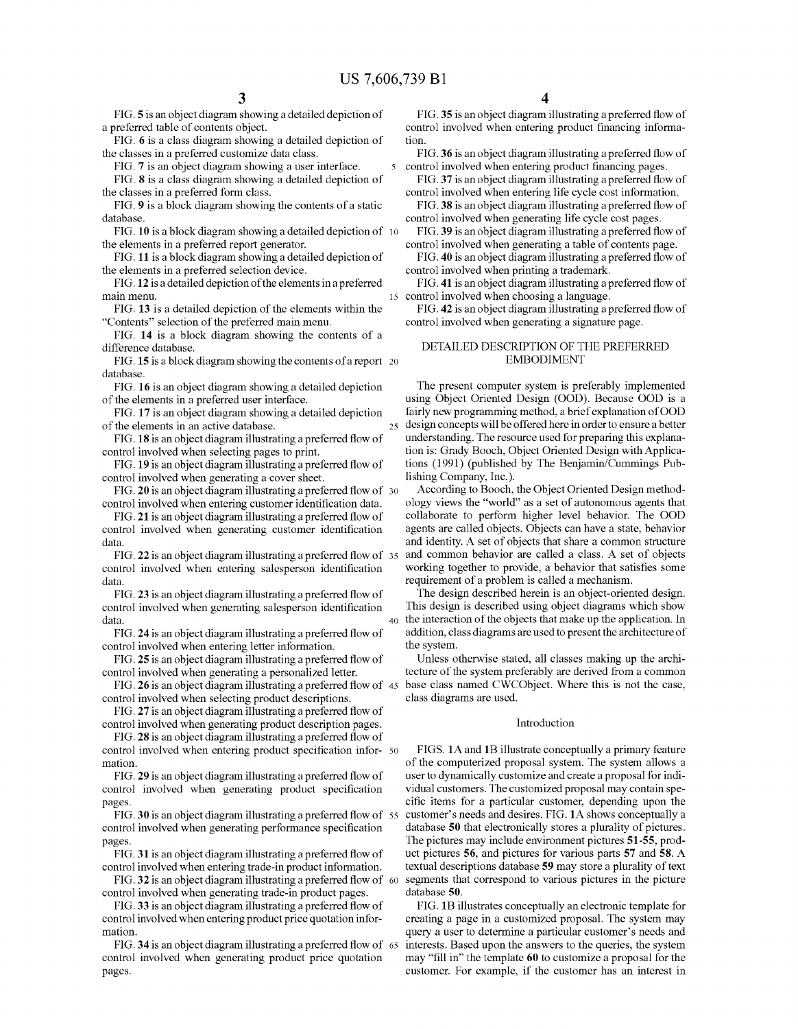FIG. 5 is an object diagram showing a detailed depiction of a preferred table of contents object.

FIG. 6 is a class diagram showing a detailed depiction of the classes in a preferred customize data class.

FIG. 7 is an object diagram showing a user interface.

FIG. 8 is a class diagram showing a detailed depiction of the classes in a preferred form class.

FIG. 9 is a block diagram showing the contents of a static database.

FIG. 10 is a block diagram showing a detailed depiction of the elements in a preferred report generator.

FIG. 11 is a block diagram showing a detailed depiction of the elements in a preferred selection device.

FIG. 12 is a detailed depiction of the elements in a preferred main menu.

FIG. 13 is a detailed depiction of the elements within the "Contents" selection of the preferred main menu.

FIG. 14 is a block diagram showing the contents of a difference database.

FIG. 15 is a block diagram showing the contents of a report database.

FIG. 16 is an object diagram showing a detailed depiction of the elements in a preferred user interface.

FIG. 17 is an object diagram showing a detailed depiction of the elements in an active database.

FIG. 18 is an object diagram illustrating a preferred flow of control involved when selecting pages to print.

FIG. 19 is an object diagram illustrating a preferred flow of control involved when generating a cover sheet.

FIG. 20 is an object diagram illustrating a preferred flow of control involved when entering customer identification data.

FIG. 21 is an object diagram illustrating a preferred flow of control involved when generating customer identification data.

FIG. 22 is an object diagram illustrating a preferred flow of control involved when entering salesperson identification data.

FIG. 23 is an object diagram illustrating a preferred flow of control involved when generating salesperson identification data.

FIG. 24 is an object diagram illustrating a preferred flow of control involved when entering letter information.

FIG. 25 is an object diagram illustrating a preferred flow of control involved when generating a personalized letter.

FIG. 26 is an object diagram illustrating a preferred flow of control involved when selecting product descriptions.

FIG. 27 is an object diagram illustrating a preferred flow of control involved when generating product description pages.

FIG. 28 is an object diagram illustrating a preferred flow of control involved when entering product specification information.

FIG. 29 is an object diagram illustrating a preferred flow of control involved when generating product specification pages.

FIG. 30 is an object diagram illustrating a preferred flow of control involved when generating performance specification pages.

FIG. 31 is an object diagram illustrating a preferred flow of control involved when entering trade-in product information.

FIG. 32 is an object diagram illustrating a preferred flow of control involved when generating trade-in product pages.

FIG. 33 is an object diagram illustrating a preferred flow of control involved when entering product price quotation information.

FIG. 34 is an object diagram illustrating a preferred flow of control involved when generating product price quotation pages.

FIG. 35 is an object diagram illustrating a preferred flow of control involved when entering product financing information.

FIG. 36 is an object diagram illustrating a preferred flow of control involved when entering product financing pages.

FIG. 37 is an object diagram illustrating a preferred flow of control involved when entering life cycle cost information.

FIG. 38 is an object diagram illustrating a preferred flow of control involved when generating life cycle cost pages.

FIG. 39 is an object diagram illustrating a preferred flow of control involved when generating a table of contents page.

FIG. 40 is an object diagram illustrating a preferred flow of control involved when printing a trademark.

FIG. 41 is an object diagram illustrating a preferred flow of control involved when choosing a language.

FIG. 42 is an object diagram illustrating a preferred flow of control involved when generating a signature page.

## DETAILED DESCRIPTION OF THE PREFERRED EMBODIMENT

The present computer system is preferably implemented using Object Oriented Design (OOD). Because OOD is a fairly new programming method, a brief explanation of OOD design concepts will be offered here in order to ensure a better understanding. The resource used for preparing this explanation is: Grady Booch, Object Oriented Design with Applications (1991) (published by The Benjamin/Cummings Publishing Company, Inc.).

According to Booch, the Object Oriented Design methodology views the "world" as a set of autonomous agents that collaborate to perform higher level behavior. The OOD agents are called objects. Objects can have a state, behavior and identity. A set of objects that share a common structure and common behavior are called a class. A set of objects working together to provide, a behavior that satisfies some requirement of a problem is called a mechanism.

The design described herein is an object-oriented design. This design is described using object diagrams which show the interaction of the objects that make up the application. In addition, class diagrams are used to present the architecture of the system.

Unless otherwise stated, all classes making up the architecture of the system preferably are derived from a common base class named CWCObject. Where this is not the case, class diagrams are used.

### Introduction

FIGS. 1A and 1B illustrate conceptually a primary feature of the computerized proposal system. The system allows a user to dynamically customize and create a proposal for individual customers. The customized proposal may contain specific items for a particular customer, depending upon the customer's needs and desires. FIG. 1A shows conceptually a database 50 that electronically stores a plurality of pictures. The pictures may include environment pictures 51-55, product pictures 56, and pictures for various parts 57 and 58. A textual descriptions database 59 may store a plurality of text segments that correspond to various pictures in the picture database 50.

FIG. 1B illustrates conceptually an electronic template for creating a page in a customized proposal. The system may query a user to determine a particular customer's needs and interests. Based upon the answers to the queries, the system may "fill in" the template 60 to customize a proposal for the customer. For example, if the customer has an interest in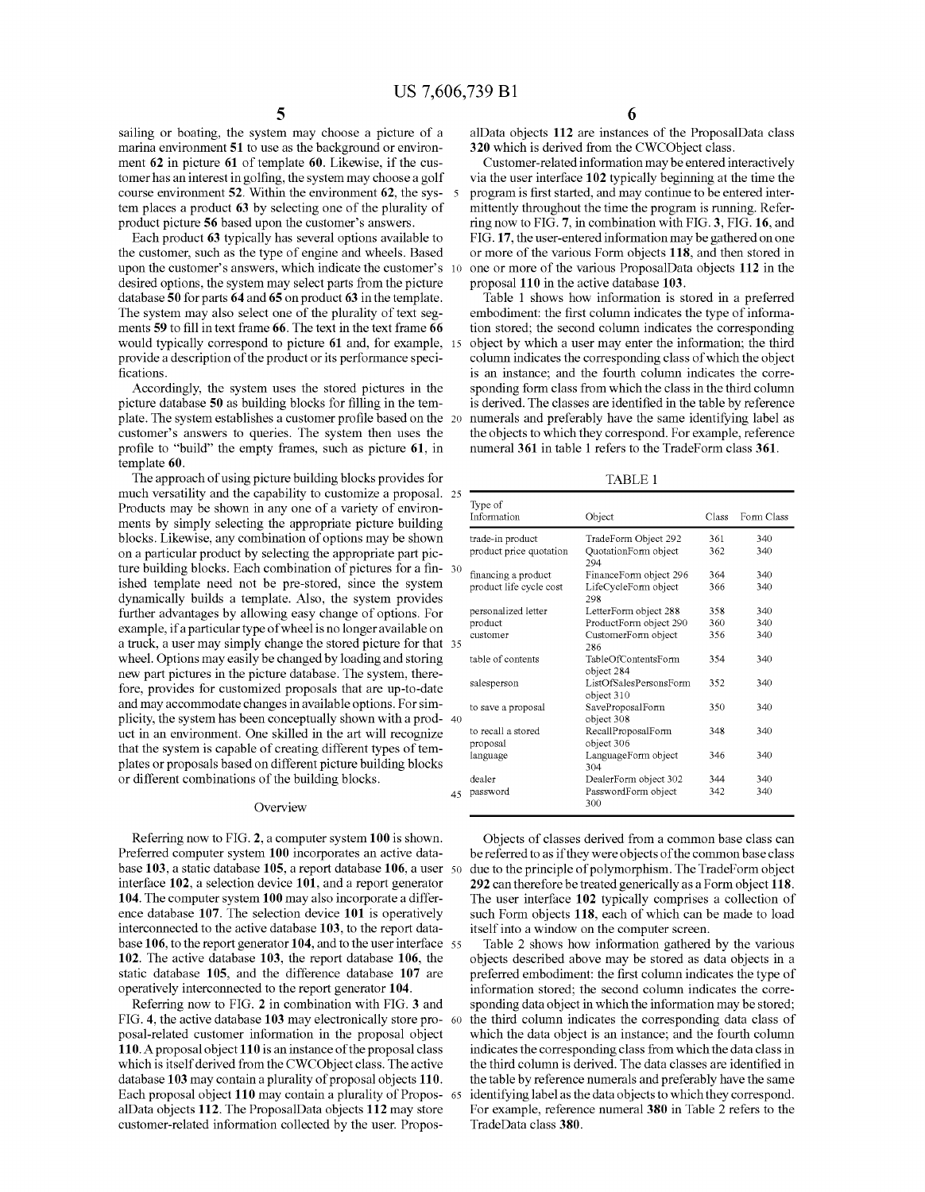sailing or boating, the system may choose a picture of a marina environment **51** to use as the background or environment **62** in picture **61** of template **60**. Likewise, if the customer has an interest in golfing, the system may choose a golf course environment **52**. Within the environment **62**, the system places a product **63** by selecting one of the plurality of product picture **56** based upon the customer's answers.

Each product **63** typically has several options available to the customer, such as the type of engine and wheels. Based upon the customer's answers, which indicate the customer's desired options, the system may select parts from the picture database **50** for parts **64** and **65** on product **63** in the template. The system may also select one of the plurality of text segments **59** to fill in text frame **66**. The text in the text frame **66** would typically correspond to picture **61** and, for example, provide a description of the product or its performance specifications.

Accordingly, the system uses the stored pictures in the picture database **50** as building blocks for filling in the template. The system establishes a customer profile based on the customer's answers to queries. The system then uses the profile to "build" the empty frames, such as picture **61**, in template **60**.

The approach of using picture building blocks provides for much versatility and the capability to customize a proposal. Products may be shown in any one of a variety of environments by simply selecting the appropriate picture building blocks. Likewise, any combination of options may be shown on a particular product by selecting the appropriate part picture building blocks. Each combination of pictures for a finished template need not be pre-stored, since the system dynamically builds a template. Also, the system provides further advantages by allowing easy change of options. For example, if a particular type of wheel is no longer available on a truck, a user may simply change the stored picture for that wheel. Options may easily be changed by loading and storing new part pictures in the picture database. The system, therefore, provides for customized proposals that are up-to-date and may accommodate changes in available options. For simplicity, the system has been conceptually shown with a product in an environment. One skilled in the art will recognize that the system is capable of creating different types of templates or proposals based on different picture building blocks or different combinations of the building blocks.

## Overview

Referring now to FIG. **2**, a computer system **100** is shown. Preferred computer system **100** incorporates an active database **103**, a static database **105**, a report database **106**, a user interface **102**, a selection device **101**, and a report generator **104**. The computer system **100** may also incorporate a difference database **107**. The selection device **101** is operatively interconnected to the active database **103**, to the report database **106**, to the report generator **104**, and to the user interface **102**. The active database **103**, the report database **106**, the static database **105**, and the difference database **107** are operatively interconnected to the report generator **104**.

Referring now to FIG. **2** in combination with FIG. **3** and FIG. **4**, the active database **103** may electronically store proposal-related customer information in the proposal object **110**. A proposal object **110** is an instance of the proposal class which is itself derived from the CWCObject class. The active database **103** may contain a plurality of proposal objects **110**. Each proposal object **110** may contain a plurality of ProposalData objects **112**. The ProposalData objects **112** may store customer-related information collected by the user. ProposalData objects **112** are instances of the ProposalData class **320** which is derived from the CWCObject class.

Customer-related information may be entered interactively via the user interface **102** typically beginning at the time the program is first started, and may continue to be entered intermittently throughout the time the program is running. Referring now to FIG. **7**, in combination with FIG. **3**, FIG. **16**, and FIG. **17**, the user-entered information may be gathered on one or more of the various Form objects **118**, and then stored in one or more of the various ProposalData objects **112** in the proposal **110** in the active database **103**.

Table 1 shows how information is stored in a preferred embodiment: the first column indicates the type of information stored; the second column indicates the corresponding object by which a user may enter the information; the third column indicates the corresponding class of which the object is an instance; and the fourth column indicates the corresponding form class from which the class in the third column is derived. The classes are identified in the table by reference numerals and preferably have the same identifying label as the objects to which they correspond. For example, reference numeral **361** in table 1 refers to the TradeForm class **361**.

TABLE 1

| Type of Information | Object | Class | Form Class |
|---|---|---|---|
| trade-in product | TradeForm Object 292 | 361 | 340 |
| product price quotation | QuotationForm object 294 | 362 | 340 |
| financing a product | FinanceForm object 296 | 364 | 340 |
| product life cycle cost | LifeCycleForm object 298 | 366 | 340 |
| personalized letter | LetterForm object 288 | 358 | 340 |
| product | ProductForm object 290 | 360 | 340 |
| customer | CustomerForm object 286 | 356 | 340 |
| table of contents | TableOfContentsForm object 284 | 354 | 340 |
| salesperson | ListOfSalesPersonsForm object 310 | 352 | 340 |
| to save a proposal | SaveProposalForm object 308 | 350 | 340 |
| to recall a stored proposal | RecallProposalForm object 306 | 348 | 340 |
| language | LanguageForm object 304 | 346 | 340 |
| dealer | DealerForm object 302 | 344 | 340 |
| password | PasswordForm object 300 | 342 | 340 |

Objects of classes derived from a common base class can be referred to as if they were objects of the common base class due to the principle of polymorphism. The TradeForm object **292** can therefore be treated generically as a Form object **118**. The user interface **102** typically comprises a collection of such Form objects **118**, each of which can be made to load itself into a window on the computer screen.

Table 2 shows how information gathered by the various objects described above may be stored as data objects in a preferred embodiment: the first column indicates the type of information stored; the second column indicates the corresponding data object in which the information may be stored; the third column indicates the corresponding data class of which the data object is an instance; and the fourth column indicates the corresponding class from which the data class in the third column is derived. The data classes are identified in the table by reference numerals and preferably have the same identifying label as the data objects to which they correspond. For example, reference numeral **380** in Table 2 refers to the TradeData class **380**.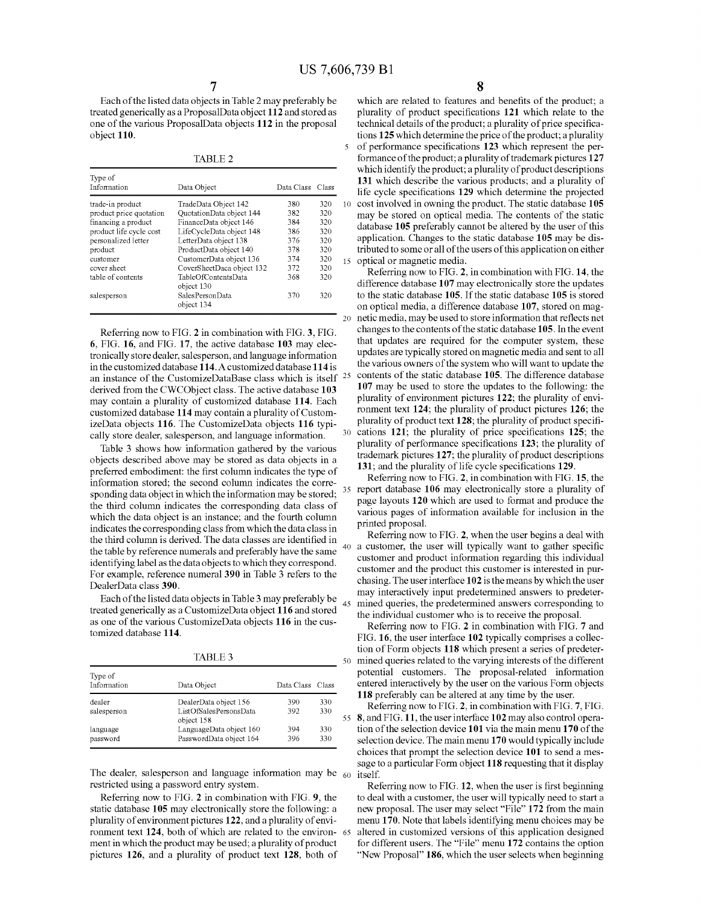Each of the listed data objects in Table 2 may preferably be treated generically as a ProposalData object **112** and stored as one of the various ProposalData objects **112** in the proposal object **110**.

TABLE 2

| Type of Information | Data Object | Data Class | Class |
|---|---|---|---|
| trade-in product | TradeData Object 142 | 380 | 320 |
| product price quotation | QuotationData object 144 | 382 | 320 |
| financing a product | FinanceData object 146 | 384 | 320 |
| product life cycle cost | LifeCycleData object 148 | 386 | 320 |
| personalized letter | LetterData object 138 | 376 | 320 |
| product | ProductData object 140 | 378 | 320 |
| customer | CustomerData object 136 | 374 | 320 |
| cover sheet | CoverSheetDaca object 132 | 372 | 320 |
| table of contents | TableOfContentsData object 130 | 368 | 320 |
| salesperson | SalesPersonData object 134 | 370 | 320 |

Referring now to FIG. **2** in combination with FIG. **3**, FIG. **6**, FIG. **16**, and FIG. **17**, the active database **103** may electronically store dealer, salesperson, and language information in the customized database **114**. A customized database **114** is an instance of the CustomizeDataBase class which is itself derived from the CWCObject class. The active database **103** may contain a plurality of customized database **114**. Each customized database **114** may contain a plurality of CustomizeData objects **116**. The CustomizeData objects **116** typically store dealer, salesperson, and language information.

Table 3 shows how information gathered by the various objects described above may be stored as data objects in a preferred embodiment: the first column indicates the type of information stored; the second column indicates the corresponding data object in which the information may be stored; the third column indicates the corresponding data class of which the data object is an instance; and the fourth column indicates the corresponding class from which the data class in the third column is derived. The data classes are identified in the table by reference numerals and preferably have the same identifying label as the data objects to which they correspond. For example, reference numeral **390** in Table 3 refers to the DealerData class **390**.

Each of the listed data objects in Table 3 may preferably be treated generically as a CustomizeData object **116** and stored as one of the various CustomizeData objects **116** in the customized database **114**.

TABLE 3

| Type of Information | Data Object | Data Class | Class |
|---|---|---|---|
| dealer | DealerData object 156 | 390 | 330 |
| salesperson | ListOfSalesPersonsData object 158 | 392 | 330 |
| language | LanguageData object 160 | 394 | 330 |
| password | PasswordData object 164 | 396 | 330 |

The dealer, salesperson and language information may be restricted using a password entry system.

Referring now to FIG. **2** in combination with FIG. **9**, the static database **105** may electronically store the following: a plurality of environment pictures **122**, and a plurality of environment text **124**, both of which are related to the environment in which the product may be used; a plurality of product pictures **126**, and a plurality of product text **128**, both of which are related to features and benefits of the product; a plurality of product specifications **121** which relate to the technical details of the product; a plurality of price specifications **125** which determine the price of the product; a plurality of performance specifications **123** which represent the performance of the product; a plurality of trademark pictures **127** which identify the product; a plurality of product descriptions **131** which describe the various products; and a plurality of life cycle specifications **129** which determine the projected cost involved in owning the product. The static database **105** may be stored on optical media. The contents of the static database **105** preferably cannot be altered by the user of this application. Changes to the static database **105** may be distributed to some or all of the users of this application on either optical or magnetic media.

Referring now to FIG. **2**, in combination with FIG. **14**, the difference database **107** may electronically store the updates to the static database **105**. If the static database **105** is stored on optical media, a difference database **107**, stored on magnetic media, may be used to store information that reflects net changes to the contents of the static database **105**. In the event that updates are required for the computer system, these updates are typically stored on magnetic media and sent to all the various owners of the system who will want to update the contents of the static database **105**. The difference database **107** may be used to store the updates to the following: the plurality of environment pictures **122**; the plurality of environment text **124**; the plurality of product pictures **126**; the plurality of product text **128**; the plurality of product specifications **121**; the plurality of price specifications **125**; the plurality of performance specifications **123**; the plurality of trademark pictures **127**; the plurality of product descriptions **131**; and the plurality of life cycle specifications **129**.

Referring now to FIG. **2**, in combination with FIG. **15**, the report database **106** may electronically store a plurality of page layouts **120** which are used to format and produce the various pages of information available for inclusion in the printed proposal.

Referring now to FIG. **2**, when the user begins a deal with a customer, the user will typically want to gather specific customer and product information regarding this individual customer and the product this customer is interested in purchasing. The user interface **102** is the means by which the user may interactively input predetermined answers to predetermined queries, the predetermined answers corresponding to the individual customer who is to receive the proposal.

Referring now to FIG. **2** in combination with FIG. **7** and FIG. **16**, the user interface **102** typically comprises a collection of Form objects **118** which present a series of predetermined queries related to the varying interests of the different potential customers. The proposal-related information entered interactively by the user on the various Form objects **118** preferably can be altered at any time by the user.

Referring now to FIG. **2**, in combination with FIG. **7**, FIG. **8**, and FIG. **11**, the user interface **102** may also control operation of the selection device **101** via the main menu **170** of the selection device. The main menu **170** would typically include choices that prompt the selection device **101** to send a message to a particular Form object **118** requesting that it display itself.

Referring now to FIG. **12**, when the user is first beginning to deal with a customer, the user will typically need to start a new proposal. The user may select "File" **172** from the main menu **170**. Note that labels identifying menu choices may be altered in customized versions of this application designed for different users. The "File" menu **172** contains the option "New Proposal" **186**, which the user selects when beginning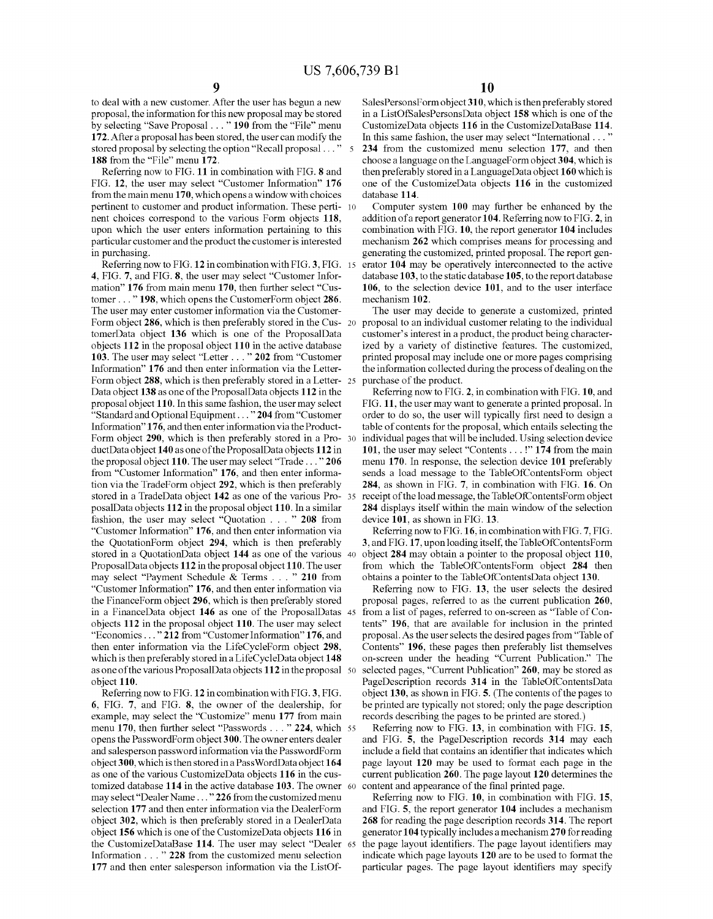to deal with a new customer. After the user has begun a new proposal, the information for this new proposal may be stored by selecting "Save Proposal . . . " **190** from the "File" menu **172**. After a proposal has been stored, the user can modify the stored proposal by selecting the option "Recall proposal . . . " **188** from the "File" menu **172**.

Referring now to FIG. **11** in combination with FIG. **8** and FIG. **12**, the user may select "Customer Information" **176** from the main menu **170**, which opens a window with choices pertinent to customer and product information. These pertinent choices correspond to the various Form objects **118**, upon which the user enters information pertaining to this particular customer and the product the customer is interested in purchasing.

Referring now to FIG. **12** in combination with FIG. **3**, FIG. **4**, FIG. **7**, and FIG. **8**, the user may select "Customer Information" **176** from main menu **170**, then further select "Customer . . . " **198**, which opens the CustomerForm object **286**. The user may enter customer information via the CustomerForm object **286**, which is then preferably stored in the CustomerData object **136** which is one of the ProposalData objects **112** in the proposal object **110** in the active database **103**. The user may select "Letter . . . " **202** from "Customer Information" **176** and then enter information via the LetterForm object **288**, which is then preferably stored in a LetterData object **138** as one of the ProposalData objects **112** in the proposal object **110**. In this same fashion, the user may select "Standard and Optional Equipment . . . " **204** from "Customer Information" **176**, and then enter information via the ProductForm object **290**, which is then preferably stored in a ProductData object **140** as one of the ProposalData objects **112** in the proposal object **110**. The user may select "Trade . . . " **206** from "Customer Information" **176**, and then enter information via the TradeForm object **292**, which is then preferably stored in a TradeData object **142** as one of the various ProposalData objects **112** in the proposal object **110**. In a similar fashion, the user may select "Quotation . . . " **208** from "Customer Information" **176**, and then enter information via the QuotationForm object **294**, which is then preferably stored in a QuotationData object **144** as one of the various ProposalData objects **112** in the proposal object **110**. The user may select "Payment Schedule & Terms . . . " **210** from "Customer Information" **176**, and then enter information via the FinanceForm object **296**, which is then preferably stored in a FinanceData object **146** as one of the ProposalDatas objects **112** in the proposal object **110**. The user may select "Economics . . . " **212** from "Customer Information" **176**, and then enter information via the LifeCycleForm object **298**, which is then preferably stored in a LifeCycleData object **148** as one of the various ProposalData objects **112** in the proposal object **110**.

Referring now to FIG. **12** in combination with FIG. **3**, FIG. **6**, FIG. **7**, and FIG. **8**, the owner of the dealership, for example, may select the "Customize" menu **177** from main menu **170**, then further select "Passwords . . . " **224**, which opens the PasswordForm object **300**. The owner enters dealer and salesperson password information via the PasswordForm object **300**, which is then stored in a PassWordData object **164** as one of the various CustomizeData objects **116** in the customized database **114** in the active database **103**. The owner may select "Dealer Name . . . " **226** from the customized menu selection **177** and then enter information via the DealerForm object **302**, which is then preferably stored in a DealerData object **156** which is one of the CustomizeData objects **116** in the CustomizeDataBase **114**. The user may select "Dealer Information . . . " **228** from the customized menu selection **177** and then enter salesperson information via the ListOfSalesPersonsForm object **310**, which is then preferably stored in a ListOfSalesPersonsData object **158** which is one of the CustomizeData objects **116** in the CustomizeDataBase **114**. In this same fashion, the user may select "International . . . " **234** from the customized menu selection **177**, and then choose a language on the LanguageForm object **304**, which is then preferably stored in a LanguageData object **160** which is one of the CustomizeData objects **116** in the customized database **114**.

Computer system **100** may further be enhanced by the addition of a report generator **104**. Referring now to FIG. **2**, in combination with FIG. **10**, the report generator **104** includes mechanism **262** which comprises means for processing and generating the customized, printed proposal. The report generator **104** may be operatively interconnected to the active database **103**, to the static database **105**, to the report database **106**, to the selection device **101**, and to the user interface mechanism **102**.

The user may decide to generate a customized, printed proposal to an individual customer relating to the individual customer's interest in a product, the product being characterized by a variety of distinctive features. The customized, printed proposal may include one or more pages comprising the information collected during the process of dealing on the purchase of the product.

Referring now to FIG. **2**, in combination with FIG. **10**, and FIG. **11**, the user may want to generate a printed proposal. In order to do so, the user will typically first need to design a table of contents for the proposal, which entails selecting the individual pages that will be included. Using selection device **101**, the user may select "Contents . . . !" **174** from the main menu **170**. In response, the selection device **101** preferably sends a load message to the TableOfContentsForm object **284**, as shown in FIG. **7**, in combination with FIG. **16**. On receipt of the load message, the TableOfContentsForm object **284** displays itself within the main window of the selection device **101**, as shown in FIG. **13**.

Referring now to FIG. **16**, in combination with FIG. **7**, FIG. **3**, and FIG. **17**, upon loading itself, the TableOfContentsForm object **284** may obtain a pointer to the proposal object **110**, from which the TableOfContentsForm object **284** then obtains a pointer to the TableOfContentsData object **130**.

Referring now to FIG. **13**, the user selects the desired proposal pages, referred to as the current publication **260**, from a list of pages, referred to on-screen as "Table of Contents" **196**, that are available for inclusion in the printed proposal. As the user selects the desired pages from "Table of Contents" **196**, these pages then preferably list themselves on-screen under the heading "Current Publication." The selected pages, "Current Publication" **260**, may be stored as PageDescription records **314** in the TableOfContentsData object **130**, as shown in FIG. **5**. (The contents of the pages to be printed are typically not stored; only the page description records describing the pages to be printed are stored.)

Referring now to FIG. **13**, in combination with FIG. **15**, and FIG. **5**, the PageDescription records **314** may each include a field that contains an identifier that indicates which page layout **120** may be used to format each page in the current publication **260**. The page layout **120** determines the content and appearance of the final printed page.

Referring now to FIG. **10**, in combination with FIG. **15**, and FIG. **5**, the report generator **104** includes a mechanism **268** for reading the page description records **314**. The report generator **104** typically includes a mechanism **270** for reading the page layout identifiers. The page layout identifiers may indicate which page layouts **120** are to be used to format the particular pages. The page layout identifiers may specify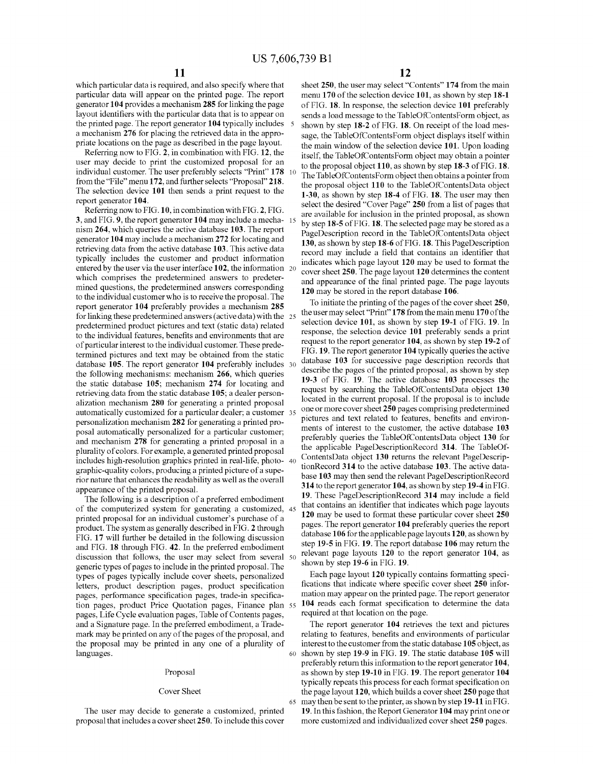which particular data is required, and also specify where that particular data will appear on the printed page. The report generator **104** provides a mechanism **285** for linking the page layout identifiers with the particular data that is to appear on the printed page. The report generator **104** typically includes a mechanism **276** for placing the retrieved data in the appropriate locations on the page as described in the page layout.

Referring now to FIG. **2**, in combination with FIG. **12**, the user may decide to print the customized proposal for an individual customer. The user preferably selects "Print" **178** from the "File" menu **172**, and further selects "Proposal" **218**. The selection device **101** then sends a print request to the report generator **104**.

Referring now to FIG. **10**, in combination with FIG. **2**, FIG. **3**, and FIG. **9**, the report generator **104** may include a mechanism **264**, which queries the active database **103**. The report generator **104** may include a mechanism **272** for locating and retrieving data from the active database **103**. This active data typically includes the customer and product information entered by the user via the user interface **102**, the information which comprises the predetermined answers to predetermined questions, the predetermined answers corresponding to the individual customer who is to receive the proposal. The report generator **104** preferably provides a mechanism **285** for linking these predetermined answers (active data) with the predetermined product pictures and text (static data) related to the individual features, benefits and environments that are of particular interest to the individual customer. These predetermined pictures and text may be obtained from the static database **105**. The report generator **104** preferably includes the following mechanisms: mechanism **266**, which queries the static database **105**; mechanism **274** for locating and retrieving data from the static database **105**; a dealer personalization mechanism **280** for generating a printed proposal automatically customized for a particular dealer; a customer personalization mechanism **282** for generating a printed proposal automatically personalized for a particular customer; and mechanism **278** for generating a printed proposal in a plurality of colors. For example, a generated printed proposal includes high-resolution graphics printed in real-life, photographic-quality colors, producing a printed picture of a superior nature that enhances the readability as well as the overall appearance of the printed proposal.

The following is a description of a preferred embodiment of the computerized system for generating a customized, printed proposal for an individual customer's purchase of a product. The system as generally described in FIG. **2** through FIG. **17** will further be detailed in the following discussion and FIG. **18** through FIG. **42**. In the preferred embodiment discussion that follows, the user may select from several generic types of pages to include in the printed proposal. The types of pages typically include cover sheets, personalized letters, product description pages, product specification pages, performance specification pages, trade-in specification pages, product Price Quotation pages, Finance plan pages, Life Cycle evaluation pages, Table of Contents pages, and a Signature page. In the preferred embodiment, a Trademark may be printed on any of the pages of the proposal, and the proposal may be printed in any one of a plurality of languages.

## Proposal

### Cover Sheet

The user may decide to generate a customized, printed proposal that includes a cover sheet **250**. To include this cover sheet **250**, the user may select "Contents" **174** from the main menu **170** of the selection device **101**, as shown by step **18-1** of FIG. **18**. In response, the selection device **101** preferably sends a load message to the TableOfContentsForm object, as shown by step **18-2** of FIG. **18**. On receipt of the load message, the TableOfContentsForm object displays itself within the main window of the selection device **101**. Upon loading itself, the TableOfContentsForm object may obtain a pointer to the proposal object **110**, as shown by step **18-3** of FIG. **18**. The TableOfContentsForm object then obtains a pointer from the proposal object **110** to the TableOfContentsData object **1-30**, as shown by step **18-4** of FIG. **18**. The user may then select the desired "Cover Page" **250** from a list of pages that are available for inclusion in the printed proposal, as shown by step **18-5** of FIG. **18**. The selected page may be stored as a PageDescription record in the TableOfContentsData object **130**, as shown by step **18-6** of FIG. **18**. This PageDescription record may include a field that contains an identifier that indicates which page layout **120** may be used to format the cover sheet **250**. The page layout **120** determines the content and appearance of the final printed page. The page layouts **120** may be stored in the report database **106**.

To initiate the printing of the pages of the cover sheet **250**, the user may select "Print" **178** from the main menu **170** of the selection device **101**, as shown by step **19-1** of FIG. **19**. In response, the selection device **101** preferably sends a print request to the report generator **104**, as shown by step **19-2** of FIG. **19**. The report generator **104** typically queries the active database **103** for successive page description records that describe the pages of the printed proposal, as shown by step **19-3** of FIG. **19**. The active database **103** processes the request by searching the TableOfContentsData object **130** located in the current proposal. If the proposal is to include one or more cover sheet **250** pages comprising predetermined pictures and text related to features, benefits and environments of interest to the customer, the active database **103** preferably queries the TableOfContentsData object **130** for the applicable PageDescriptionRecord **314**. The TableOfContentsData object **130** returns the relevant PageDescriptionRecord **314** to the active database **103**. The active database **103** may then send the relevant PageDescriptionRecord **314** to the report generator **104**, as shown by step **19-4** in FIG. **19**. These PageDescriptionRecord **314** may include a field that contains an identifier that indicates which page layouts **120** may be used to format these particular cover sheet **250** pages. The report generator **104** preferably queries the report database **106** for the applicable page layouts **120**, as shown by step **19-5** in FIG. **19**. The report database **106** may return the relevant page layouts **120** to the report generator **104**, as shown by step **19-6** in FIG. **19**.

Each page layout **120** typically contains formatting specifications that indicate where specific cover sheet **250** information may appear on the printed page. The report generator **104** reads each format specification to determine the data required at that location on the page.

The report generator **104** retrieves the text and pictures relating to features, benefits and environments of particular interest to the customer from the static database **105** object, as shown by step **19-9** in FIG. **19**. The static database **105** will preferably return this information to the report generator **104**, as shown by step **19-10** in FIG. **19**. The report generator **104** typically repeats this process for each format specification on the page layout **120**, which builds a cover sheet **250** page that may then be sent to the printer, as shown by step **19-11** in FIG. **19**. In this fashion, the Report Generator **104** may print one or more customized and individualized cover sheet **250** pages.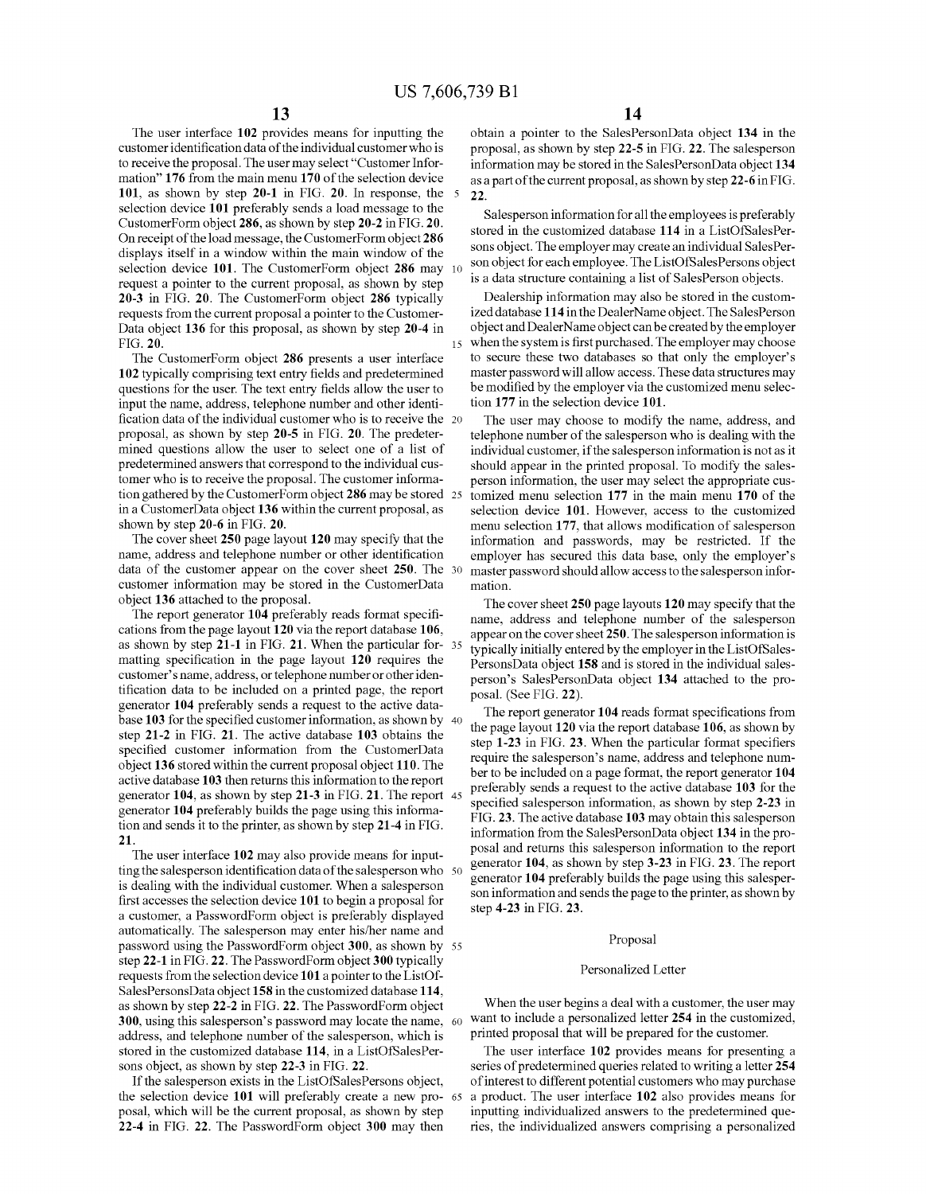The user interface 102 provides means for inputting the customer identification data of the individual customer who is to receive the proposal. The user may select "Customer Information" 176 from the main menu 170 of the selection device 101, as shown by step 20-1 in FIG. 20. In response, the selection device 101 preferably sends a load message to the CustomerForm object 286, as shown by step 20-2 in FIG. 20. On receipt of the load message, the CustomerForm object 286 displays itself in a window within the main window of the selection device 101. The CustomerForm object 286 may request a pointer to the current proposal, as shown by step 20-3 in FIG. 20. The CustomerForm object 286 typically requests from the current proposal a pointer to the CustomerData object 136 for this proposal, as shown by step 20-4 in FIG. 20.

The CustomerForm object 286 presents a user interface 102 typically comprising text entry fields and predetermined questions for the user. The text entry fields allow the user to input the name, address, telephone number and other identification data of the individual customer who is to receive the proposal, as shown by step 20-5 in FIG. 20. The predetermined questions allow the user to select one of a list of predetermined answers that correspond to the individual customer who is to receive the proposal. The customer information gathered by the CustomerForm object 286 may be stored in a CustomerData object 136 within the current proposal, as shown by step 20-6 in FIG. 20.

The cover sheet 250 page layout 120 may specify that the name, address and telephone number or other identification data of the customer appear on the cover sheet 250. The customer information may be stored in the CustomerData object 136 attached to the proposal.

The report generator 104 preferably reads format specifications from the page layout 120 via the report database 106, as shown by step 21-1 in FIG. 21. When the particular formatting specification in the page layout 120 requires the customer's name, address, or telephone number or other identification data to be included on a printed page, the report generator 104 preferably sends a request to the active database 103 for the specified customer information, as shown by step 21-2 in FIG. 21. The active database 103 obtains the specified customer information from the CustomerData object 136 stored within the current proposal object 110. The active database 103 then returns this information to the report generator 104, as shown by step 21-3 in FIG. 21. The report generator 104 preferably builds the page using this information and sends it to the printer, as shown by step 21-4 in FIG. 21.

The user interface 102 may also provide means for inputting the salesperson identification data of the salesperson who is dealing with the individual customer. When a salesperson first accesses the selection device 101 to begin a proposal for a customer, a PasswordForm object is preferably displayed automatically. The salesperson may enter his/her name and password using the PasswordForm object 300, as shown by step 22-1 in FIG. 22. The PasswordForm object 300 typically requests from the selection device 101 a pointer to the ListOfSalesPersonsData object 158 in the customized database 114, as shown by step 22-2 in FIG. 22. The PasswordForm object 300, using this salesperson's password may locate the name, address, and telephone number of the salesperson, which is stored in the customized database 114, in a ListOfSalesPersons object, as shown by step 22-3 in FIG. 22.

If the salesperson exists in the ListOfSalesPersons object, the selection device 101 will preferably create a new proposal, which will be the current proposal, as shown by step 22-4 in FIG. 22. The PasswordForm object 300 may then obtain a pointer to the SalesPersonData object 134 in the proposal, as shown by step 22-5 in FIG. 22. The salesperson information may be stored in the SalesPersonData object 134 as a part of the current proposal, as shown by step 22-6 in FIG. 22.

Salesperson information for all the employees is preferably stored in the customized database 114 in a ListOfSalesPersons object. The employer may create an individual SalesPerson object for each employee. The ListOfSalesPersons object is a data structure containing a list of SalesPerson objects.

Dealership information may also be stored in the customized database 114 in the DealerName object. The SalesPerson object and DealerName object can be created by the employer when the system is first purchased. The employer may choose to secure these two databases so that only the employer's master password will allow access. These data structures may be modified by the employer via the customized menu selection 177 in the selection device 101.

The user may choose to modify the name, address, and telephone number of the salesperson who is dealing with the individual customer, if the salesperson information is not as it should appear in the printed proposal. To modify the salesperson information, the user may select the appropriate customized menu selection 177 in the main menu 170 of the selection device 101. However, access to the customized menu selection 177, that allows modification of salesperson information and passwords, may be restricted. If the employer has secured this data base, only the employer's master password should allow access to the salesperson information.

The cover sheet 250 page layouts 120 may specify that the name, address and telephone number of the salesperson appear on the cover sheet 250. The salesperson information is typically initially entered by the employer in the ListOfSalesPersonsData object 158 and is stored in the individual salesperson's SalesPersonData object 134 attached to the proposal. (See FIG. 22).

The report generator 104 reads format specifications from the page layout 120 via the report database 106, as shown by step 1-23 in FIG. 23. When the particular format specifiers require the salesperson's name, address and telephone number to be included on a page format, the report generator 104 preferably sends a request to the active database 103 for the specified salesperson information, as shown by step 2-23 in FIG. 23. The active database 103 may obtain this salesperson information from the SalesPersonData object 134 in the proposal and returns this salesperson information to the report generator 104, as shown by step 3-23 in FIG. 23. The report generator 104 preferably builds the page using this salesperson information and sends the page to the printer, as shown by step 4-23 in FIG. 23.

## Proposal

### Personalized Letter

When the user begins a deal with a customer, the user may want to include a personalized letter 254 in the customized, printed proposal that will be prepared for the customer.

The user interface 102 provides means for presenting a series of predetermined queries related to writing a letter 254 of interest to different potential customers who may purchase a product. The user interface 102 also provides means for inputting individualized answers to the predetermined queries, the individualized answers comprising a personalized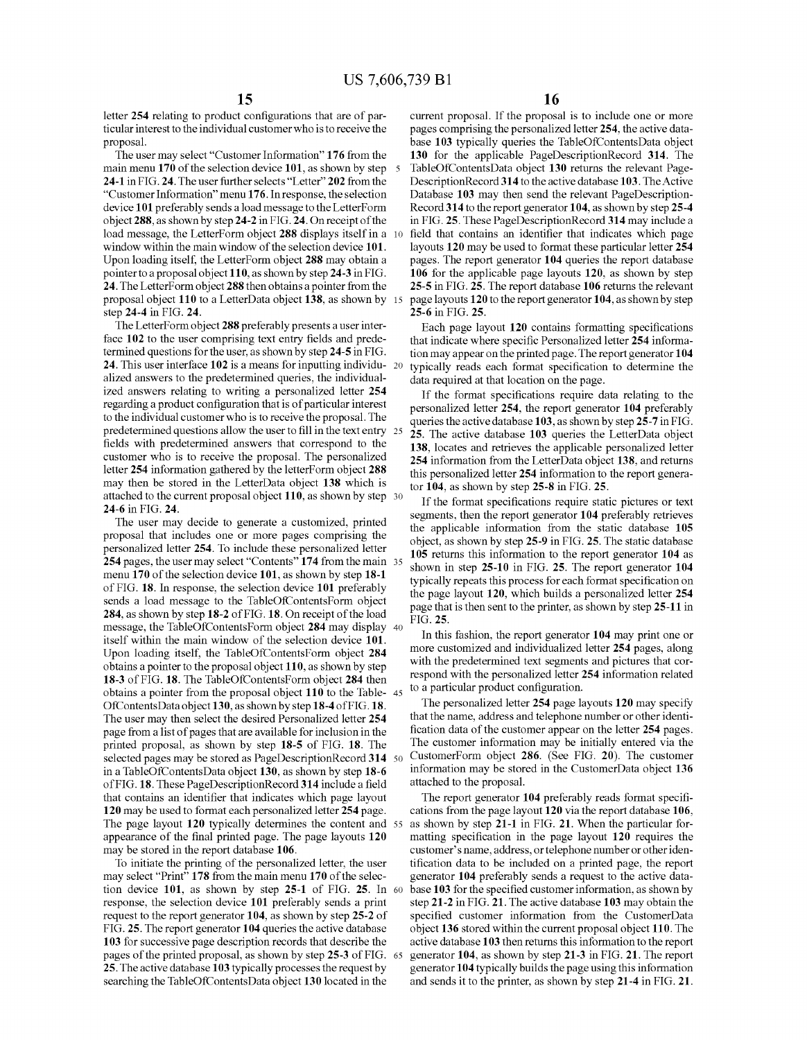letter **254** relating to product configurations that are of particular interest to the individual customer who is to receive the proposal.

The user may select "Customer Information" **176** from the main menu **170** of the selection device **101**, as shown by step **24-1** in FIG. **24**. The user further selects "Letter" **202** from the "Customer Information" menu **176**. In response, the selection device **101** preferably sends a load message to the LetterForm object **288**, as shown by step **24-2** in FIG. **24**. On receipt of the load message, the LetterForm object **288** displays itself in a window within the main window of the selection device **101**. Upon loading itself, the LetterForm object **288** may obtain a pointer to a proposal object **110**, as shown by step **24-3** in FIG. **24**. The LetterForm object **288** then obtains a pointer from the proposal object **110** to a LetterData object **138**, as shown by step **24-4** in FIG. **24**.

The LetterForm object **288** preferably presents a user interface **102** to the user comprising text entry fields and predetermined questions for the user, as shown by step **24-5** in FIG. **24**. This user interface **102** is a means for inputting individualized answers to the predetermined queries, the individualized answers relating to writing a personalized letter **254** regarding a product configuration that is of particular interest to the individual customer who is to receive the proposal. The predetermined questions allow the user to fill in the text entry fields with predetermined answers that correspond to the customer who is to receive the proposal. The personalized letter **254** information gathered by the letterForm object **288** may then be stored in the LetterData object **138** which is attached to the current proposal object **110**, as shown by step **24-6** in FIG. **24**.

The user may decide to generate a customized, printed proposal that includes one or more pages comprising the personalized letter **254**. To include these personalized letter **254** pages, the user may select "Contents" **174** from the main menu **170** of the selection device **101**, as shown by step **18-1** of FIG. **18**. In response, the selection device **101** preferably sends a load message to the TableOfContentsForm object **284**, as shown by step **18-2** of FIG. **18**. On receipt of the load message, the TableOfContentsForm object **284** may display itself within the main window of the selection device **101**. Upon loading itself, the TableOfContentsForm object **284** obtains a pointer to the proposal object **110**, as shown by step **18-3** of FIG. **18**. The TableOfContentsForm object **284** then obtains a pointer from the proposal object **110** to the TableOfContentsData object **130**, as shown by step **18-4** of FIG. **18**. The user may then select the desired Personalized letter **254** page from a list of pages that are available for inclusion in the printed proposal, as shown by step **18-5** of FIG. **18**. The selected pages may be stored as PageDescriptionRecord **314** in a TableOfContentsData object **130**, as shown by step **18-6** of FIG. **18**. These PageDescriptionRecord **314** include a field that contains an identifier that indicates which page layout **120** may be used to format each personalized letter **254** page. The page layout **120** typically determines the content and appearance of the final printed page. The page layouts **120** may be stored in the report database **106**.

To initiate the printing of the personalized letter, the user may select "Print" **178** from the main menu **170** of the selection device **101**, as shown by step **25-1** of FIG. **25**. In response, the selection device **101** preferably sends a print request to the report generator **104**, as shown by step **25-2** of FIG. **25**. The report generator **104** queries the active database **103** for successive page description records that describe the pages of the printed proposal, as shown by step **25-3** of FIG. **25**. The active database **103** typically processes the request by searching the TableOfContentsData object **130** located in the current proposal. If the proposal is to include one or more pages comprising the personalized letter **254**, the active database **103** typically queries the TableOfContentsData object **130** for the applicable PageDescriptionRecord **314**. The TableOfContentsData object **130** returns the relevant PageDescriptionRecord **314** to the active database **103**. The Active Database **103** may then send the relevant PageDescriptionRecord **314** to the report generator **104**, as shown by step **25-4** in FIG. **25**. These PageDescriptionRecord **314** may include a field that contains an identifier that indicates which page layouts **120** may be used to format these particular letter **254** pages. The report generator **104** queries the report database **106** for the applicable page layouts **120**, as shown by step **25-5** in FIG. **25**. The report database **106** returns the relevant page layouts **120** to the report generator **104**, as shown by step **25-6** in FIG. **25**.

Each page layout **120** contains formatting specifications that indicate where specific Personalized letter **254** information may appear on the printed page. The report generator **104** typically reads each format specification to determine the data required at that location on the page.

If the format specifications require data relating to the personalized letter **254**, the report generator **104** preferably queries the active database **103**, as shown by step **25-7** in FIG. **25**. The active database **103** queries the LetterData object **138**, locates and retrieves the applicable personalized letter **254** information from the LetterData object **138**, and returns this personalized letter **254** information to the report generator **104**, as shown by step **25-8** in FIG. **25**.

If the format specifications require static pictures or text segments, then the report generator **104** preferably retrieves the applicable information from the static database **105** object, as shown by step **25-9** in FIG. **25**. The static database **105** returns this information to the report generator **104** as shown in step **25-10** in FIG. **25**. The report generator **104** typically repeats this process for each format specification on the page layout **120**, which builds a personalized letter **254** page that is then sent to the printer, as shown by step **25-11** in FIG. **25**.

In this fashion, the report generator **104** may print one or more customized and individualized letter **254** pages, along with the predetermined text segments and pictures that correspond with the personalized letter **254** information related to a particular product configuration.

The personalized letter **254** page layouts **120** may specify that the name, address and telephone number or other identification data of the customer appear on the letter **254** pages. The customer information may be initially entered via the CustomerForm object **286**. (See FIG. **20**). The customer information may be stored in the CustomerData object **136** attached to the proposal.

The report generator **104** preferably reads format specifications from the page layout **120** via the report database **106**, as shown by step **21-1** in FIG. **21**. When the particular formatting specification in the page layout **120** requires the customer's name, address, or telephone number or other identification data to be included on a printed page, the report generator **104** preferably sends a request to the active database **103** for the specified customer information, as shown by step **21-2** in FIG. **21**. The active database **103** may obtain the specified customer information from the CustomerData object **136** stored within the current proposal object **110**. The active database **103** then returns this information to the report generator **104**, as shown by step **21-3** in FIG. **21**. The report generator **104** typically builds the page using this information and sends it to the printer, as shown by step **21-4** in FIG. **21**.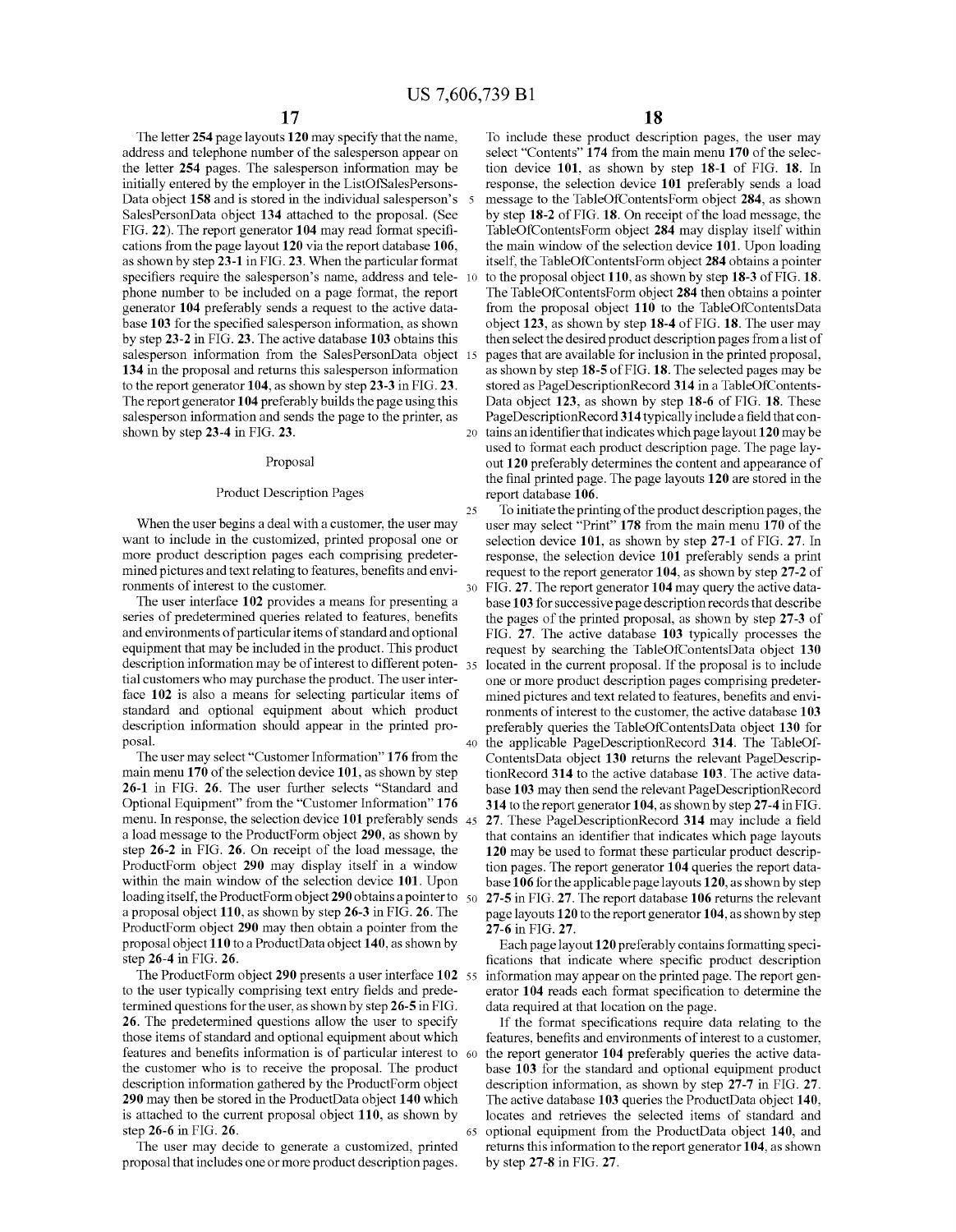The letter **254** page layouts **120** may specify that the name, address and telephone number of the salesperson appear on the letter **254** pages. The salesperson information may be initially entered by the employer in the ListOfSalesPersonsData object **158** and is stored in the individual salesperson's SalesPersonData object **134** attached to the proposal. (See FIG. **22**). The report generator **104** may read format specifications from the page layout **120** via the report database **106**, as shown by step **23-1** in FIG. **23**. When the particular format specifiers require the salesperson's name, address and telephone number to be included on a page format, the report generator **104** preferably sends a request to the active database **103** for the specified salesperson information, as shown by step **23-2** in FIG. **23**. The active database **103** obtains this salesperson information from the SalesPersonData object **134** in the proposal and returns this salesperson information to the report generator **104**, as shown by step **23-3** in FIG. **23**. The report generator **104** preferably builds the page using this salesperson information and sends the page to the printer, as shown by step **23-4** in FIG. **23**.

## Proposal

### Product Description Pages

When the user begins a deal with a customer, the user may want to include in the customized, printed proposal one or more product description pages each comprising predetermined pictures and text relating to features, benefits and environments of interest to the customer.

The user interface **102** provides a means for presenting a series of predetermined queries related to features, benefits and environments of particular items of standard and optional equipment that may be included in the product. This product description information may be of interest to different potential customers who may purchase the product. The user interface **102** is also a means for selecting particular items of standard and optional equipment about which product description information should appear in the printed proposal.

The user may select "Customer Information" **176** from the main menu **170** of the selection device **101**, as shown by step **26-1** in FIG. **26**. The user further selects "Standard and Optional Equipment" from the "Customer Information" **176** menu. In response, the selection device **101** preferably sends a load message to the ProductForm object **290**, as shown by step **26-2** in FIG. **26**. On receipt of the load message, the ProductForm object **290** may display itself in a window within the main window of the selection device **101**. Upon loading itself, the ProductForm object **290** obtains a pointer to a proposal object **110**, as shown by step **26-3** in FIG. **26**. The ProductForm object **290** may then obtain a pointer from the proposal object **110** to a ProductData object **140**, as shown by step **26-4** in FIG. **26**.

The ProductForm object **290** presents a user interface **102** to the user typically comprising text entry fields and predetermined questions for the user, as shown by step **26-5** in FIG. **26**. The predetermined questions allow the user to specify those items of standard and optional equipment about which features and benefits information is of particular interest to the customer who is to receive the proposal. The product description information gathered by the ProductForm object **290** may then be stored in the ProductData object **140** which is attached to the current proposal object **110**, as shown by step **26-6** in FIG. **26**.

The user may decide to generate a customized, printed proposal that includes one or more product description pages. To include these product description pages, the user may select "Contents" **174** from the main menu **170** of the selection device **101**, as shown by step **18-1** of FIG. **18**. In response, the selection device **101** preferably sends a load message to the TableOfContentsForm object **284**, as shown by step **18-2** of FIG. **18**. On receipt of the load message, the TableOfContentsForm object **284** may display itself within the main window of the selection device **101**. Upon loading itself, the TableOfContentsForm object **284** obtains a pointer to the proposal object **110**, as shown by step **18-3** of FIG. **18**. The TableOfContentsForm object **284** then obtains a pointer from the proposal object **110** to the TableOfContentsData object **123**, as shown by step **18-4** of FIG. **18**. The user may then select the desired product description pages from a list of pages that are available for inclusion in the printed proposal, as shown by step **18-5** of FIG. **18**. The selected pages may be stored as PageDescriptionRecord **314** in a TableOfContentsData object **123**, as shown by step **18-6** of FIG. **18**. These PageDescriptionRecord **314** typically include a field that contains an identifier that indicates which page layout **120** may be used to format each product description page. The page layout **120** preferably determines the content and appearance of the final printed page. The page layouts **120** are stored in the report database **106**.

To initiate the printing of the product description pages, the user may select "Print" **178** from the main menu **170** of the selection device **101**, as shown by step **27-1** of FIG. **27**. In response, the selection device **101** preferably sends a print request to the report generator **104**, as shown by step **27-2** of FIG. **27**. The report generator **104** may query the active database **103** for successive page description records that describe the pages of the printed proposal, as shown by step **27-3** of FIG. **27**. The active database **103** typically processes the request by searching the TableOfContentsData object **130** located in the current proposal. If the proposal is to include one or more product description pages comprising predetermined pictures and text related to features, benefits and environments of interest to the customer, the active database **103** preferably queries the TableOfContentsData object **130** for the applicable PageDescriptionRecord **314**. The TableOfContentsData object **130** returns the relevant PageDescriptionRecord **314** to the active database **103**. The active database **103** may then send the relevant PageDescriptionRecord **314** to the report generator **104**, as shown by step **27-4** in FIG. **27**. These PageDescriptionRecord **314** may include a field that contains an identifier that indicates which page layouts **120** may be used to format these particular product description pages. The report generator **104** queries the report database **106** for the applicable page layouts **120**, as shown by step **27-5** in FIG. **27**. The report database **106** returns the relevant page layouts **120** to the report generator **104**, as shown by step **27-6** in FIG. **27**.

Each page layout **120** preferably contains formatting specifications that indicate where specific product description information may appear on the printed page. The report generator **104** reads each format specification to determine the data required at that location on the page.

If the format specifications require data relating to the features, benefits and environments of interest to a customer, the report generator **104** preferably queries the active database **103** for the standard and optional equipment product description information, as shown by step **27-7** in FIG. **27**. The active database **103** queries the ProductData object **140**, locates and retrieves the selected items of standard and optional equipment from the ProductData object **140**, and returns this information to the report generator **104**, as shown by step **27-8** in FIG. **27**.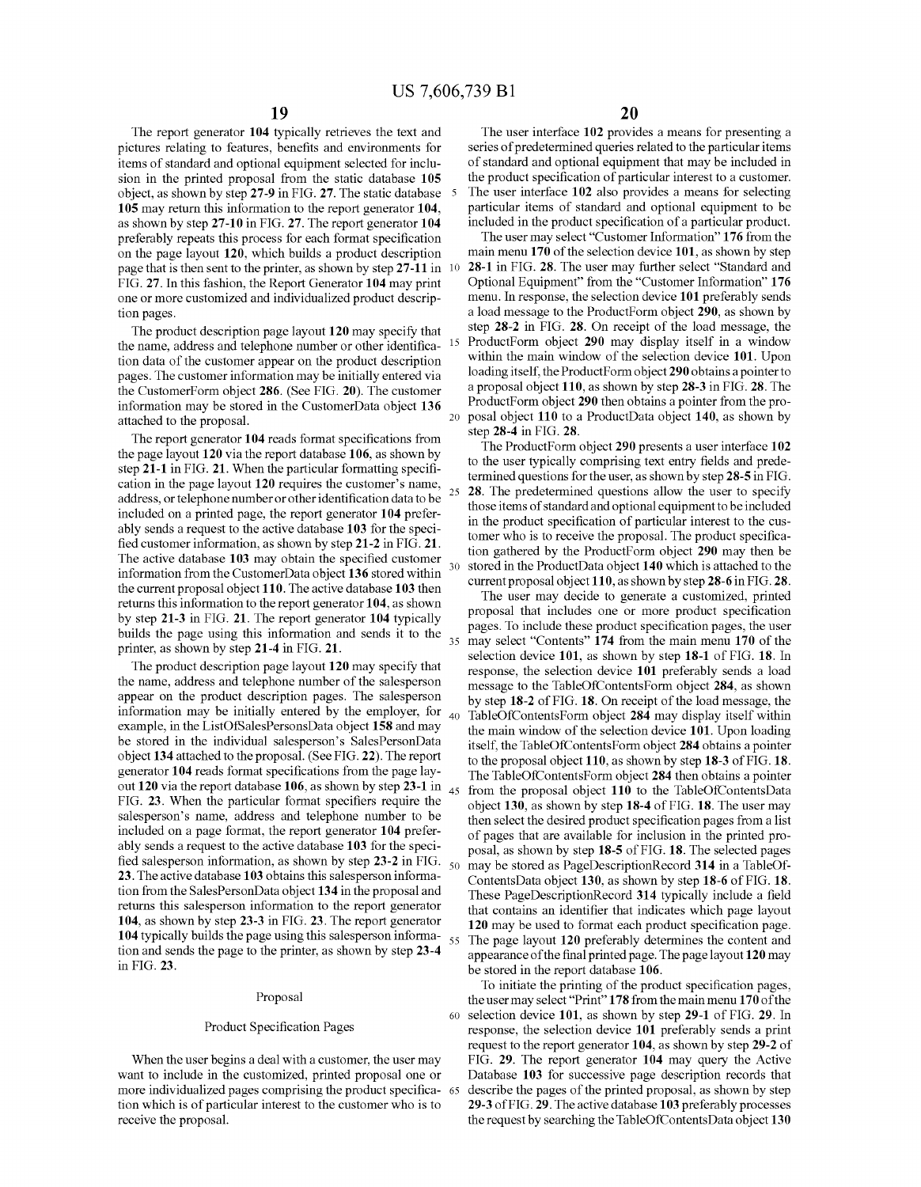The report generator **104** typically retrieves the text and pictures relating to features, benefits and environments for items of standard and optional equipment selected for inclusion in the printed proposal from the static database **105** object, as shown by step **27-9** in FIG. **27**. The static database **105** may return this information to the report generator **104**, as shown by step **27-10** in FIG. **27**. The report generator **104** preferably repeats this process for each format specification on the page layout **120**, which builds a product description page that is then sent to the printer, as shown by step **27-11** in FIG. **27**. In this fashion, the Report Generator **104** may print one or more customized and individualized product description pages.

The product description page layout **120** may specify that the name, address and telephone number or other identification data of the customer appear on the product description pages. The customer information may be initially entered via the CustomerForm object **286**. (See FIG. **20**). The customer information may be stored in the CustomerData object **136** attached to the proposal.

The report generator **104** reads format specifications from the page layout **120** via the report database **106**, as shown by step **21-1** in FIG. **21**. When the particular formatting specification in the page layout **120** requires the customer's name, address, or telephone number or other identification data to be included on a printed page, the report generator **104** preferably sends a request to the active database **103** for the specified customer information, as shown by step **21-2** in FIG. **21**. The active database **103** may obtain the specified customer information from the CustomerData object **136** stored within the current proposal object **110**. The active database **103** then returns this information to the report generator **104**, as shown by step **21-3** in FIG. **21**. The report generator **104** typically builds the page using this information and sends it to the printer, as shown by step **21-4** in FIG. **21**.

The product description page layout **120** may specify that the name, address and telephone number of the salesperson appear on the product description pages. The salesperson information may be initially entered by the employer, for example, in the ListOfSalesPersonsData object **158** and may be stored in the individual salesperson's SalesPersonData object **134** attached to the proposal. (See FIG. **22**). The report generator **104** reads format specifications from the page layout **120** via the report database **106**, as shown by step **23-1** in FIG. **23**. When the particular format specifiers require the salesperson's name, address and telephone number to be included on a page format, the report generator **104** preferably sends a request to the active database **103** for the specified salesperson information, as shown by step **23-2** in FIG. **23**. The active database **103** obtains this salesperson information from the SalesPersonData object **134** in the proposal and returns this salesperson information to the report generator **104**, as shown by step **23-3** in FIG. **23**. The report generator **104** typically builds the page using this salesperson information and sends the page to the printer, as shown by step **23-4** in FIG. **23**.

## Proposal

### Product Specification Pages

When the user begins a deal with a customer, the user may want to include in the customized, printed proposal one or more individualized pages comprising the product specification which is of particular interest to the customer who is to receive the proposal.

The user interface **102** provides a means for presenting a series of predetermined queries related to the particular items of standard and optional equipment that may be included in the product specification of particular interest to a customer. The user interface **102** also provides a means for selecting particular items of standard and optional equipment to be included in the product specification of a particular product.

The user may select "Customer Information" **176** from the main menu **170** of the selection device **101**, as shown by step **28-1** in FIG. **28**. The user may further select "Standard and Optional Equipment" from the "Customer Information" **176** menu. In response, the selection device **101** preferably sends a load message to the ProductForm object **290**, as shown by step **28-2** in FIG. **28**. On receipt of the load message, the ProductForm object **290** may display itself in a window within the main window of the selection device **101**. Upon loading itself, the ProductForm object **290** obtains a pointer to a proposal object **110**, as shown by step **28-3** in FIG. **28**. The ProductForm object **290** then obtains a pointer from the proposal object **110** to a ProductData object **140**, as shown by step **28-4** in FIG. **28**.

The ProductForm object **290** presents a user interface **102** to the user typically comprising text entry fields and predetermined questions for the user, as shown by step **28-5** in FIG. **28**. The predetermined questions allow the user to specify those items of standard and optional equipment to be included in the product specification of particular interest to the customer who is to receive the proposal. The product specification gathered by the ProductForm object **290** may then be stored in the ProductData object **140** which is attached to the current proposal object **110**, as shown by step **28-6** in FIG. **28**.

The user may decide to generate a customized, printed proposal that includes one or more product specification pages. To include these product specification pages, the user may select "Contents" **174** from the main menu **170** of the selection device **101**, as shown by step **18-1** of FIG. **18**. In response, the selection device **101** preferably sends a load message to the TableOfContentsForm object **284**, as shown by step **18-2** of FIG. **18**. On receipt of the load message, the TableOfContentsForm object **284** may display itself within the main window of the selection device **101**. Upon loading itself, the TableOfContentsForm object **284** obtains a pointer to the proposal object **110**, as shown by step **18-3** of FIG. **18**. The TableOfContentsForm object **284** then obtains a pointer from the proposal object **110** to the TableOfContentsData object **130**, as shown by step **18-4** of FIG. **18**. The user may then select the desired product specification pages from a list of pages that are available for inclusion in the printed proposal, as shown by step **18-5** of FIG. **18**. The selected pages may be stored as PageDescriptionRecord **314** in a TableOfContentsData object **130**, as shown by step **18-6** of FIG. **18**. These PageDescriptionRecord **314** typically include a field that contains an identifier that indicates which page layout **120** may be used to format each product specification page. The page layout **120** preferably determines the content and appearance of the final printed page. The page layout **120** may be stored in the report database **106**.

To initiate the printing of the product specification pages, the user may select "Print" **178** from the main menu **170** of the selection device **101**, as shown by step **29-1** of FIG. **29**. In response, the selection device **101** preferably sends a print request to the report generator **104**, as shown by step **29-2** of FIG. **29**. The report generator **104** may query the Active Database **103** for successive page description records that describe the pages of the printed proposal, as shown by step **29-3** of FIG. **29**. The active database **103** preferably processes the request by searching the TableOfContentsData object **130**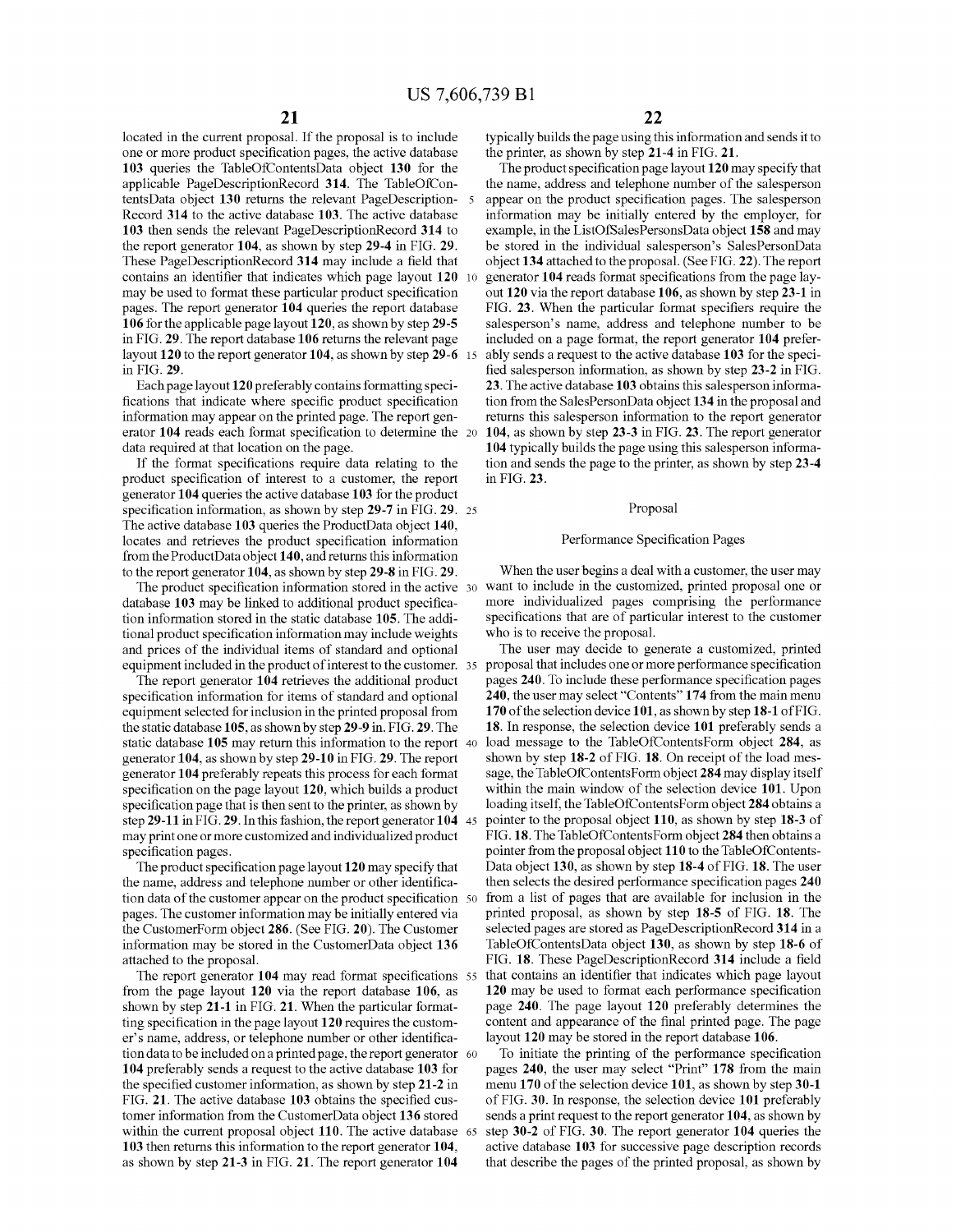located in the current proposal. If the proposal is to include one or more product specification pages, the active database **103** queries the TableOfContentsData object **130** for the applicable PageDescriptionRecord **314**. The TableOfContentsData object **130** returns the relevant PageDescriptionRecord **314** to the active database **103**. The active database **103** then sends the relevant PageDescriptionRecord **314** to the report generator **104**, as shown by step **29-4** in FIG. **29**. These PageDescriptionRecord **314** may include a field that contains an identifier that indicates which page layout **120** may be used to format these particular product specification pages. The report generator **104** queries the report database **106** for the applicable page layout **120**, as shown by step **29-5** in FIG. **29**. The report database **106** returns the relevant page layout **120** to the report generator **104**, as shown by step **29-6** in FIG. **29**.

Each page layout **120** preferably contains formatting specifications that indicate where specific product specification information may appear on the printed page. The report generator **104** reads each format specification to determine the data required at that location on the page.

If the format specifications require data relating to the product specification of interest to a customer, the report generator **104** queries the active database **103** for the product specification information, as shown by step **29-7** in FIG. **29**. The active database **103** queries the ProductData object **140**, locates and retrieves the product specification information from the ProductData object **140**, and returns this information to the report generator **104**, as shown by step **29-8** in FIG. **29**.

The product specification information stored in the active database **103** may be linked to additional product specification information stored in the static database **105**. The additional product specification information may include weights and prices of the individual items of standard and optional equipment included in the product of interest to the customer.

The report generator **104** retrieves the additional product specification information for items of standard and optional equipment selected for inclusion in the printed proposal from the static database **105**, as shown by step **29-9** in. FIG. **29**. The static database **105** may return this information to the report generator **104**, as shown by step **29-10** in FIG. **29**. The report generator **104** preferably repeats this process for each format specification on the page layout **120**, which builds a product specification page that is then sent to the printer, as shown by step **29-11** in FIG. **29**. In this fashion, the report generator **104** may print one or more customized and individualized product specification pages.

The product specification page layout **120** may specify that the name, address and telephone number or other identification data of the customer appear on the product specification pages. The customer information may be initially entered via the CustomerForm object **286**. (See FIG. **20**). The Customer information may be stored in the CustomerData object **136** attached to the proposal.

The report generator **104** may read format specifications from the page layout **120** via the report database **106**, as shown by step **21-1** in FIG. **21**. When the particular formatting specification in the page layout **120** requires the customer's name, address, or telephone number or other identification data to be included on a printed page, the report generator **104** preferably sends a request to the active database **103** for the specified customer information, as shown by step **21-2** in FIG. **21**. The active database **103** obtains the specified customer information from the CustomerData object **136** stored within the current proposal object **110**. The active database **103** then returns this information to the report generator **104**, as shown by step **21-3** in FIG. **21**. The report generator **104** typically builds the page using this information and sends it to the printer, as shown by step **21-4** in FIG. **21**.

The product specification page layout **120** may specify that the name, address and telephone number of the salesperson appear on the product specification pages. The salesperson information may be initially entered by the employer, for example, in the ListOfSalesPersonsData object **158** and may be stored in the individual salesperson's SalesPersonData object **134** attached to the proposal. (See FIG. **22**). The report generator **104** reads format specifications from the page layout **120** via the report database **106**, as shown by step **23-1** in FIG. **23**. When the particular format specifiers require the salesperson's name, address and telephone number to be included on a page format, the report generator **104** preferably sends a request to the active database **103** for the specified salesperson information, as shown by step **23-2** in FIG. **23**. The active database **103** obtains this salesperson information from the SalesPersonData object **134** in the proposal and returns this salesperson information to the report generator **104**, as shown by step **23-3** in FIG. **23**. The report generator **104** typically builds the page using this salesperson information and sends the page to the printer, as shown by step **23-4** in FIG. **23**.

## Proposal

### Performance Specification Pages

When the user begins a deal with a customer, the user may want to include in the customized, printed proposal one or more individualized pages comprising the performance specifications that are of particular interest to the customer who is to receive the proposal.

The user may decide to generate a customized, printed proposal that includes one or more performance specification pages **240**. To include these performance specification pages **240**, the user may select "Contents" **174** from the main menu **170** of the selection device **101**, as shown by step **18-1** of FIG. **18**. In response, the selection device **101** preferably sends a load message to the TableOfContentsForm object **284**, as shown by step **18-2** of FIG. **18**. On receipt of the load message, the TableOfContentsForm object **284** may display itself within the main window of the selection device **101**. Upon loading itself, the TableOfContentsForm object **284** obtains a pointer to the proposal object **110**, as shown by step **18-3** of FIG. **18**. The TableOfContentsForm object **284** then obtains a pointer from the proposal object **110** to the TableOfContentsData object **130**, as shown by step **18-4** of FIG. **18**. The user then selects the desired performance specification pages **240** from a list of pages that are available for inclusion in the printed proposal, as shown by step **18-5** of FIG. **18**. The selected pages are stored as PageDescriptionRecord **314** in a TableOfContentsData object **130**, as shown by step **18-6** of FIG. **18**. These PageDescriptionRecord **314** include a field that contains an identifier that indicates which page layout **120** may be used to format each performance specification page **240**. The page layout **120** preferably determines the content and appearance of the final printed page. The page layout **120** may be stored in the report database **106**.

To initiate the printing of the performance specification pages **240**, the user may select "Print" **178** from the main menu **170** of the selection device **101**, as shown by step **30-1** of FIG. **30**. In response, the selection device **101** preferably sends a print request to the report generator **104**, as shown by step **30-2** of FIG. **30**. The report generator **104** queries the active database **103** for successive page description records that describe the pages of the printed proposal, as shown by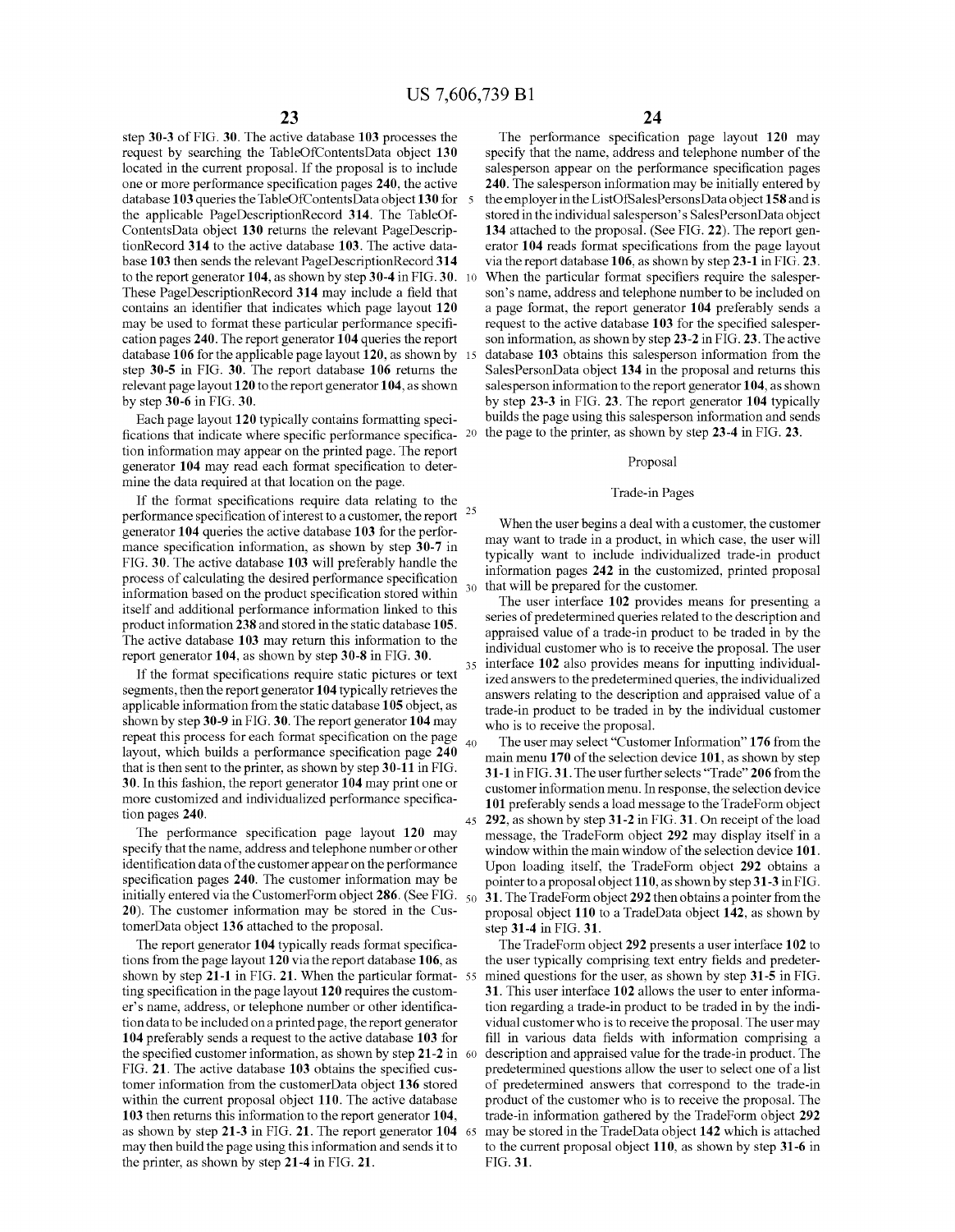step 30-3 of FIG. 30. The active database 103 processes the request by searching the TableOfContentsData object 130 located in the current proposal. If the proposal is to include one or more performance specification pages 240, the active database 103 queries the TableOfContentsData object 130 for the applicable PageDescriptionRecord 314. The TableOfContentsData object 130 returns the relevant PageDescriptionRecord 314 to the active database 103. The active database 103 then sends the relevant PageDescriptionRecord 314 to the report generator 104, as shown by step 30-4 in FIG. 30. These PageDescriptionRecord 314 may include a field that contains an identifier that indicates which page layout 120 may be used to format these particular performance specification pages 240. The report generator 104 queries the report database 106 for the applicable page layout 120, as shown by step 30-5 in FIG. 30. The report database 106 returns the relevant page layout 120 to the report generator 104, as shown by step 30-6 in FIG. 30.

Each page layout 120 typically contains formatting specifications that indicate where specific performance specification information may appear on the printed page. The report generator 104 may read each format specification to determine the data required at that location on the page.

If the format specifications require data relating to the performance specification of interest to a customer, the report generator 104 queries the active database 103 for the performance specification information, as shown by step 30-7 in FIG. 30. The active database 103 will preferably handle the process of calculating the desired performance specification information based on the product specification stored within itself and additional performance information linked to this product information 238 and stored in the static database 105. The active database 103 may return this information to the report generator 104, as shown by step 30-8 in FIG. 30.

If the format specifications require static pictures or text segments, then the report generator 104 typically retrieves the applicable information from the static database 105 object, as shown by step 30-9 in FIG. 30. The report generator 104 may repeat this process for each format specification on the page layout, which builds a performance specification page 240 that is then sent to the printer, as shown by step 30-11 in FIG. 30. In this fashion, the report generator 104 may print one or more customized and individualized performance specification pages 240.

The performance specification page layout 120 may specify that the name, address and telephone number or other identification data of the customer appear on the performance specification pages 240. The customer information may be initially entered via the CustomerForm object 286. (See FIG. 20). The customer information may be stored in the CustomerData object 136 attached to the proposal.

The report generator 104 typically reads format specifications from the page layout 120 via the report database 106, as shown by step 21-1 in FIG. 21. When the particular formatting specification in the page layout 120 requires the customer's name, address, or telephone number or other identification data to be included on a printed page, the report generator 104 preferably sends a request to the active database 103 for the specified customer information, as shown by step 21-2 in FIG. 21. The active database 103 obtains the specified customer information from the customerData object 136 stored within the current proposal object 110. The active database 103 then returns this information to the report generator 104, as shown by step 21-3 in FIG. 21. The report generator 104 may then build the page using this information and sends it to the printer, as shown by step 21-4 in FIG. 21.

The performance specification page layout 120 may specify that the name, address and telephone number of the salesperson appear on the performance specification pages 240. The salesperson information may be initially entered by the employer in the ListOfSalesPersonsData object 158 and is stored in the individual salesperson's SalesPersonData object 134 attached to the proposal. (See FIG. 22). The report generator 104 reads format specifications from the page layout via the report database 106, as shown by step 23-1 in FIG. 23. When the particular format specifiers require the salesperson's name, address and telephone number to be included on a page format, the report generator 104 preferably sends a request to the active database 103 for the specified salesperson information, as shown by step 23-2 in FIG. 23. The active database 103 obtains this salesperson information from the SalesPersonData object 134 in the proposal and returns this salesperson information to the report generator 104, as shown by step 23-3 in FIG. 23. The report generator 104 typically builds the page using this salesperson information and sends the page to the printer, as shown by step 23-4 in FIG. 23.

## Proposal

### Trade-in Pages

When the user begins a deal with a customer, the customer may want to trade in a product, in which case, the user will typically want to include individualized trade-in product information pages 242 in the customized, printed proposal that will be prepared for the customer.

The user interface 102 provides means for presenting a series of predetermined queries related to the description and appraised value of a trade-in product to be traded in by the individual customer who is to receive the proposal. The user interface 102 also provides means for inputting individualized answers to the predetermined queries, the individualized answers relating to the description and appraised value of a trade-in product to be traded in by the individual customer who is to receive the proposal.

The user may select "Customer Information" 176 from the main menu 170 of the selection device 101, as shown by step 31-1 in FIG. 31. The user further selects "Trade" 206 from the customer information menu. In response, the selection device 101 preferably sends a load message to the TradeForm object 292, as shown by step 31-2 in FIG. 31. On receipt of the load message, the TradeForm object 292 may display itself in a window within the main window of the selection device 101. Upon loading itself, the TradeForm object 292 obtains a pointer to a proposal object 110, as shown by step 31-3 in FIG. 31. The TradeForm object 292 then obtains a pointer from the proposal object 110 to a TradeData object 142, as shown by step 31-4 in FIG. 31.

The TradeForm object 292 presents a user interface 102 to the user typically comprising text entry fields and predetermined questions for the user, as shown by step 31-5 in FIG. 31. This user interface 102 allows the user to enter information regarding a trade-in product to be traded in by the individual customer who is to receive the proposal. The user may fill in various data fields with information comprising a description and appraised value for the trade-in product. The predetermined questions allow the user to select one of a list of predetermined answers that correspond to the trade-in product of the customer who is to receive the proposal. The trade-in information gathered by the TradeForm object 292 may be stored in the TradeData object 142 which is attached to the current proposal object 110, as shown by step 31-6 in FIG. 31.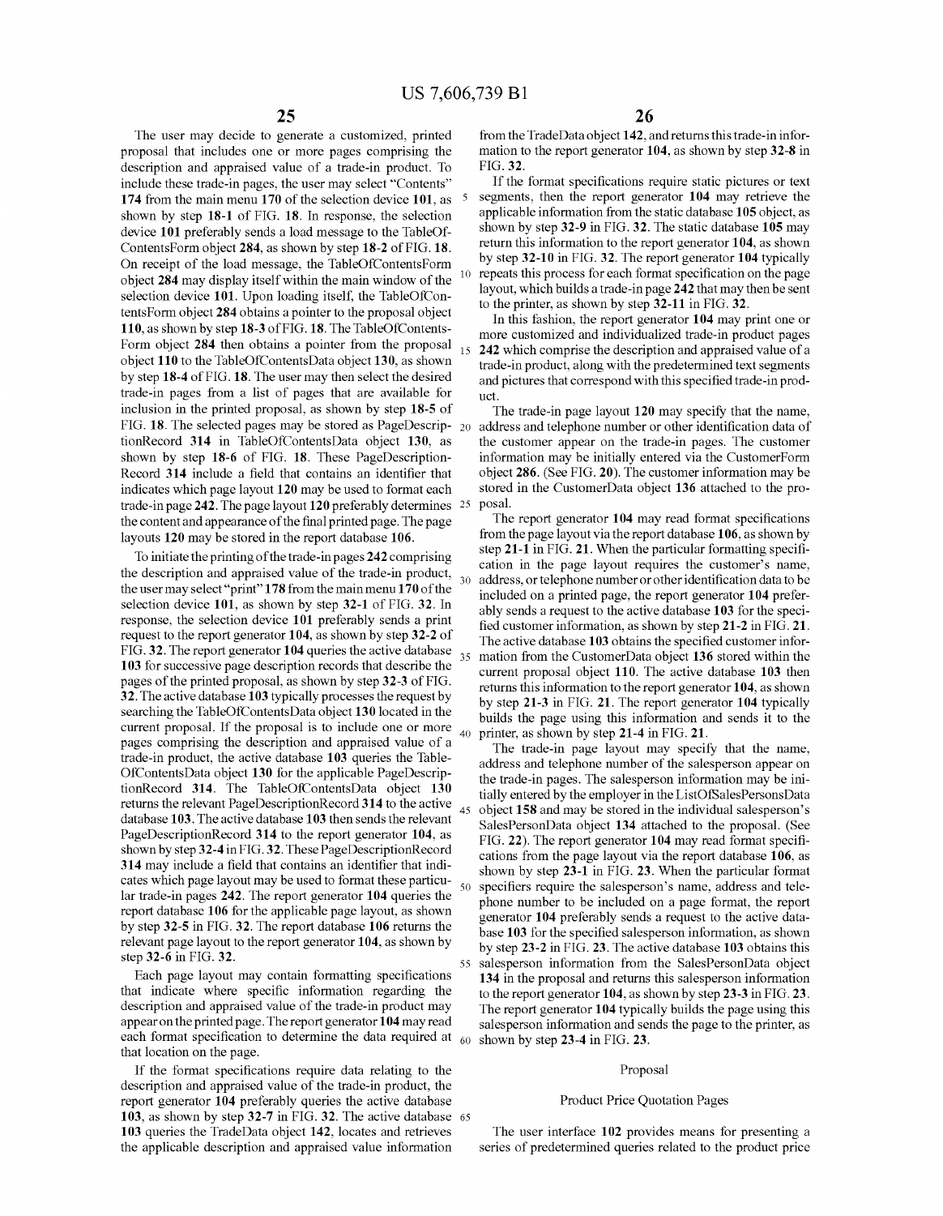The user may decide to generate a customized, printed proposal that includes one or more pages comprising the description and appraised value of a trade-in product. To include these trade-in pages, the user may select "Contents" **174** from the main menu **170** of the selection device **101**, as shown by step **18-1** of FIG. **18**. In response, the selection device **101** preferably sends a load message to the TableOfContentsForm object **284**, as shown by step **18-2** of FIG. **18**. On receipt of the load message, the TableOfContentsForm object **284** may display itself within the main window of the selection device **101**. Upon loading itself, the TableOfContentsForm object **284** obtains a pointer to the proposal object **110**, as shown by step **18-3** of FIG. **18**. The TableOfContentsForm object **284** then obtains a pointer from the proposal object **110** to the TableOfContentsData object **130**, as shown by step **18-4** of FIG. **18**. The user may then select the desired trade-in pages from a list of pages that are available for inclusion in the printed proposal, as shown by step **18-5** of FIG. **18**. The selected pages may be stored as PageDescriptionRecord **314** in TableOfContentsData object **130**, as shown by step **18-6** of FIG. **18**. These PageDescriptionRecord **314** include a field that contains an identifier that indicates which page layout **120** may be used to format each trade-in page **242**. The page layout **120** preferably determines the content and appearance of the final printed page. The page layouts **120** may be stored in the report database **106**.

To initiate the printing of the trade-in pages **242** comprising the description and appraised value of the trade-in product, the user may select "print" **178** from the main menu **170** of the selection device **101**, as shown by step **32-1** of FIG. **32**. In response, the selection device **101** preferably sends a print request to the report generator **104**, as shown by step **32-2** of FIG. **32**. The report generator **104** queries the active database **103** for successive page description records that describe the pages of the printed proposal, as shown by step **32-3** of FIG. **32**. The active database **103** typically processes the request by searching the TableOfContentsData object **130** located in the current proposal. If the proposal is to include one or more pages comprising the description and appraised value of a trade-in product, the active database **103** queries the TableOfContentsData object **130** for the applicable PageDescriptionRecord **314**. The TableOfContentsData object **130** returns the relevant PageDescriptionRecord **314** to the active database **103**. The active database **103** then sends the relevant PageDescriptionRecord **314** to the report generator **104**, as shown by step **32-4** in FIG. **32**. These PageDescriptionRecord **314** may include a field that contains an identifier that indicates which page layout may be used to format these particular trade-in pages **242**. The report generator **104** queries the report database **106** for the applicable page layout, as shown by step **32-5** in FIG. **32**. The report database **106** returns the relevant page layout to the report generator **104**, as shown by step **32-6** in FIG. **32**.

Each page layout may contain formatting specifications that indicate where specific information regarding the description and appraised value of the trade-in product may appear on the printed page. The report generator **104** may read each format specification to determine the data required at that location on the page.

If the format specifications require data relating to the description and appraised value of the trade-in product, the report generator **104** preferably queries the active database **103**, as shown by step **32-7** in FIG. **32**. The active database **103** queries the TradeData object **142**, locates and retrieves the applicable description and appraised value information from the TradeData object **142**, and returns this trade-in information to the report generator **104**, as shown by step **32-8** in FIG. **32**.

If the format specifications require static pictures or text segments, then the report generator **104** may retrieve the applicable information from the static database **105** object, as shown by step **32-9** in FIG. **32**. The static database **105** may return this information to the report generator **104**, as shown by step **32-10** in FIG. **32**. The report generator **104** typically repeats this process for each format specification on the page layout, which builds a trade-in page **242** that may then be sent to the printer, as shown by step **32-11** in FIG. **32**.

In this fashion, the report generator **104** may print one or more customized and individualized trade-in product pages **242** which comprise the description and appraised value of a trade-in product, along with the predetermined text segments and pictures that correspond with this specified trade-in product.

The trade-in page layout **120** may specify that the name, address and telephone number or other identification data of the customer appear on the trade-in pages. The customer information may be initially entered via the CustomerForm object **286**. (See FIG. **20**). The customer information may be stored in the CustomerData object **136** attached to the proposal.

The report generator **104** may read format specifications from the page layout via the report database **106**, as shown by step **21-1** in FIG. **21**. When the particular formatting specification in the page layout requires the customer's name, address, or telephone number or other identification data to be included on a printed page, the report generator **104** preferably sends a request to the active database **103** for the specified customer information, as shown by step **21-2** in FIG. **21**. The active database **103** obtains the specified customer information from the CustomerData object **136** stored within the current proposal object **110**. The active database **103** then returns this information to the report generator **104**, as shown by step **21-3** in FIG. **21**. The report generator **104** typically builds the page using this information and sends it to the printer, as shown by step **21-4** in FIG. **21**.

The trade-in page layout may specify that the name, address and telephone number of the salesperson appear on the trade-in pages. The salesperson information may be initially entered by the employer in the ListOfSalesPersonsData object **158** and may be stored in the individual salesperson's SalesPersonData object **134** attached to the proposal. (See FIG. **22**). The report generator **104** may read format specifications from the page layout via the report database **106**, as shown by step **23-1** in FIG. **23**. When the particular format specifiers require the salesperson's name, address and telephone number to be included on a page format, the report generator **104** preferably sends a request to the active database **103** for the specified salesperson information, as shown by step **23-2** in FIG. **23**. The active database **103** obtains this salesperson information from the SalesPersonData object **134** in the proposal and returns this salesperson information to the report generator **104**, as shown by step **23-3** in FIG. **23**. The report generator **104** typically builds the page using this salesperson information and sends the page to the printer, as shown by step **23-4** in FIG. **23**.

## Proposal

### Product Price Quotation Pages

The user interface **102** provides means for presenting a series of predetermined queries related to the product price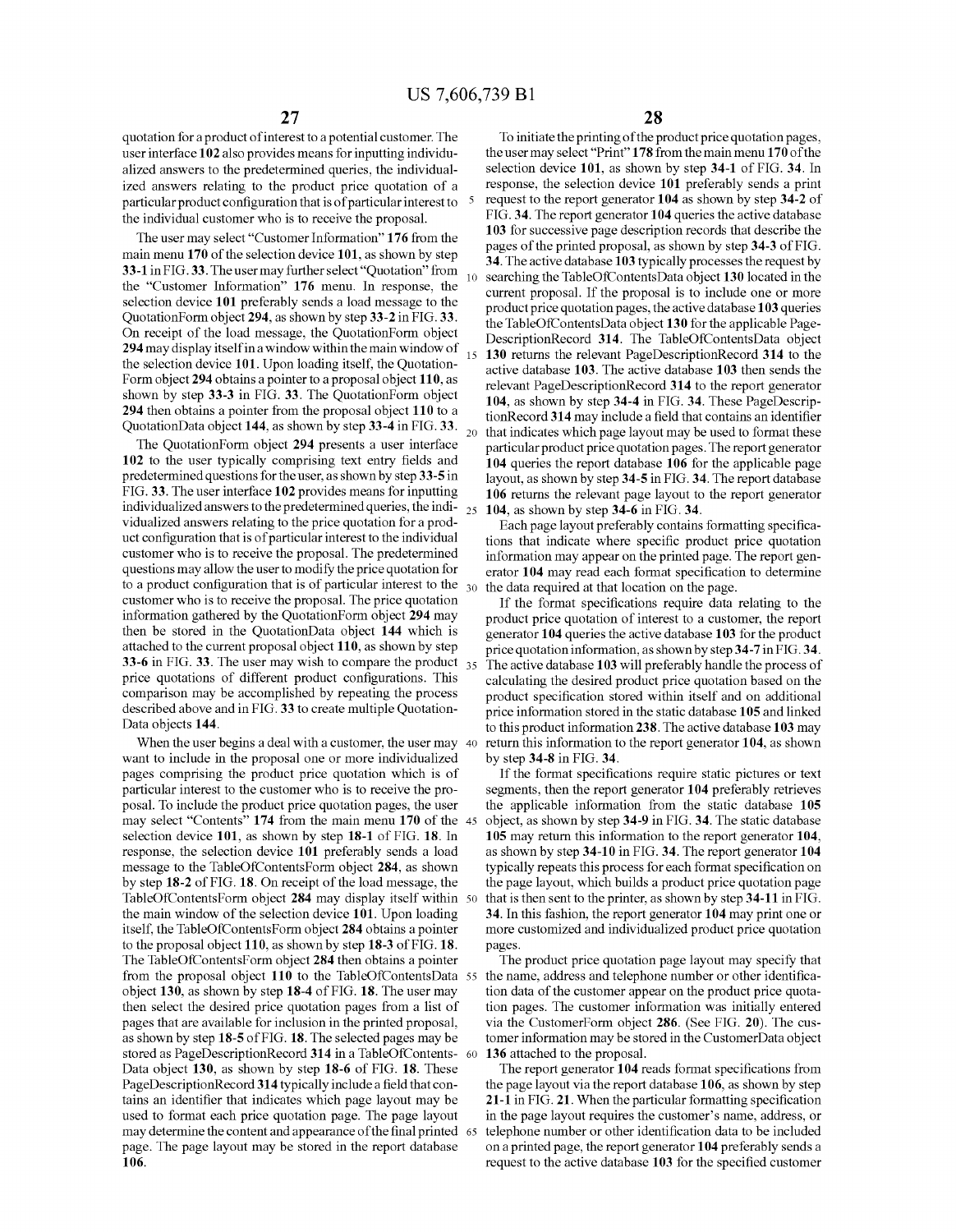quotation for a product of interest to a potential customer. The user interface **102** also provides means for inputting individualized answers to the predetermined queries, the individualized answers relating to the product price quotation of a particular product configuration that is of particular interest to the individual customer who is to receive the proposal.

The user may select "Customer Information" **176** from the main menu **170** of the selection device **101**, as shown by step **33-1** in FIG. **33**. The user may further select "Quotation" from the "Customer Information" **176** menu. In response, the selection device **101** preferably sends a load message to the QuotationForm object **294**, as shown by step **33-2** in FIG. **33**. On receipt of the load message, the QuotationForm object **294** may display itself in a window within the main window of the selection device **101**. Upon loading itself, the QuotationForm object **294** obtains a pointer to a proposal object **110**, as shown by step **33-3** in FIG. **33**. The QuotationForm object **294** then obtains a pointer from the proposal object **110** to a QuotationData object **144**, as shown by step **33-4** in FIG. **33**.

The QuotationForm object **294** presents a user interface **102** to the user typically comprising text entry fields and predetermined questions for the user, as shown by step **33-5** in FIG. **33**. The user interface **102** provides means for inputting individualized answers to the predetermined queries, the individualized answers relating to the price quotation for a product configuration that is of particular interest to the individual customer who is to receive the proposal. The predetermined questions may allow the user to modify the price quotation for to a product configuration that is of particular interest to the customer who is to receive the proposal. The price quotation information gathered by the QuotationForm object **294** may then be stored in the QuotationData object **144** which is attached to the current proposal object **110**, as shown by step **33-6** in FIG. **33**. The user may wish to compare the product price quotations of different product configurations. This comparison may be accomplished by repeating the process described above and in FIG. **33** to create multiple QuotationData objects **144**.

When the user begins a deal with a customer, the user may want to include in the proposal one or more individualized pages comprising the product price quotation which is of particular interest to the customer who is to receive the proposal. To include the product price quotation pages, the user may select "Contents" **174** from the main menu **170** of the selection device **101**, as shown by step **18-1** of FIG. **18**. In response, the selection device **101** preferably sends a load message to the TableOfContentsForm object **284**, as shown by step **18-2** of FIG. **18**. On receipt of the load message, the TableOfContentsForm object **284** may display itself within the main window of the selection device **101**. Upon loading itself, the TableOfContentsForm object **284** obtains a pointer to the proposal object **110**, as shown by step **18-3** of FIG. **18**. The TableOfContentsForm object **284** then obtains a pointer from the proposal object **110** to the TableOfContentsData object **130**, as shown by step **18-4** of FIG. **18**. The user may then select the desired price quotation pages from a list of pages that are available for inclusion in the printed proposal, as shown by step **18-5** of FIG. **18**. The selected pages may be stored as PageDescriptionRecord **314** in a TableOfContentsData object **130**, as shown by step **18-6** of FIG. **18**. These PageDescriptionRecord **314** typically include a field that contains an identifier that indicates which page layout may be used to format each price quotation page. The page layout may determine the content and appearance of the final printed page. The page layout may be stored in the report database **106**.

To initiate the printing of the product price quotation pages, the user may select "Print" **178** from the main menu **170** of the selection device **101**, as shown by step **34-1** of FIG. **34**. In response, the selection device **101** preferably sends a print request to the report generator **104** as shown by step **34-2** of FIG. **34**. The report generator **104** queries the active database **103** for successive page description records that describe the pages of the printed proposal, as shown by step **34-3** of FIG. **34**. The active database **103** typically processes the request by searching the TableOfContentsData object **130** located in the current proposal. If the proposal is to include one or more product price quotation pages, the active database **103** queries the TableOfContentsData object **130** for the applicable PageDescriptionRecord **314**. The TableOfContentsData object **130** returns the relevant PageDescriptionRecord **314** to the active database **103**. The active database **103** then sends the relevant PageDescriptionRecord **314** to the report generator **104**, as shown by step **34-4** in FIG. **34**. These PageDescriptionRecord **314** may include a field that contains an identifier that indicates which page layout may be used to format these particular product price quotation pages. The report generator **104** queries the report database **106** for the applicable page layout, as shown by step **34-5** in FIG. **34**. The report database **106** returns the relevant page layout to the report generator **104**, as shown by step **34-6** in FIG. **34**.

Each page layout preferably contains formatting specifications that indicate where specific product price quotation information may appear on the printed page. The report generator **104** may read each format specification to determine the data required at that location on the page.

If the format specifications require data relating to the product price quotation of interest to a customer, the report generator **104** queries the active database **103** for the product price quotation information, as shown by step **34-7** in FIG. **34**. The active database **103** will preferably handle the process of calculating the desired product price quotation based on the product specification stored within itself and on additional price information stored in the static database **105** and linked to this product information **238**. The active database **103** may return this information to the report generator **104**, as shown by step **34-8** in FIG. **34**.

If the format specifications require static pictures or text segments, then the report generator **104** preferably retrieves the applicable information from the static database **105** object, as shown by step **34-9** in FIG. **34**. The static database **105** may return this information to the report generator **104**, as shown by step **34-10** in FIG. **34**. The report generator **104** typically repeats this process for each format specification on the page layout, which builds a product price quotation page that is then sent to the printer, as shown by step **34-11** in FIG. **34**. In this fashion, the report generator **104** may print one or more customized and individualized product price quotation pages.

The product price quotation page layout may specify that the name, address and telephone number or other identification data of the customer appear on the product price quotation pages. The customer information was initially entered via the CustomerForm object **286**. (See FIG. **20**). The customer information may be stored in the CustomerData object **136** attached to the proposal.

The report generator **104** reads format specifications from the page layout via the report database **106**, as shown by step **21-1** in FIG. **21**. When the particular formatting specification in the page layout requires the customer's name, address, or telephone number or other identification data to be included on a printed page, the report generator **104** preferably sends a request to the active database **103** for the specified customer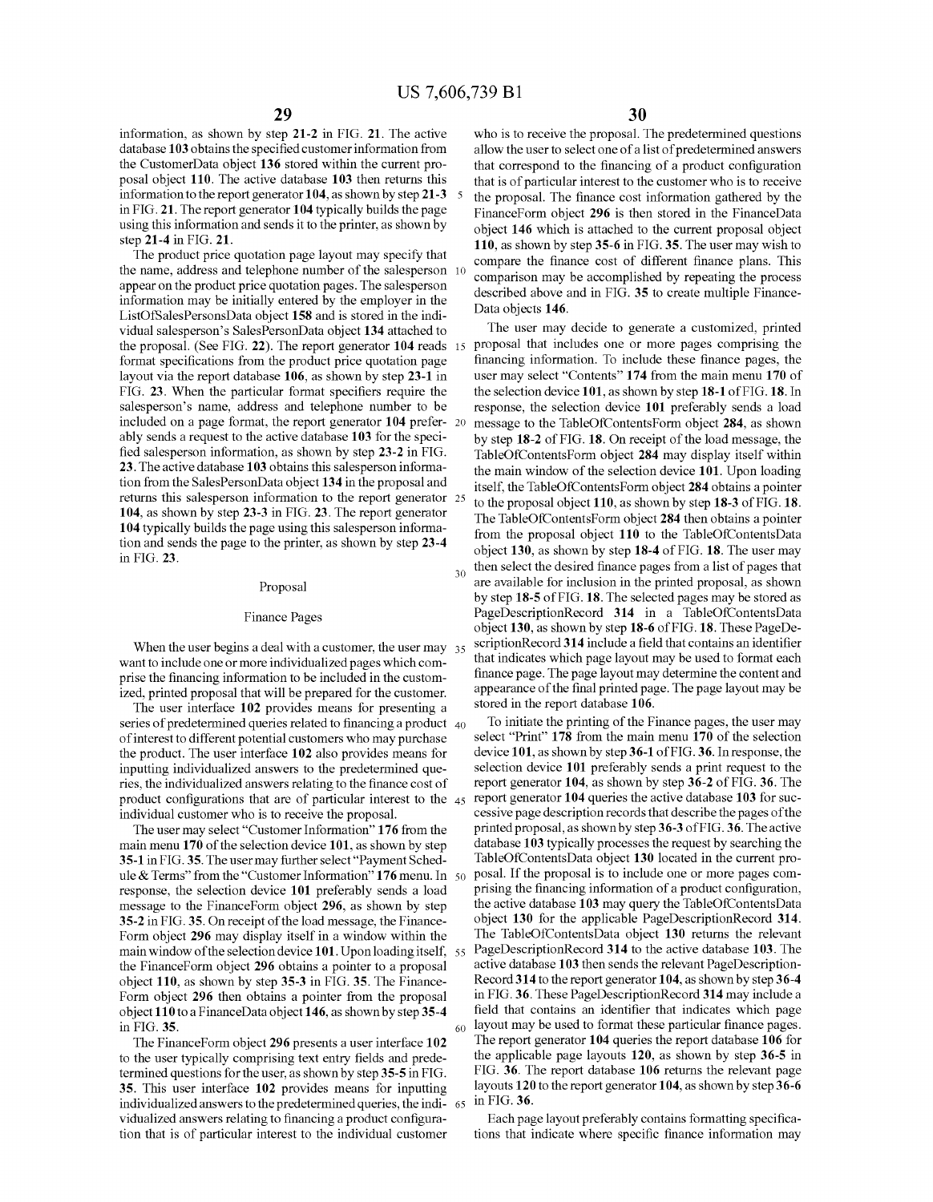information, as shown by step 21-2 in FIG. 21. The active database 103 obtains the specified customer information from the CustomerData object 136 stored within the current proposal object 110. The active database 103 then returns this information to the report generator 104, as shown by step 21-3 in FIG. 21. The report generator 104 typically builds the page using this information and sends it to the printer, as shown by step 21-4 in FIG. 21.

The product price quotation page layout may specify that the name, address and telephone number of the salesperson appear on the product price quotation pages. The salesperson information may be initially entered by the employer in the ListOfSalesPersonsData object 158 and is stored in the individual salesperson's SalesPersonData object 134 attached to the proposal. (See FIG. 22). The report generator 104 reads format specifications from the product price quotation page layout via the report database 106, as shown by step 23-1 in FIG. 23. When the particular format specifiers require the salesperson's name, address and telephone number to be included on a page format, the report generator 104 preferably sends a request to the active database 103 for the specified salesperson information, as shown by step 23-2 in FIG. 23. The active database 103 obtains this salesperson information from the SalesPersonData object 134 in the proposal and returns this salesperson information to the report generator 104, as shown by step 23-3 in FIG. 23. The report generator 104 typically builds the page using this salesperson information and sends the page to the printer, as shown by step 23-4 in FIG. 23.

## Proposal

### Finance Pages

When the user begins a deal with a customer, the user may want to include one or more individualized pages which comprise the financing information to be included in the customized, printed proposal that will be prepared for the customer.

The user interface 102 provides means for presenting a series of predetermined queries related to financing a product of interest to different potential customers who may purchase the product. The user interface 102 also provides means for inputting individualized answers to the predetermined queries, the individualized answers relating to the finance cost of product configurations that are of particular interest to the individual customer who is to receive the proposal.

The user may select "Customer Information" 176 from the main menu 170 of the selection device 101, as shown by step 35-1 in FIG. 35. The user may further select "Payment Schedule & Terms" from the "Customer Information" 176 menu. In response, the selection device 101 preferably sends a load message to the FinanceForm object 296, as shown by step 35-2 in FIG. 35. On receipt of the load message, the FinanceForm object 296 may display itself in a window within the main window of the selection device 101. Upon loading itself, the FinanceForm object 296 obtains a pointer to a proposal object 110, as shown by step 35-3 in FIG. 35. The FinanceForm object 296 then obtains a pointer from the proposal object 110 to a FinanceData object 146, as shown by step 35-4 in FIG. 35.

The FinanceForm object 296 presents a user interface 102 to the user typically comprising text entry fields and predetermined questions for the user, as shown by step 35-5 in FIG. 35. This user interface 102 provides means for inputting individualized answers to the predetermined queries, the individualized answers relating to financing a product configuration that is of particular interest to the individual customer who is to receive the proposal. The predetermined questions allow the user to select one of a list of predetermined answers that correspond to the financing of a product configuration that is of particular interest to the customer who is to receive the proposal. The finance cost information gathered by the FinanceForm object 296 is then stored in the FinanceData object 146 which is attached to the current proposal object 110, as shown by step 35-6 in FIG. 35. The user may wish to compare the finance cost of different finance plans. This comparison may be accomplished by repeating the process described above and in FIG. 35 to create multiple FinanceData objects 146.

The user may decide to generate a customized, printed proposal that includes one or more pages comprising the financing information. To include these finance pages, the user may select "Contents" 174 from the main menu 170 of the selection device 101, as shown by step 18-1 of FIG. 18. In response, the selection device 101 preferably sends a load message to the TableOfContentsForm object 284, as shown by step 18-2 of FIG. 18. On receipt of the load message, the TableOfContentsForm object 284 may display itself within the main window of the selection device 101. Upon loading itself, the TableOfContentsForm object 284 obtains a pointer to the proposal object 110, as shown by step 18-3 of FIG. 18. The TableOfContentsForm object 284 then obtains a pointer from the proposal object 110 to the TableOfContentsData object 130, as shown by step 18-4 of FIG. 18. The user may then select the desired finance pages from a list of pages that are available for inclusion in the printed proposal, as shown by step 18-5 of FIG. 18. The selected pages may be stored as PageDescriptionRecord 314 in a TableOfContentsData object 130, as shown by step 18-6 of FIG. 18. These PageDescriptionRecord 314 include a field that contains an identifier that indicates which page layout may be used to format each finance page. The page layout may determine the content and appearance of the final printed page. The page layout may be stored in the report database 106.

To initiate the printing of the Finance pages, the user may select "Print" 178 from the main menu 170 of the selection device 101, as shown by step 36-1 of FIG. 36. In response, the selection device 101 preferably sends a print request to the report generator 104, as shown by step 36-2 of FIG. 36. The report generator 104 queries the active database 103 for successive page description records that describe the pages of the printed proposal, as shown by step 36-3 of FIG. 36. The active database 103 typically processes the request by searching the TableOfContentsData object 130 located in the current proposal. If the proposal is to include one or more pages comprising the financing information of a product configuration, the active database 103 may query the TableOfContentsData object 130 for the applicable PageDescriptionRecord 314. The TableOfContentsData object 130 returns the relevant PageDescriptionRecord 314 to the active database 103. The active database 103 then sends the relevant PageDescriptionRecord 314 to the report generator 104, as shown by step 36-4 in FIG. 36. These PageDescriptionRecord 314 may include a field that contains an identifier that indicates which page layout may be used to format these particular finance pages. The report generator 104 queries the report database 106 for the applicable page layouts 120, as shown by step 36-5 in FIG. 36. The report database 106 returns the relevant page layouts 120 to the report generator 104, as shown by step 36-6 in FIG. 36.

Each page layout preferably contains formatting specifications that indicate where specific finance information may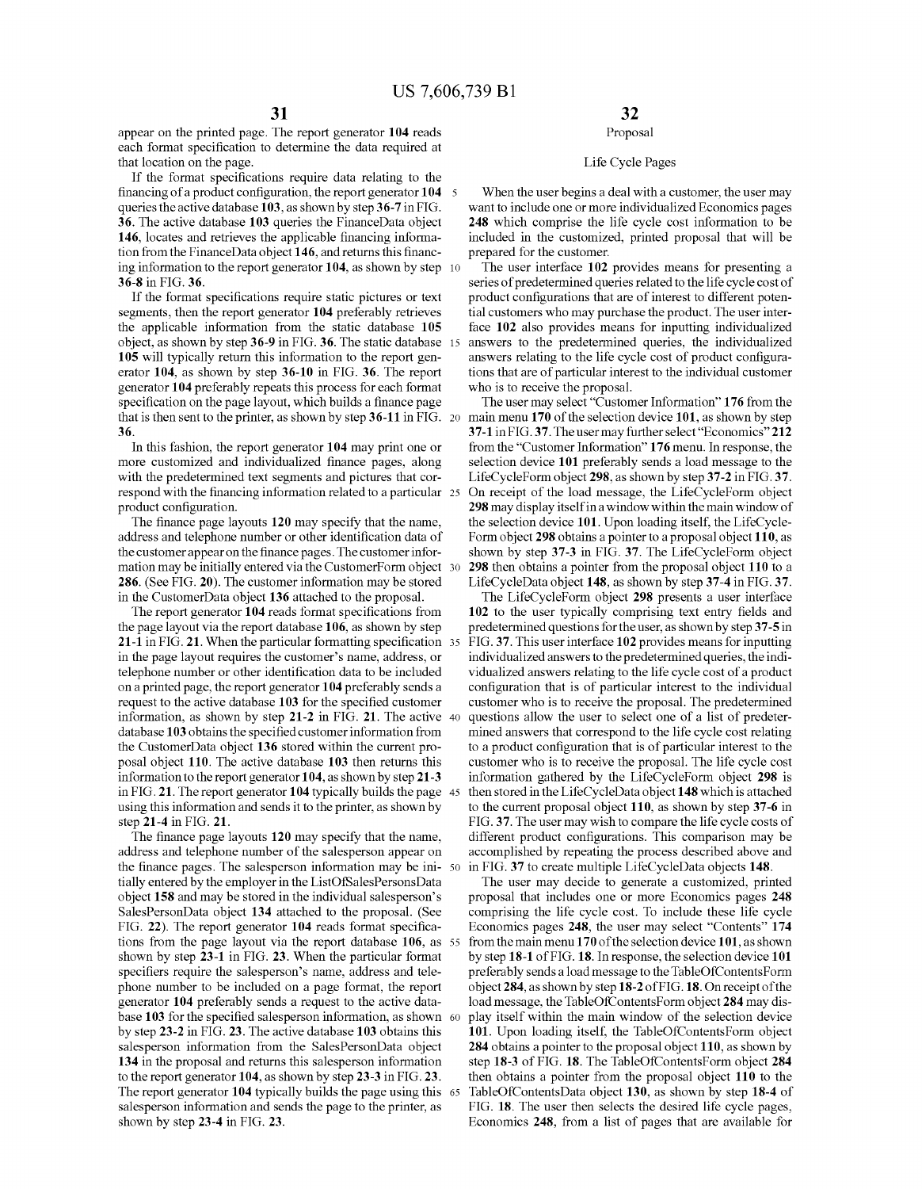appear on the printed page. The report generator **104** reads each format specification to determine the data required at that location on the page.

If the format specifications require data relating to the financing of a product configuration, the report generator **104** queries the active database **103**, as shown by step **36-7** in FIG. **36**. The active database **103** queries the FinanceData object **146**, locates and retrieves the applicable financing information from the FinanceData object **146**, and returns this financing information to the report generator **104**, as shown by step **36-8** in FIG. **36**.

If the format specifications require static pictures or text segments, then the report generator **104** preferably retrieves the applicable information from the static database **105** object, as shown by step **36-9** in FIG. **36**. The static database **105** will typically return this information to the report generator **104**, as shown by step **36-10** in FIG. **36**. The report generator **104** preferably repeats this process for each format specification on the page layout, which builds a finance page that is then sent to the printer, as shown by step **36-11** in FIG. **36**.

In this fashion, the report generator **104** may print one or more customized and individualized finance pages, along with the predetermined text segments and pictures that correspond with the financing information related to a particular product configuration.

The finance page layouts **120** may specify that the name, address and telephone number or other identification data of the customer appear on the finance pages. The customer information may be initially entered via the CustomerForm object **286**. (See FIG. **20**). The customer information may be stored in the CustomerData object **136** attached to the proposal.

The report generator **104** reads format specifications from the page layout via the report database **106**, as shown by step **21-1** in FIG. **21**. When the particular formatting specification in the page layout requires the customer's name, address, or telephone number or other identification data to be included on a printed page, the report generator **104** preferably sends a request to the active database **103** for the specified customer information, as shown by step **21-2** in FIG. **21**. The active database **103** obtains the specified customer information from the CustomerData object **136** stored within the current proposal object **110**. The active database **103** then returns this information to the report generator **104**, as shown by step **21-3** in FIG. **21**. The report generator **104** typically builds the page using this information and sends it to the printer, as shown by step **21-4** in FIG. **21**.

The finance page layouts **120** may specify that the name, address and telephone number of the salesperson appear on the finance pages. The salesperson information may be initially entered by the employer in the ListOfSalesPersonsData object **158** and may be stored in the individual salesperson's SalesPersonData object **134** attached to the proposal. (See FIG. **22**). The report generator **104** reads format specifications from the page layout via the report database **106**, as shown by step **23-1** in FIG. **23**. When the particular format specifiers require the salesperson's name, address and telephone number to be included on a page format, the report generator **104** preferably sends a request to the active database **103** for the specified salesperson information, as shown by step **23-2** in FIG. **23**. The active database **103** obtains this salesperson information from the SalesPersonData object **134** in the proposal and returns this salesperson information to the report generator **104**, as shown by step **23-3** in FIG. **23**. The report generator **104** typically builds the page using this salesperson information and sends the page to the printer, as shown by step **23-4** in FIG. **23**.

## Proposal

### Life Cycle Pages

When the user begins a deal with a customer, the user may want to include one or more individualized Economics pages **248** which comprise the life cycle cost information to be included in the customized, printed proposal that will be prepared for the customer.

The user interface **102** provides means for presenting a series of predetermined queries related to the life cycle cost of product configurations that are of interest to different potential customers who may purchase the product. The user interface **102** also provides means for inputting individualized answers to the predetermined queries, the individualized answers relating to the life cycle cost of product configurations that are of particular interest to the individual customer who is to receive the proposal.

The user may select "Customer Information" **176** from the main menu **170** of the selection device **101**, as shown by step **37-1** in FIG. **37**. The user may further select "Economics" **212** from the "Customer Information" **176** menu. In response, the selection device **101** preferably sends a load message to the LifeCycleForm object **298**, as shown by step **37-2** in FIG. **37**. On receipt of the load message, the LifeCycleForm object **298** may display itself in a window within the main window of the selection device **101**. Upon loading itself, the LifeCycleForm object **298** obtains a pointer to a proposal object **110**, as shown by step **37-3** in FIG. **37**. The LifeCycleForm object **298** then obtains a pointer from the proposal object **110** to a LifeCycleData object **148**, as shown by step **37-4** in FIG. **37**.

The LifeCycleForm object **298** presents a user interface **102** to the user typically comprising text entry fields and predetermined questions for the user, as shown by step **37-5** in FIG. **37**. This user interface **102** provides means for inputting individualized answers to the predetermined queries, the individualized answers relating to the life cycle cost of a product configuration that is of particular interest to the individual customer who is to receive the proposal. The predetermined questions allow the user to select one of a list of predetermined answers that correspond to the life cycle cost relating to a product configuration that is of particular interest to the customer who is to receive the proposal. The life cycle cost information gathered by the LifeCycleForm object **298** is then stored in the LifeCycleData object **148** which is attached to the current proposal object **110**, as shown by step **37-6** in FIG. **37**. The user may wish to compare the life cycle costs of different product configurations. This comparison may be accomplished by repeating the process described above and in FIG. **37** to create multiple LifeCycleData objects **148**.

The user may decide to generate a customized, printed proposal that includes one or more Economics pages **248** comprising the life cycle cost. To include these life cycle Economics pages **248**, the user may select "Contents" **174** from the main menu **170** of the selection device **101**, as shown by step **18-1** of FIG. **18**. In response, the selection device **101** preferably sends a load message to the TableOfContentsForm object **284**, as shown by step **18-2** of FIG. **18**. On receipt of the load message, the TableOfContentsForm object **284** may display itself within the main window of the selection device **101**. Upon loading itself, the TableOfContentsForm object **284** obtains a pointer to the proposal object **110**, as shown by step **18-3** of FIG. **18**. The TableOfContentsForm object **284** then obtains a pointer from the proposal object **110** to the TableOfContentsData object **130**, as shown by step **18-4** of FIG. **18**. The user then selects the desired life cycle pages, Economics **248**, from a list of pages that are available for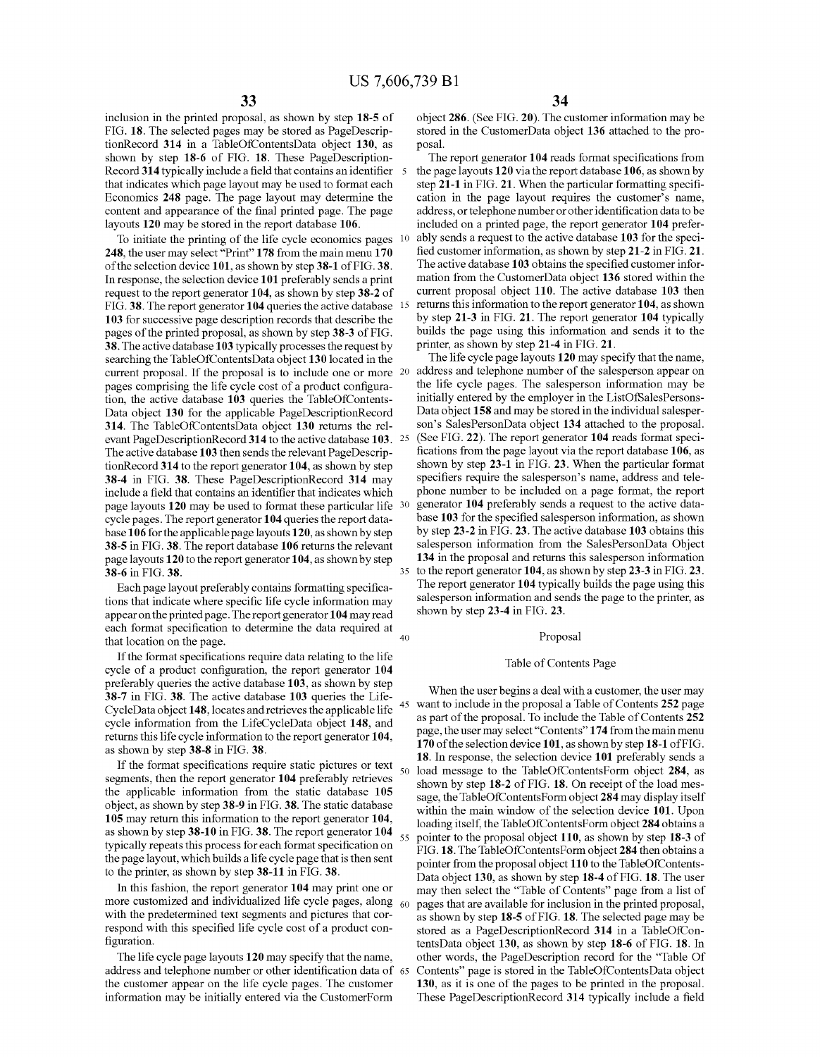inclusion in the printed proposal, as shown by step **18-5** of FIG. **18**. The selected pages may be stored as PageDescriptionRecord **314** in a TableOfContentsData object **130**, as shown by step **18-6** of FIG. **18**. These PageDescriptionRecord **314** typically include a field that contains an identifier that indicates which page layout may be used to format each Economics **248** page. The page layout may determine the content and appearance of the final printed page. The page layouts **120** may be stored in the report database **106**.

To initiate the printing of the life cycle economics pages **248**, the user may select "Print" **178** from the main menu **170** of the selection device **101**, as shown by step **38-1** of FIG. **38**. In response, the selection device **101** preferably sends a print request to the report generator **104**, as shown by step **38-2** of FIG. **38**. The report generator **104** queries the active database **103** for successive page description records that describe the pages of the printed proposal, as shown by step **38-3** of FIG. **38**. The active database **103** typically processes the request by searching the TableOfContentsData object **130** located in the current proposal. If the proposal is to include one or more pages comprising the life cycle cost of a product configuration, the active database **103** queries the TableOfContentsData object **130** for the applicable PageDescriptionRecord **314**. The TableOfContentsData object **130** returns the relevant PageDescriptionRecord **314** to the active database **103**. The active database **103** then sends the relevant PageDescriptionRecord **314** to the report generator **104**, as shown by step **38-4** in FIG. **38**. These PageDescriptionRecord **314** may include a field that contains an identifier that indicates which page layouts **120** may be used to format these particular life cycle pages. The report generator **104** queries the report database **106** for the applicable page layouts **120**, as shown by step **38-5** in FIG. **38**. The report database **106** returns the relevant page layouts **120** to the report generator **104**, as shown by step **38-6** in FIG. **38**.

Each page layout preferably contains formatting specifications that indicate where specific life cycle information may appear on the printed page. The report generator **104** may read each format specification to determine the data required at that location on the page.

If the format specifications require data relating to the life cycle of a product configuration, the report generator **104** preferably queries the active database **103**, as shown by step **38-7** in FIG. **38**. The active database **103** queries the LifeCycleData object **148**, locates and retrieves the applicable life cycle information from the LifeCycleData object **148**, and returns this life cycle information to the report generator **104**, as shown by step **38-8** in FIG. **38**.

If the format specifications require static pictures or text segments, then the report generator **104** preferably retrieves the applicable information from the static database **105** object, as shown by step **38-9** in FIG. **38**. The static database **105** may return this information to the report generator **104**, as shown by step **38-10** in FIG. **38**. The report generator **104** typically repeats this process for each format specification on the page layout, which builds a life cycle page that is then sent to the printer, as shown by step **38-11** in FIG. **38**.

In this fashion, the report generator **104** may print one or more customized and individualized life cycle pages, along with the predetermined text segments and pictures that correspond with this specified life cycle cost of a product configuration.

The life cycle page layouts **120** may specify that the name, address and telephone number or other identification data of the customer appear on the life cycle pages. The customer information may be initially entered via the CustomerForm object **286**. (See FIG. **20**). The customer information may be stored in the CustomerData object **136** attached to the proposal.

The report generator **104** reads format specifications from the page layouts **120** via the report database **106**, as shown by step **21-1** in FIG. **21**. When the particular formatting specification in the page layout requires the customer's name, address, or telephone number or other identification data to be included on a printed page, the report generator **104** preferably sends a request to the active database **103** for the specified customer information, as shown by step **21-2** in FIG. **21**. The active database **103** obtains the specified customer information from the CustomerData object **136** stored within the current proposal object **110**. The active database **103** then returns this information to the report generator **104**, as shown by step **21-3** in FIG. **21**. The report generator **104** typically builds the page using this information and sends it to the printer, as shown by step **21-4** in FIG. **21**.

The life cycle page layouts **120** may specify that the name, address and telephone number of the salesperson appear on the life cycle pages. The salesperson information may be initially entered by the employer in the ListOfSalesPersonsData object **158** and may be stored in the individual salesperson's SalesPersonData object **134** attached to the proposal. (See FIG. **22**). The report generator **104** reads format specifications from the page layout via the report database **106**, as shown by step **23-1** in FIG. **23**. When the particular format specifiers require the salesperson's name, address and telephone number to be included on a page format, the report generator **104** preferably sends a request to the active database **103** for the specified salesperson information, as shown by step **23-2** in FIG. **23**. The active database **103** obtains this salesperson information from the SalesPersonData Object **134** in the proposal and returns this salesperson information to the report generator **104**, as shown by step **23-3** in FIG. **23**. The report generator **104** typically builds the page using this salesperson information and sends the page to the printer, as shown by step **23-4** in FIG. **23**.

## Proposal

### Table of Contents Page

When the user begins a deal with a customer, the user may want to include in the proposal a Table of Contents **252** page as part of the proposal. To include the Table of Contents **252** page, the user may select "Contents" **174** from the main menu **170** of the selection device **101**, as shown by step **18-1** of FIG. **18**. In response, the selection device **101** preferably sends a load message to the TableOfContentsForm object **284**, as shown by step **18-2** of FIG. **18**. On receipt of the load message, the TableOfContentsForm object **284** may display itself within the main window of the selection device **101**. Upon loading itself, the TableOfContentsForm object **284** obtains a pointer to the proposal object **110**, as shown by step **18-3** of FIG. **18**. The TableOfContentsForm object **284** then obtains a pointer from the proposal object **110** to the TableOfContentsData object **130**, as shown by step **18-4** of FIG. **18**. The user may then select the "Table of Contents" page from a list of pages that are available for inclusion in the printed proposal, as shown by step **18-5** of FIG. **18**. The selected page may be stored as a PageDescriptionRecord **314** in a TableOfContentsData object **130**, as shown by step **18-6** of FIG. **18**. In other words, the PageDescription record for the "Table Of Contents" page is stored in the TableOfContentsData object **130**, as it is one of the pages to be printed in the proposal. These PageDescriptionRecord **314** typically include a field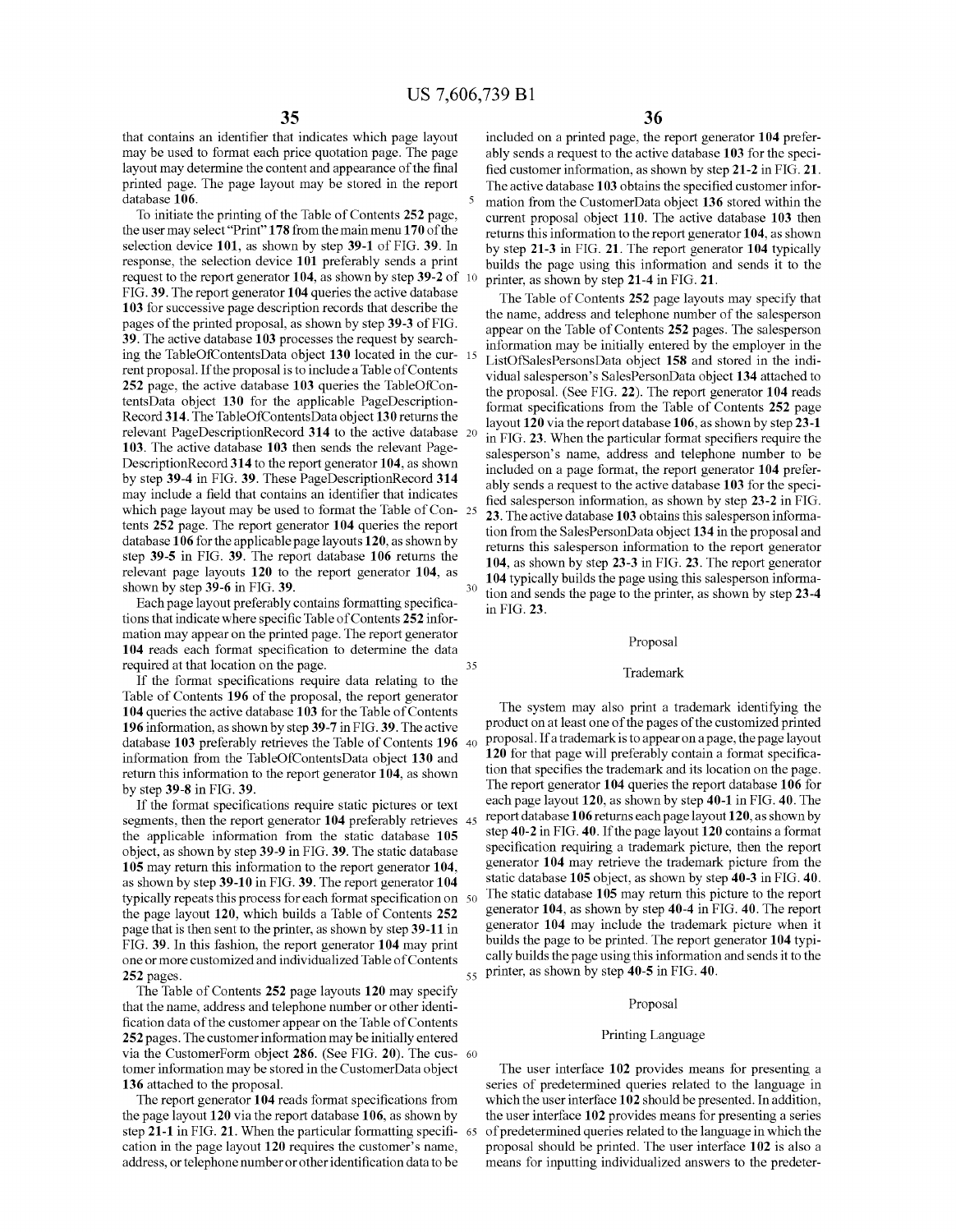that contains an identifier that indicates which page layout may be used to format each price quotation page. The page layout may determine the content and appearance of the final printed page. The page layout may be stored in the report database **106**.

To initiate the printing of the Table of Contents **252** page, the user may select "Print" **178** from the main menu **170** of the selection device **101**, as shown by step **39-1** of FIG. **39**. In response, the selection device **101** preferably sends a print request to the report generator **104**, as shown by step **39-2** of FIG. **39**. The report generator **104** queries the active database **103** for successive page description records that describe the pages of the printed proposal, as shown by step **39-3** of FIG. **39**. The active database **103** processes the request by searching the TableOfContentsData object **130** located in the current proposal. If the proposal is to include a Table of Contents **252** page, the active database **103** queries the TableOfContentsData object **130** for the applicable PageDescriptionRecord **314**. The TableOfContentsData object **130** returns the relevant PageDescriptionRecord **314** to the active database **103**. The active database **103** then sends the relevant PageDescriptionRecord **314** to the report generator **104**, as shown by step **39-4** in FIG. **39**. These PageDescriptionRecord **314** may include a field that contains an identifier that indicates which page layout may be used to format the Table of Contents **252** page. The report generator **104** queries the report database **106** for the applicable page layouts **120**, as shown by step **39-5** in FIG. **39**. The report database **106** returns the relevant page layouts **120** to the report generator **104**, as shown by step **39-6** in FIG. **39**.

Each page layout preferably contains formatting specifications that indicate where specific Table of Contents **252** information may appear on the printed page. The report generator **104** reads each format specification to determine the data required at that location on the page.

If the format specifications require data relating to the Table of Contents **196** of the proposal, the report generator **104** queries the active database **103** for the Table of Contents **196** information, as shown by step **39-7** in FIG. **39**. The active database **103** preferably retrieves the Table of Contents **196** information from the TableOfContentsData object **130** and return this information to the report generator **104**, as shown by step **39-8** in FIG. **39**.

If the format specifications require static pictures or text segments, then the report generator **104** preferably retrieves the applicable information from the static database **105** object, as shown by step **39-9** in FIG. **39**. The static database **105** may return this information to the report generator **104**, as shown by step **39-10** in FIG. **39**. The report generator **104** typically repeats this process for each format specification on the page layout **120**, which builds a Table of Contents **252** page that is then sent to the printer, as shown by step **39-11** in FIG. **39**. In this fashion, the report generator **104** may print one or more customized and individualized Table of Contents **252** pages.

The Table of Contents **252** page layouts **120** may specify that the name, address and telephone number or other identification data of the customer appear on the Table of Contents **252** pages. The customer information may be initially entered via the CustomerForm object **286**. (See FIG. **20**). The customer information may be stored in the CustomerData object **136** attached to the proposal.

The report generator **104** reads format specifications from the page layout **120** via the report database **106**, as shown by step **21-1** in FIG. **21**. When the particular formatting specification in the page layout **120** requires the customer's name, address, or telephone number or other identification data to be included on a printed page, the report generator **104** preferably sends a request to the active database **103** for the specified customer information, as shown by step **21-2** in FIG. **21**. The active database **103** obtains the specified customer information from the CustomerData object **136** stored within the current proposal object **110**. The active database **103** then returns this information to the report generator **104**, as shown by step **21-3** in FIG. **21**. The report generator **104** typically builds the page using this information and sends it to the printer, as shown by step **21-4** in FIG. **21**.

The Table of Contents **252** page layouts may specify that the name, address and telephone number of the salesperson appear on the Table of Contents **252** pages. The salesperson information may be initially entered by the employer in the ListOfSalesPersonsData object **158** and stored in the individual salesperson's SalesPersonData object **134** attached to the proposal. (See FIG. **22**). The report generator **104** reads format specifications from the Table of Contents **252** page layout **120** via the report database **106**, as shown by step **23-1** in FIG. **23**. When the particular format specifiers require the salesperson's name, address and telephone number to be included on a page format, the report generator **104** preferably sends a request to the active database **103** for the specified salesperson information, as shown by step **23-2** in FIG. **23**. The active database **103** obtains this salesperson information from the SalesPersonData object **134** in the proposal and returns this salesperson information to the report generator **104**, as shown by step **23-3** in FIG. **23**. The report generator **104** typically builds the page using this salesperson information and sends the page to the printer, as shown by step **23-4** in FIG. **23**.

## Proposal

### Trademark

The system may also print a trademark identifying the product on at least one of the pages of the customized printed proposal. If a trademark is to appear on a page, the page layout **120** for that page will preferably contain a format specification that specifies the trademark and its location on the page. The report generator **104** queries the report database **106** for each page layout **120**, as shown by step **40-1** in FIG. **40**. The report database **106** returns each page layout **120**, as shown by step **40-2** in FIG. **40**. If the page layout **120** contains a format specification requiring a trademark picture, then the report generator **104** may retrieve the trademark picture from the static database **105** object, as shown by step **40-3** in FIG. **40**. The static database **105** may return this picture to the report generator **104**, as shown by step **40-4** in FIG. **40**. The report generator **104** may include the trademark picture when it builds the page to be printed. The report generator **104** typically builds the page using this information and sends it to the printer, as shown by step **40-5** in FIG. **40**.

## Proposal

### Printing Language

The user interface **102** provides means for presenting a series of predetermined queries related to the language in which the user interface **102** should be presented. In addition, the user interface **102** provides means for presenting a series of predetermined queries related to the language in which the proposal should be printed. The user interface **102** is also a means for inputting individualized answers to the predeter-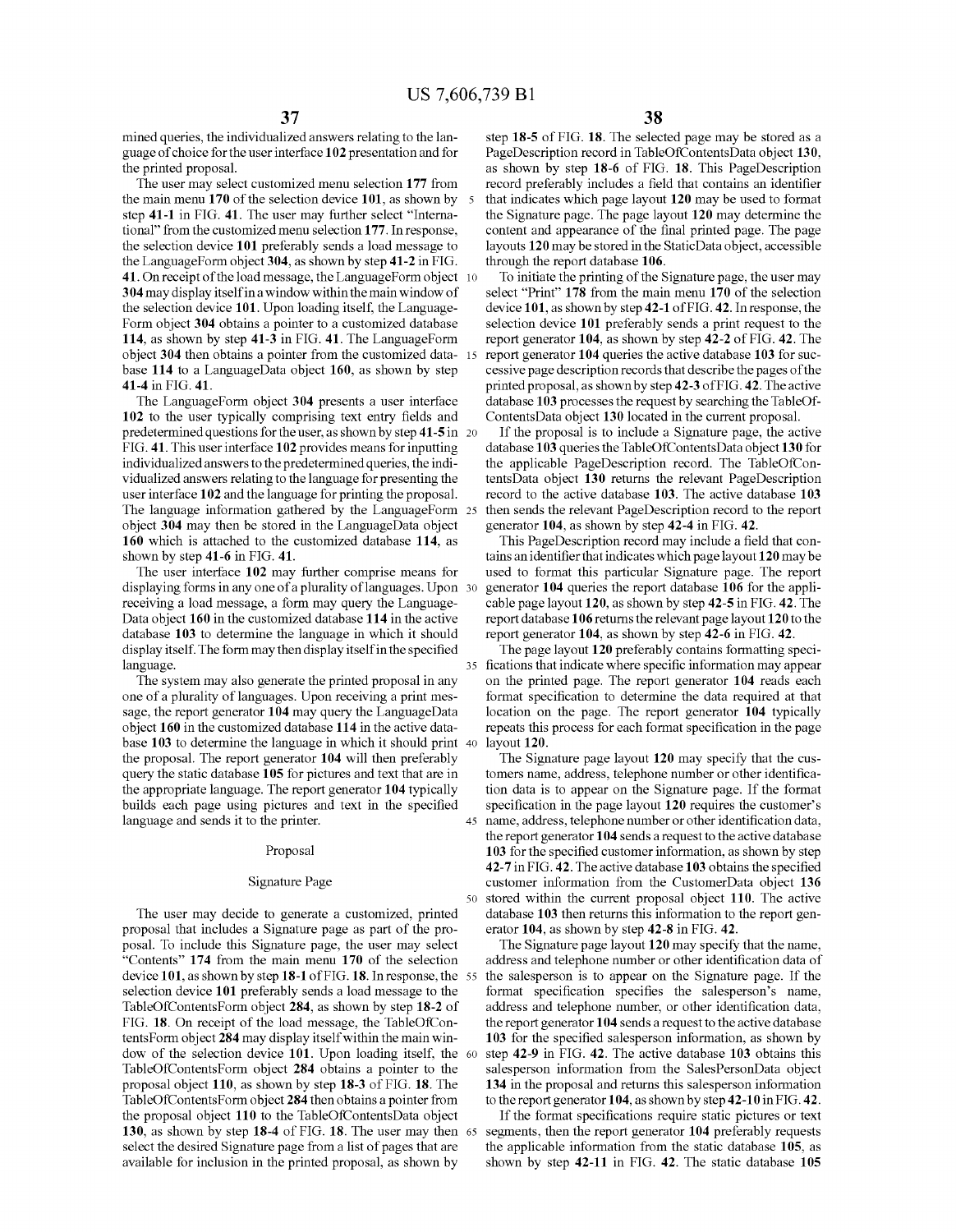mined queries, the individualized answers relating to the language of choice for the user interface **102** presentation and for the printed proposal.

The user may select customized menu selection **177** from the main menu **170** of the selection device **101**, as shown by step **41-1** in FIG. **41**. The user may further select "International" from the customized menu selection **177**. In response, the selection device **101** preferably sends a load message to the LanguageForm object **304**, as shown by step **41-2** in FIG. **41**. On receipt of the load message, the LanguageForm object **304** may display itself in a window within the main window of the selection device **101**. Upon loading itself, the LanguageForm object **304** obtains a pointer to a customized database **114**, as shown by step **41-3** in FIG. **41**. The LanguageForm object **304** then obtains a pointer from the customized database **114** to a LanguageData object **160**, as shown by step **41-4** in FIG. **41**.

The LanguageForm object **304** presents a user interface **102** to the user typically comprising text entry fields and predetermined questions for the user, as shown by step **41-5** in FIG. **41**. This user interface **102** provides means for inputting individualized answers to the predetermined queries, the individualized answers relating to the language for presenting the user interface **102** and the language for printing the proposal. The language information gathered by the LanguageForm object **304** may then be stored in the LanguageData object **160** which is attached to the customized database **114**, as shown by step **41-6** in FIG. **41**.

The user interface **102** may further comprise means for displaying forms in any one of a plurality of languages. Upon receiving a load message, a form may query the LanguageData object **160** in the customized database **114** in the active database **103** to determine the language in which it should display itself. The form may then display itself in the specified language.

The system may also generate the printed proposal in any one of a plurality of languages. Upon receiving a print message, the report generator **104** may query the LanguageData object **160** in the customized database **114** in the active database **103** to determine the language in which it should print the proposal. The report generator **104** will then preferably query the static database **105** for pictures and text that are in the appropriate language. The report generator **104** typically builds each page using pictures and text in the specified language and sends it to the printer.

## Proposal

### Signature Page

The user may decide to generate a customized, printed proposal that includes a Signature page as part of the proposal. To include this Signature page, the user may select "Contents" **174** from the main menu **170** of the selection device **101**, as shown by step **18-1** of FIG. **18**. In response, the selection device **101** preferably sends a load message to the TableOfContentsForm object **284**, as shown by step **18-2** of FIG. **18**. On receipt of the load message, the TableOfContentsForm object **284** may display itself within the main window of the selection device **101**. Upon loading itself, the TableOfContentsForm object **284** obtains a pointer to the proposal object **110**, as shown by step **18-3** of FIG. **18**. The TableOfContentsForm object **284** then obtains a pointer from the proposal object **110** to the TableOfContentsData object **130**, as shown by step **18-4** of FIG. **18**. The user may then select the desired Signature page from a list of pages that are available for inclusion in the printed proposal, as shown by step **18-5** of FIG. **18**. The selected page may be stored as a PageDescription record in TableOfContentsData object **130**, as shown by step **18-6** of FIG. **18**. This PageDescription record preferably includes a field that contains an identifier that indicates which page layout **120** may be used to format the Signature page. The page layout **120** may determine the content and appearance of the final printed page. The page layouts **120** may be stored in the StaticData object, accessible through the report database **106**.

To initiate the printing of the Signature page, the user may select "Print" **178** from the main menu **170** of the selection device **101**, as shown by step **42-1** of FIG. **42**. In response, the selection device **101** preferably sends a print request to the report generator **104**, as shown by step **42-2** of FIG. **42**. The report generator **104** queries the active database **103** for successive page description records that describe the pages of the printed proposal, as shown by step **42-3** of FIG. **42**. The active database **103** processes the request by searching the TableOfContentsData object **130** located in the current proposal.

If the proposal is to include a Signature page, the active database **103** queries the TableOfContentsData object **130** for the applicable PageDescription record. The TableOfContentsData object **130** returns the relevant PageDescription record to the active database **103**. The active database **103** then sends the relevant PageDescription record to the report generator **104**, as shown by step **42-4** in FIG. **42**.

This PageDescription record may include a field that contains an identifier that indicates which page layout **120** may be used to format this particular Signature page. The report generator **104** queries the report database **106** for the applicable page layout **120**, as shown by step **42-5** in FIG. **42**. The report database **106** returns the relevant page layout **120** to the report generator **104**, as shown by step **42-6** in FIG. **42**.

The page layout **120** preferably contains formatting specifications that indicate where specific information may appear on the printed page. The report generator **104** reads each format specification to determine the data required at that location on the page. The report generator **104** typically repeats this process for each format specification in the page layout **120**.

The Signature page layout **120** may specify that the customers name, address, telephone number or other identification data is to appear on the Signature page. If the format specification in the page layout **120** requires the customer's name, address, telephone number or other identification data, the report generator **104** sends a request to the active database **103** for the specified customer information, as shown by step **42-7** in FIG. **42**. The active database **103** obtains the specified customer information from the CustomerData object **136** stored within the current proposal object **110**. The active database **103** then returns this information to the report generator **104**, as shown by step **42-8** in FIG. **42**.

The Signature page layout **120** may specify that the name, address and telephone number or other identification data of the salesperson is to appear on the Signature page. If the format specification specifies the salesperson's name, address and telephone number, or other identification data, the report generator **104** sends a request to the active database **103** for the specified salesperson information, as shown by step **42-9** in FIG. **42**. The active database **103** obtains this salesperson information from the SalesPersonData object **134** in the proposal and returns this salesperson information to the report generator **104**, as shown by step **42-10** in FIG. **42**.

If the format specifications require static pictures or text segments, then the report generator **104** preferably requests the applicable information from the static database **105**, as shown by step **42-11** in FIG. **42**. The static database **105**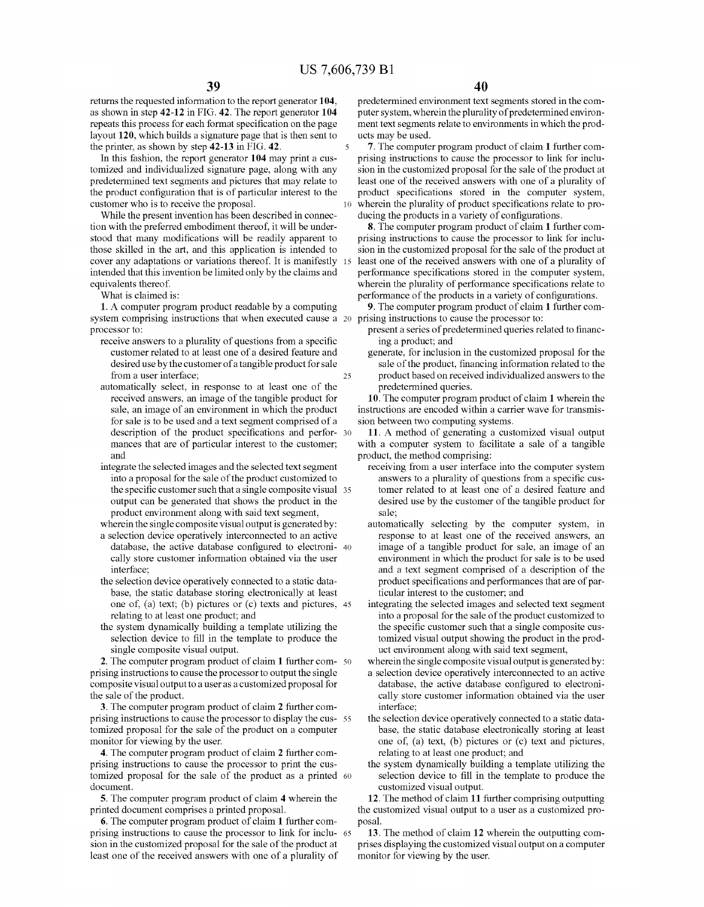returns the requested information to the report generator **104**, as shown in step **42-12** in FIG. **42**. The report generator **104** repeats this process for each format specification on the page layout **120**, which builds a signature page that is then sent to the printer, as shown by step **42-13** in FIG. **42**.

In this fashion, the report generator **104** may print a customized and individualized signature page, along with any predetermined text segments and pictures that may relate to the product configuration that is of particular interest to the customer who is to receive the proposal.

While the present invention has been described in connection with the preferred embodiment thereof, it will be understood that many modifications will be readily apparent to those skilled in the art, and this application is intended to cover any adaptations or variations thereof. It is manifestly intended that this invention be limited only by the claims and equivalents thereof.

What is claimed is:

**1**. A computer program product readable by a computing system comprising instructions that when executed cause a processor to:

- receive answers to a plurality of questions from a specific customer related to at least one of a desired feature and desired use by the customer of a tangible product for sale from a user interface;
- automatically select, in response to at least one of the received answers, an image of the tangible product for sale, an image of an environment in which the product for sale is to be used and a text segment comprised of a description of the product specifications and performances that are of particular interest to the customer; and
- integrate the selected images and the selected text segment into a proposal for the sale of the product customized to the specific customer such that a single composite visual output can be generated that shows the product in the product environment along with said text segment,
- wherein the single composite visual output is generated by:
- a selection device operatively interconnected to an active database, the active database configured to electronically store customer information obtained via the user interface;
- the selection device operatively connected to a static database, the static database storing electronically at least one of, (a) text; (b) pictures or (c) texts and pictures, relating to at least one product; and
- the system dynamically building a template utilizing the selection device to fill in the template to produce the single composite visual output.

**2**. The computer program product of claim **1** further comprising instructions to cause the processor to output the single composite visual output to a user as a customized proposal for the sale of the product.

**3**. The computer program product of claim **2** further comprising instructions to cause the processor to display the customized proposal for the sale of the product on a computer monitor for viewing by the user.

**4**. The computer program product of claim **2** further comprising instructions to cause the processor to print the customized proposal for the sale of the product as a printed document.

**5**. The computer program product of claim **4** wherein the printed document comprises a printed proposal.

**6**. The computer program product of claim **1** further comprising instructions to cause the processor to link for inclusion in the customized proposal for the sale of the product at least one of the received answers with one of a plurality of predetermined environment text segments stored in the computer system, wherein the plurality of predetermined environment text segments relate to environments in which the products may be used.

**7**. The computer program product of claim **1** further comprising instructions to cause the processor to link for inclusion in the customized proposal for the sale of the product at least one of the received answers with one of a plurality of product specifications stored in the computer system, wherein the plurality of product specifications relate to producing the products in a variety of configurations.

**8**. The computer program product of claim **1** further comprising instructions to cause the processor to link for inclusion in the customized proposal for the sale of the product at least one of the received answers with one of a plurality of performance specifications stored in the computer system, wherein the plurality of performance specifications relate to performance of the products in a variety of configurations.

**9**. The computer program product of claim **1** further comprising instructions to cause the processor to:

- present a series of predetermined queries related to financing a product; and
- generate, for inclusion in the customized proposal for the sale of the product, financing information related to the product based on received individualized answers to the predetermined queries.

**10**. The computer program product of claim **1** wherein the instructions are encoded within a carrier wave for transmission between two computing systems.

**11**. A method of generating a customized visual output with a computer system to facilitate a sale of a tangible product, the method comprising:

- receiving from a user interface into the computer system answers to a plurality of questions from a specific customer related to at least one of a desired feature and desired use by the customer of the tangible product for sale;
- automatically selecting by the computer system, in response to at least one of the received answers, an image of a tangible product for sale, an image of an environment in which the product for sale is to be used and a text segment comprised of a description of the product specifications and performances that are of particular interest to the customer; and
- integrating the selected images and selected text segment into a proposal for the sale of the product customized to the specific customer such that a single composite customized visual output showing the product in the product environment along with said text segment,
- wherein the single composite visual output is generated by:
- a selection device operatively interconnected to an active database, the active database configured to electronically store customer information obtained via the user interface;
- the selection device operatively connected to a static database, the static database electronically storing at least one of, (a) text, (b) pictures or (c) text and pictures, relating to at least one product; and
- the system dynamically building a template utilizing the selection device to fill in the template to produce the customized visual output.

**12**. The method of claim **11** further comprising outputting the customized visual output to a user as a customized proposal.

**13**. The method of claim **12** wherein the outputting comprises displaying the customized visual output on a computer monitor for viewing by the user.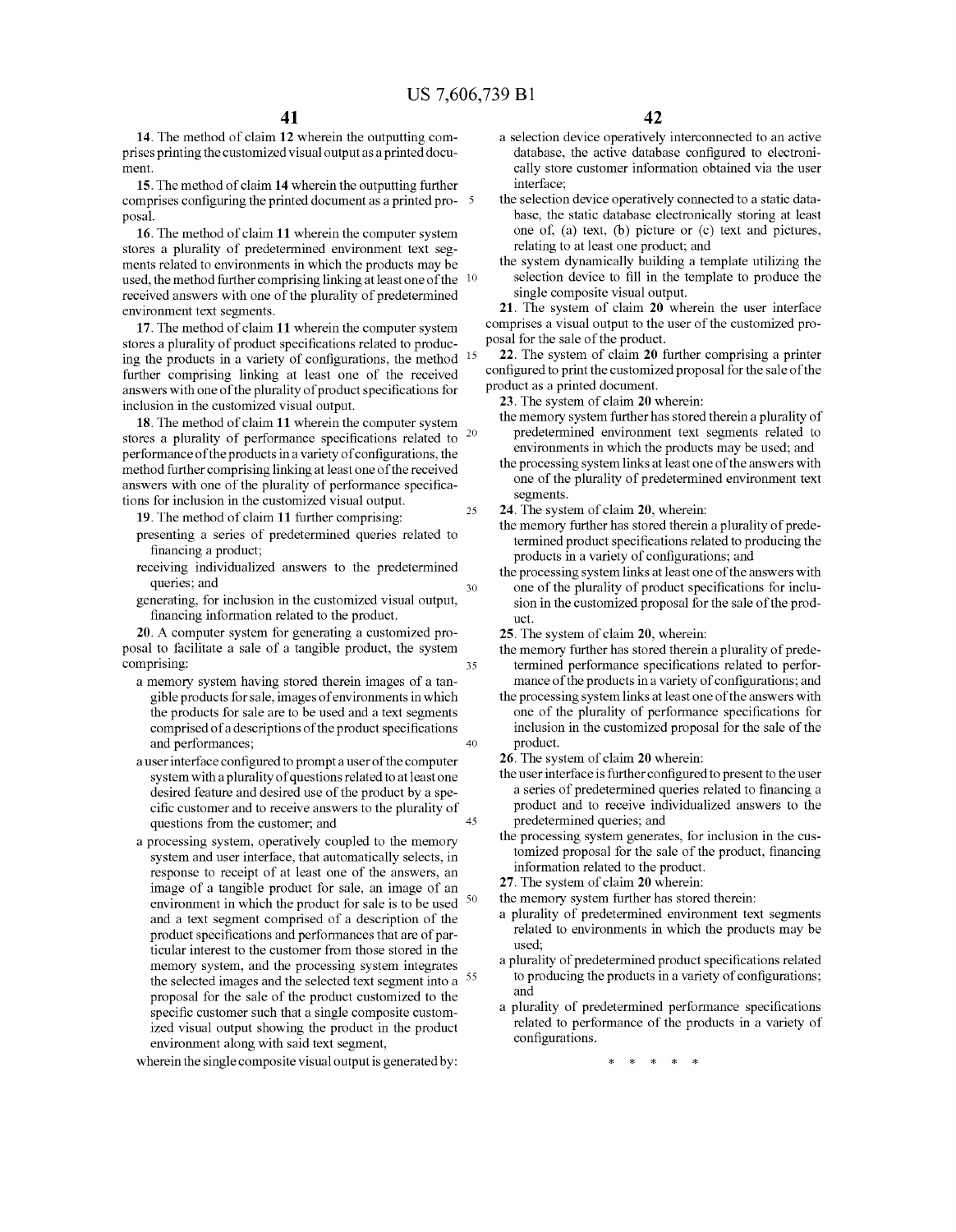14. The method of claim 12 wherein the outputting comprises printing the customized visual output as a printed document.

15. The method of claim 14 wherein the outputting further comprises configuring the printed document as a printed proposal.

16. The method of claim 11 wherein the computer system stores a plurality of predetermined environment text segments related to environments in which the products may be used, the method further comprising linking at least one of the received answers with one of the plurality of predetermined environment text segments.

17. The method of claim 11 wherein the computer system stores a plurality of product specifications related to producing the products in a variety of configurations, the method further comprising linking at least one of the received answers with one of the plurality of product specifications for inclusion in the customized visual output.

18. The method of claim 11 wherein the computer system stores a plurality of performance specifications related to performance of the products in a variety of configurations, the method further comprising linking at least one of the received answers with one of the plurality of performance specifications for inclusion in the customized visual output.

19. The method of claim 11 further comprising:

presenting a series of predetermined queries related to financing a product;

receiving individualized answers to the predetermined queries; and

generating, for inclusion in the customized visual output, financing information related to the product.

20. A computer system for generating a customized proposal to facilitate a sale of a tangible product, the system comprising:

a memory system having stored therein images of a tangible products for sale, images of environments in which the products for sale are to be used and a text segments comprised of a descriptions of the product specifications and performances;

a user interface configured to prompt a user of the computer system with a plurality of questions related to at least one desired feature and desired use of the product by a specific customer and to receive answers to the plurality of questions from the customer; and

a processing system, operatively coupled to the memory system and user interface, that automatically selects, in response to receipt of at least one of the answers, an image of a tangible product for sale, an image of an environment in which the product for sale is to be used and a text segment comprised of a description of the product specifications and performances that are of particular interest to the customer from those stored in the memory system, and the processing system integrates the selected images and the selected text segment into a proposal for the sale of the product customized to the specific customer such that a single composite customized visual output showing the product in the product environment along with said text segment,

wherein the single composite visual output is generated by:

a selection device operatively interconnected to an active database, the active database configured to electronically store customer information obtained via the user interface;

the selection device operatively connected to a static database, the static database electronically storing at least one of, (a) text, (b) picture or (c) text and pictures, relating to at least one product; and

the system dynamically building a template utilizing the selection device to fill in the template to produce the single composite visual output.

21. The system of claim 20 wherein the user interface comprises a visual output to the user of the customized proposal for the sale of the product.

22. The system of claim 20 further comprising a printer configured to print the customized proposal for the sale of the product as a printed document.

23. The system of claim 20 wherein:

the memory system further has stored therein a plurality of predetermined environment text segments related to environments in which the products may be used; and

the processing system links at least one of the answers with one of the plurality of predetermined environment text segments.

24. The system of claim 20, wherein:

the memory further has stored therein a plurality of predetermined product specifications related to producing the products in a variety of configurations; and

the processing system links at least one of the answers with one of the plurality of product specifications for inclusion in the customized proposal for the sale of the product.

25. The system of claim 20, wherein:

the memory further has stored therein a plurality of predetermined performance specifications related to performance of the products in a variety of configurations; and

the processing system links at least one of the answers with one of the plurality of performance specifications for inclusion in the customized proposal for the sale of the product.

26. The system of claim 20 wherein:

the user interface is further configured to present to the user a series of predetermined queries related to financing a product and to receive individualized answers to the predetermined queries; and

the processing system generates, for inclusion in the customized proposal for the sale of the product, financing information related to the product.

27. The system of claim 20 wherein:

the memory system further has stored therein:

a plurality of predetermined environment text segments related to environments in which the products may be used;

a plurality of predetermined product specifications related to producing the products in a variety of configurations; and

a plurality of predetermined performance specifications related to performance of the products in a variety of configurations.

* * * * *